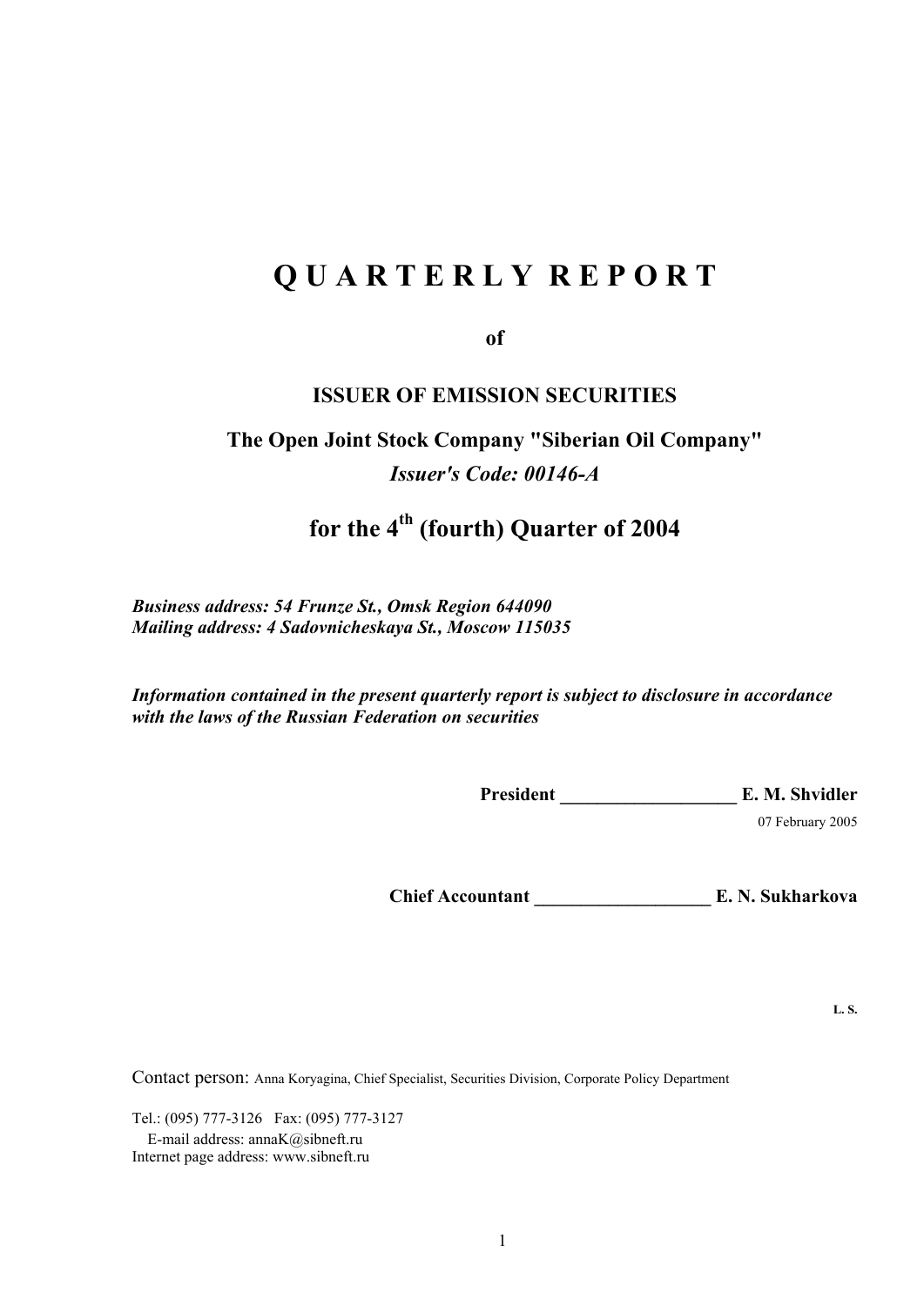# Q U A R T E R L Y R E P O R T

**of**

**ISSUER OF EMISSION SECURITIES**

**The Open Joint Stock Company "Siberian Oil Company"**

***Issuer's Code: 00146-A***

## for the 4th (fourth) Quarter of 2004

***Business address: 54 Frunze St., Omsk Region 644090***
***Mailing address: 4 Sadovnicheskaya St., Moscow 115035***

***Information contained in the present quarterly report is subject to disclosure in accordance with the laws of the Russian Federation on securities***

**President ___________________ E. M. Shvidler**

07 February 2005

**Chief Accountant ___________________ E. N. Sukharkova**

**L. S.**

Contact person: Anna Koryagina, Chief Specialist, Securities Division, Corporate Policy Department

Tel.: (095) 777-3126 Fax: (095) 777-3127
E-mail address: annaK@sibneft.ru
Internet page address: www.sibneft.ru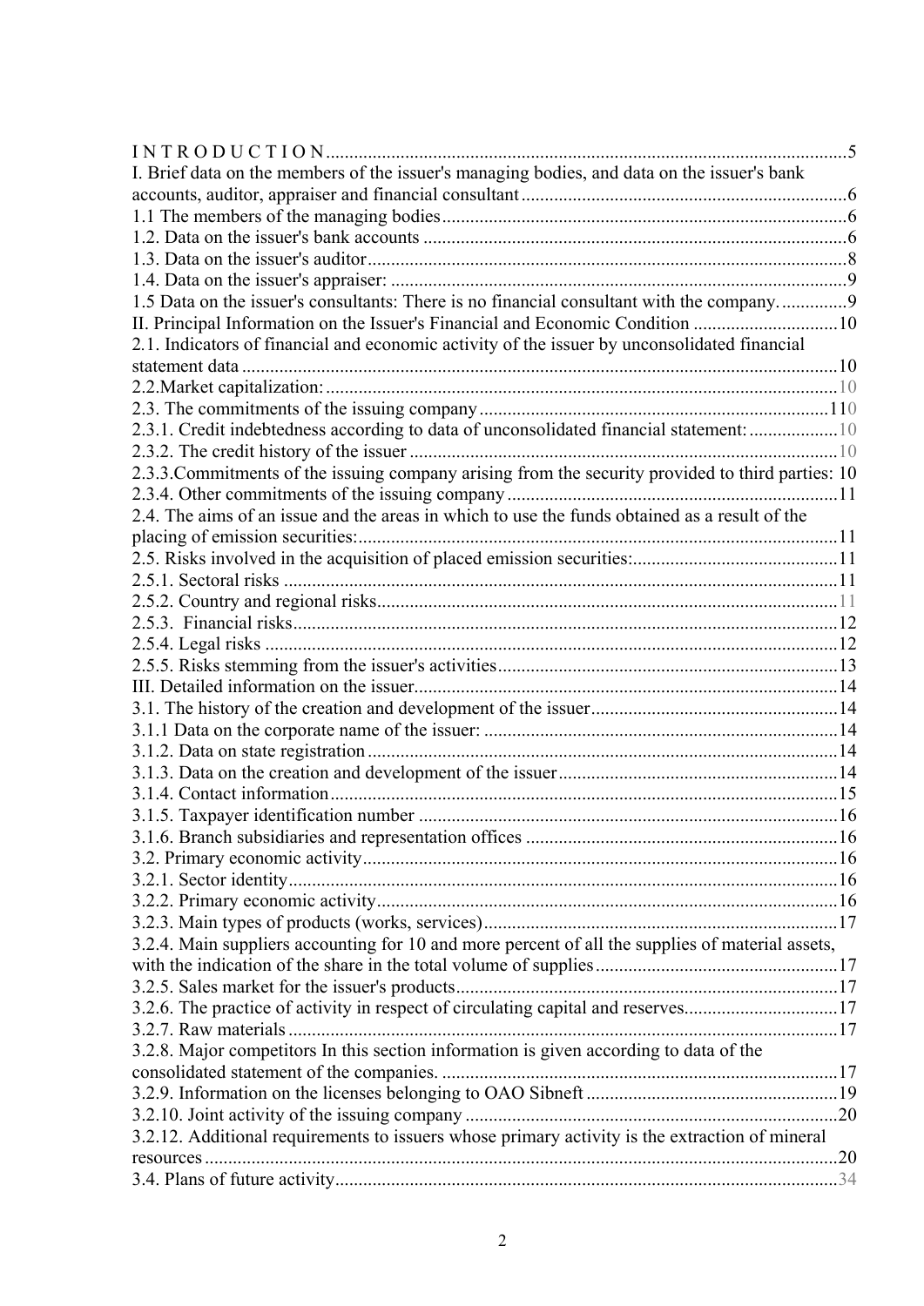I N T R O D U C T I O N ....................................................................................................5
I. Brief data on the members of the issuer's managing bodies, and data on the issuer's bank accounts, auditor, appraiser and financial consultant ....................................................................6
1.1 The members of the managing bodies ....................................................................................6
1.2. Data on the issuer's bank accounts .........................................................................................6
1.3. Data on the issuer's auditor......................................................................................................8
1.4. Data on the issuer's appraiser: ..................................................................................................9
1.5 Data on the issuer's consultants: There is no financial consultant with the company. ..............9
II. Principal Information on the Issuer's Financial and Economic Condition ...............................10
2.1. Indicators of financial and economic activity of the issuer by unconsolidated financial statement data ...............................................................................................................................10
2.2.Market capitalization: ..............................................................................................................10
2.3. The commitments of the issuing company ...........................................................................110
2.3.1. Credit indebtedness according to data of unconsolidated financial statement: ...................10
2.3.2. The credit history of the issuer ............................................................................................10
2.3.3.Commitments of the issuing company arising from the security provided to third parties: 10
2.3.4. Other commitments of the issuing company .......................................................................11
2.4. The aims of an issue and the areas in which to use the funds obtained as a result of the placing of emission securities: .......................................................................................................11
2.5. Risks involved in the acquisition of placed emission securities: ............................................11
2.5.1. Sectoral risks .......................................................................................................................11
2.5.2. Country and regional risks...................................................................................................11
2.5.3. Financial risks......................................................................................................................12
2.5.4. Legal risks ..........................................................................................................................12
2.5.5. Risks stemming from the issuer's activities.........................................................................13
III. Detailed information on the issuer...........................................................................................14
3.1. The history of the creation and development of the issuer.....................................................14
3.1.1 Data on the corporate name of the issuer: ............................................................................14
3.1.2. Data on state registration .....................................................................................................14
3.1.3. Data on the creation and development of the issuer............................................................14
3.1.4. Contact information.............................................................................................................15
3.1.5. Taxpayer identification number ..........................................................................................16
3.1.6. Branch subsidiaries and representation offices ...................................................................16
3.2. Primary economic activity......................................................................................................16
3.2.1. Sector identity......................................................................................................................16
3.2.2. Primary economic activity...................................................................................................16
3.2.3. Main types of products (works, services)............................................................................17
3.2.4. Main suppliers accounting for 10 and more percent of all the supplies of material assets, with the indication of the share in the total volume of supplies....................................................17
3.2.5. Sales market for the issuer's products..................................................................................17
3.2.6. The practice of activity in respect of circulating capital and reserves.................................17
3.2.7. Raw materials ......................................................................................................................17
3.2.8. Major competitors In this section information is given according to data of the consolidated statement of the companies. .....................................................................................17
3.2.9. Information on the licenses belonging to OAO Sibneft ......................................................19
3.2.10. Joint activity of the issuing company ................................................................................20
3.2.12. Additional requirements to issuers whose primary activity is the extraction of mineral resources .......................................................................................................................................20
3.4. Plans of future activity............................................................................................................34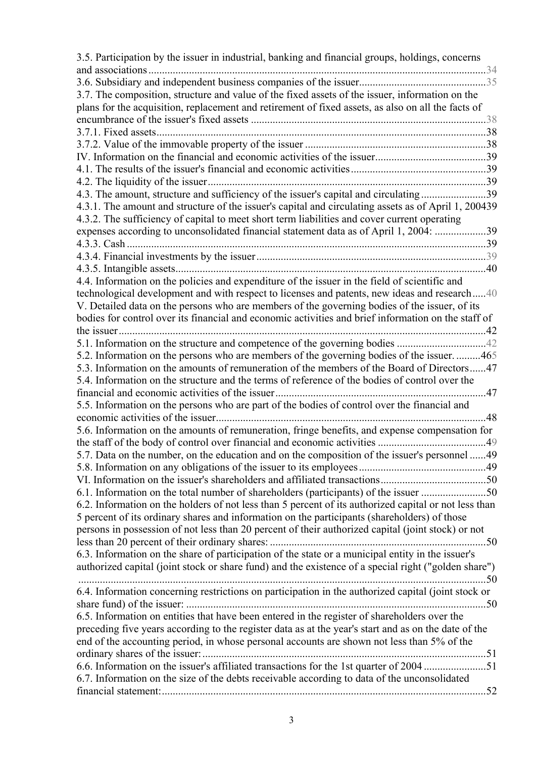3.5. Participation by the issuer in industrial, banking and financial groups, holdings, concerns and associations .......... 34

3.6. Subsidiary and independent business companies of the issuer .......... 35

3.7. The composition, structure and value of the fixed assets of the issuer, information on the plans for the acquisition, replacement and retirement of fixed assets, as also on all the facts of encumbrance of the issuer's fixed assets .......... 38

3.7.1. Fixed assets .......... 38

3.7.2. Value of the immovable property of the issuer .......... 38

IV. Information on the financial and economic activities of the issuer .......... 39

4.1. The results of the issuer's financial and economic activities .......... 39

4.2. The liquidity of the issuer .......... 39

4.3. The amount, structure and sufficiency of the issuer's capital and circulating .......... 39

4.3.1. The amount and structure of the issuer's capital and circulating assets as of April 1, 2004 .......... 39

4.3.2. The sufficiency of capital to meet short term liabilities and cover current operating expenses according to unconsolidated financial statement data as of April 1, 2004: .......... 39

4.3.3. Cash .......... 39

4.3.4. Financial investments by the issuer .......... 39

4.3.5. Intangible assets .......... 40

4.4. Information on the policies and expenditure of the issuer in the field of scientific and technological development and with respect to licenses and patents, new ideas and research .......... 40

V. Detailed data on the persons who are members of the governing bodies of the issuer, of its bodies for control over its financial and economic activities and brief information on the staff of the issuer .......... 42

5.1. Information on the structure and competence of the governing bodies .......... 42

5.2. Information on the persons who are members of the governing bodies of the issuer. .......... 465

5.3. Information on the amounts of remuneration of the members of the Board of Directors .......... 47

5.4. Information on the structure and the terms of reference of the bodies of control over the financial and economic activities of the issuer .......... 47

5.5. Information on the persons who are part of the bodies of control over the financial and economic activities of the issuer .......... 48

5.6. Information on the amounts of remuneration, fringe benefits, and expense compensation for the staff of the body of control over financial and economic activities .......... 49

5.7. Data on the number, on the education and on the composition of the issuer's personnel .......... 49

5.8. Information on any obligations of the issuer to its employees .......... 49

VI. Information on the issuer's shareholders and affiliated transactions .......... 50

6.1. Information on the total number of shareholders (participants) of the issuer .......... 50

6.2. Information on the holders of not less than 5 percent of its authorized capital or not less than 5 percent of its ordinary shares and information on the participants (shareholders) of those persons in possession of not less than 20 percent of their authorized capital (joint stock) or not less than 20 percent of their ordinary shares: .......... 50

6.3. Information on the share of participation of the state or a municipal entity in the issuer's authorized capital (joint stock or share fund) and the existence of a special right ("golden share") .......... 50

6.4. Information concerning restrictions on participation in the authorized capital (joint stock or share fund) of the issuer: .......... 50

6.5. Information on entities that have been entered in the register of shareholders over the preceding five years according to the register data as at the year's start and as on the date of the end of the accounting period, in whose personal accounts are shown not less than 5% of the ordinary shares of the issuer: .......... 51

6.6. Information on the issuer's affiliated transactions for the 1st quarter of 2004 .......... 51

6.7. Information on the size of the debts receivable according to data of the unconsolidated financial statement: .......... 52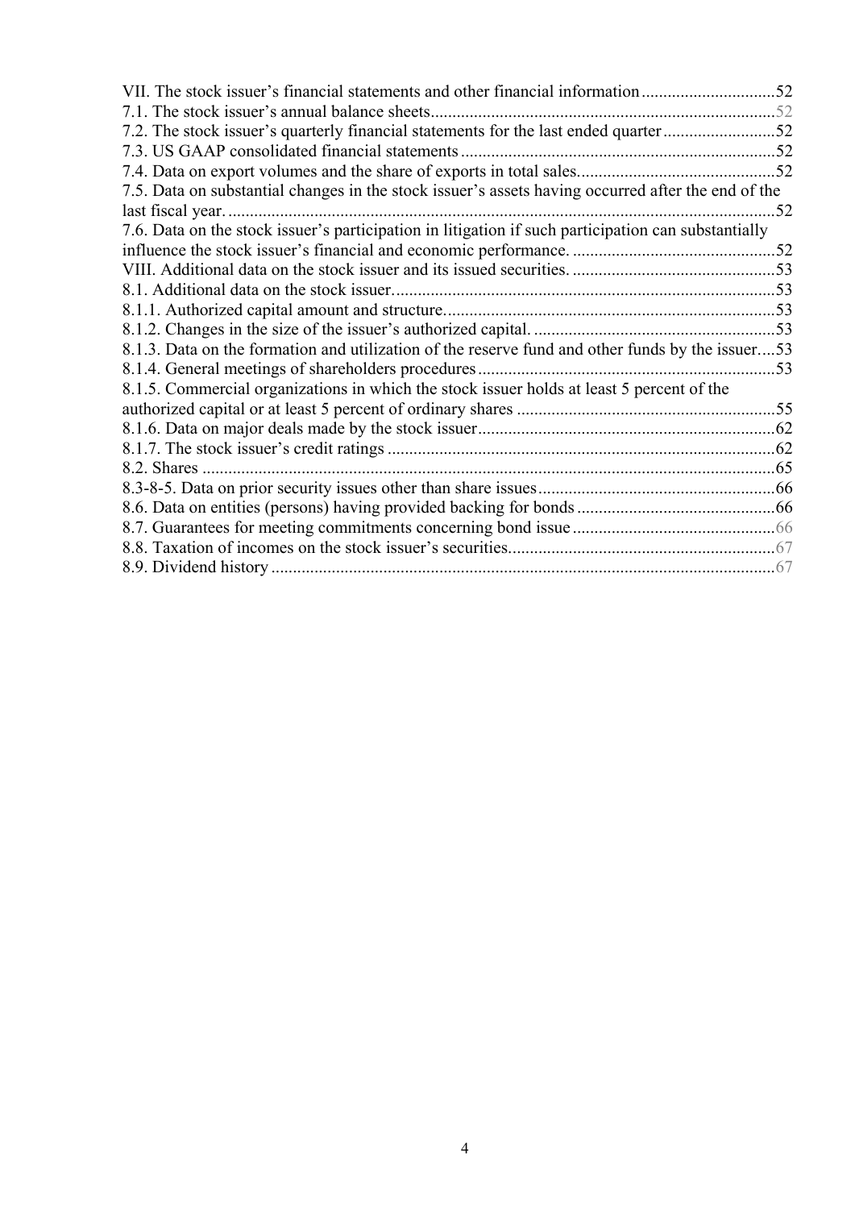VII. The stock issuer's financial statements and other financial information ..............................52
7.1. The stock issuer's annual balance sheets...............................................................................52
7.2. The stock issuer's quarterly financial statements for the last ended quarter..........................52
7.3. US GAAP consolidated financial statements .........................................................................52
7.4. Data on export volumes and the share of exports in total sales.............................................52
7.5. Data on substantial changes in the stock issuer's assets having occurred after the end of the last fiscal year. ...............................................................................................................................52
7.6. Data on the stock issuer's participation in litigation if such participation can substantially influence the stock issuer's financial and economic performance. ...............................................52
VIII. Additional data on the stock issuer and its issued securities. ...............................................53
8.1. Additional data on the stock issuer........................................................................................53
8.1.1. Authorized capital amount and structure............................................................................53
8.1.2. Changes in the size of the issuer's authorized capital. ........................................................53
8.1.3. Data on the formation and utilization of the reserve fund and other funds by the issuer....53
8.1.4. General meetings of shareholders procedures.....................................................................53
8.1.5. Commercial organizations in which the stock issuer holds at least 5 percent of the authorized capital or at least 5 percent of ordinary shares ............................................................55
8.1.6. Data on major deals made by the stock issuer.....................................................................62
8.1.7. The stock issuer's credit ratings ..........................................................................................62
8.2. Shares .....................................................................................................................................65
8.3-8-5. Data on prior security issues other than share issues.......................................................66
8.6. Data on entities (persons) having provided backing for bonds .............................................66
8.7. Guarantees for meeting commitments concerning bond issue ...............................................66
8.8. Taxation of incomes on the stock issuer's securities..............................................................67
8.9. Dividend history .....................................................................................................................67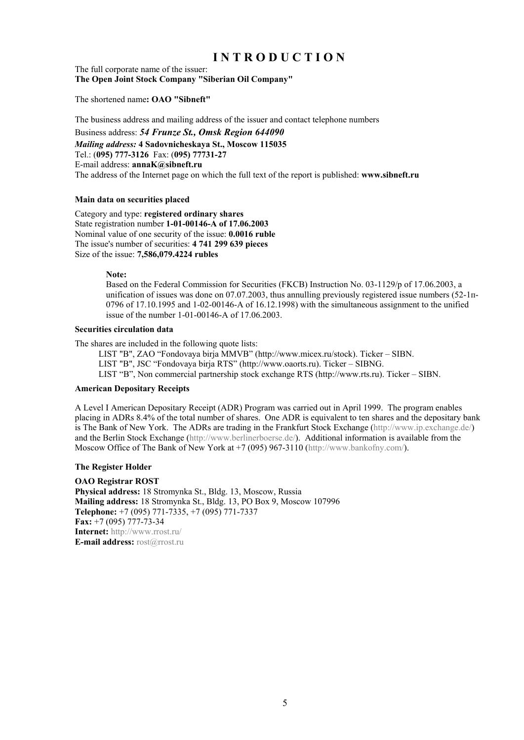# INTRODUCTION

The full corporate name of the issuer:
**The Open Joint Stock Company "Siberian Oil Company"**

The shortened name**: OAO "Sibneft"**

The business address and mailing address of the issuer and contact telephone numbers

Business address: ***54 Frunze St., Omsk Region 644090***

***Mailing address:*** **4 Sadovnicheskaya St., Moscow 115035**

Tel.: (**095) 777-3126** Fax: (**095) 77731-27**

E-mail address: **annaK@sibneft.ru**

The address of the Internet page on which the full text of the report is published: **www.sibneft.ru**

**Main data on securities placed**

Category and type: **registered ordinary shares**
State registration number **1-01-00146-A of 17.06.2003**
Nominal value of one security of the issue: **0.0016 ruble**
The issue's number of securities: **4 741 299 639 pieces**
Size of the issue: **7,586,079.4224 rubles**

> **Note:**
> Based on the Federal Commission for Securities (FKCB) Instruction No. 03-1129/p of 17.06.2003, a unification of issues was done on 07.07.2003, thus annulling previously registered issue numbers (52-1п-0796 of 17.10.1995 and 1-02-00146-A of 16.12.1998) with the simultaneous assignment to the unified issue of the number 1-01-00146-A of 17.06.2003.

**Securities circulation data**

The shares are included in the following quote lists:

- LIST "B", ZAO "Fondovaya birja MMVB" (http://www.micex.ru/stock). Ticker – SIBN.
- LIST "B", JSC "Fondovaya birja RTS" (http://www.oaorts.ru). Ticker – SIBNG.
- LIST "B", Non commercial partnership stock exchange RTS (http://www.rts.ru). Ticker – SIBN.

**American Depositary Receipts**

A Level I American Depositary Receipt (ADR) Program was carried out in April 1999. The program enables placing in ADRs 8.4% of the total number of shares. One ADR is equivalent to ten shares and the depositary bank is The Bank of New York. The ADRs are trading in the Frankfurt Stock Exchange (http://www.ip.exchange.de/) and the Berlin Stock Exchange (http://www.berlinerboerse.de/). Additional information is available from the Moscow Office of The Bank of New York at +7 (095) 967-3110 (http://www.bankofny.com/).

**The Register Holder**

**OAO Registrar ROST**
**Physical address:** 18 Stromynka St., Bldg. 13, Moscow, Russia
**Mailing address:** 18 Stromynka St., Bldg. 13, PO Box 9, Moscow 107996
**Telephone:** +7 (095) 771-7335, +7 (095) 771-7337
**Fax:** +7 (095) 777-73-34
**Internet:** http://www.rrost.ru/
**E-mail address:** rost@rrost.ru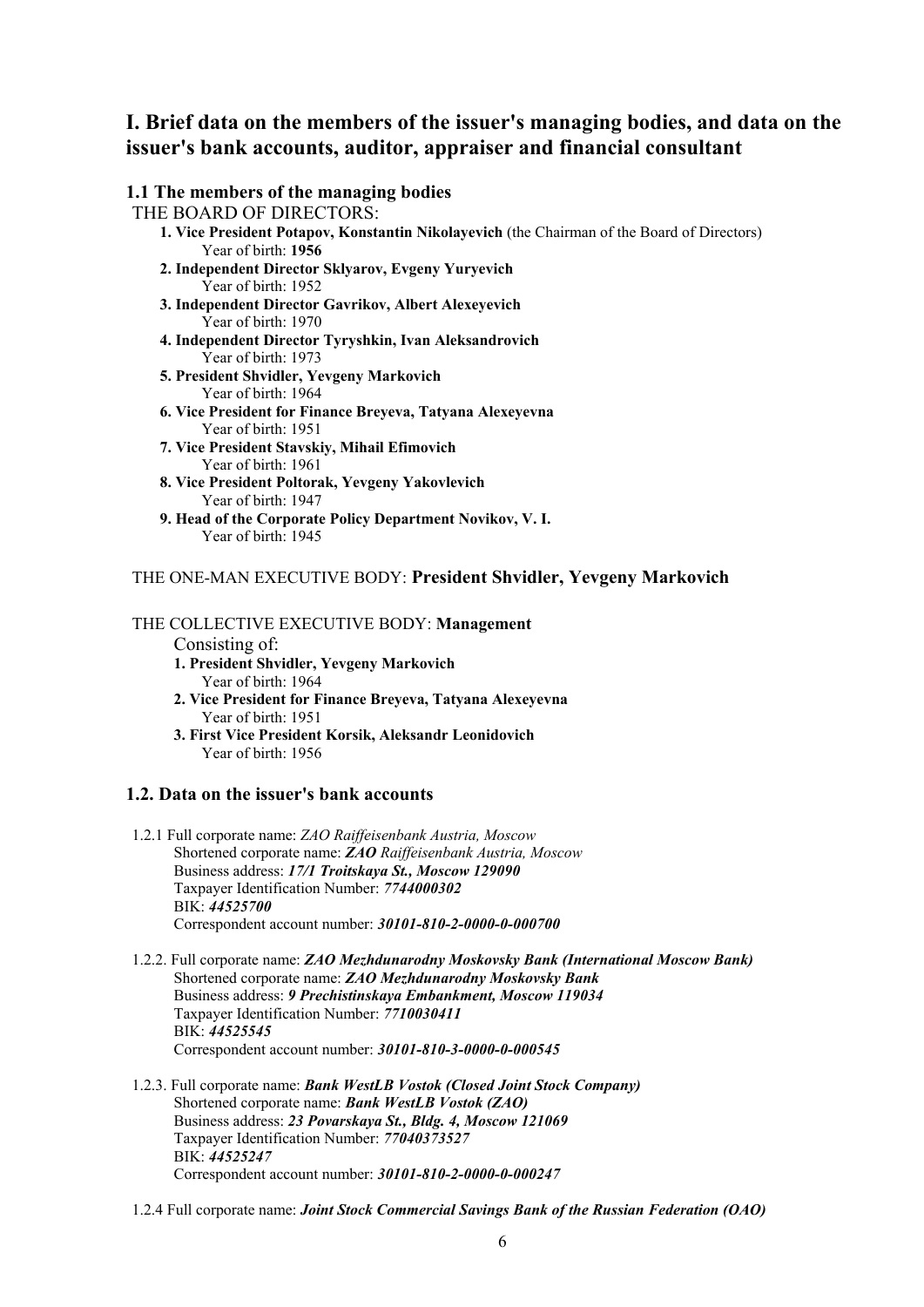# I. Brief data on the members of the issuer's managing bodies, and data on the issuer's bank accounts, auditor, appraiser and financial consultant

### 1.1 The members of the managing bodies

THE BOARD OF DIRECTORS:

**1. Vice President Potapov, Konstantin Nikolayevich** (the Chairman of the Board of Directors)
Year of birth: **1956**

**2. Independent Director Sklyarov, Evgeny Yuryevich**
Year of birth: 1952

**3. Independent Director Gavrikov, Albert Alexeyevich**
Year of birth: 1970

**4. Independent Director Tyryshkin, Ivan Aleksandrovich**
Year of birth: 1973

**5. President Shvidler, Yevgeny Markovich**
Year of birth: 1964

**6. Vice President for Finance Breyeva, Tatyana Alexeyevna**
Year of birth: 1951

**7. Vice President Stavskiy, Mihail Efimovich**
Year of birth: 1961

**8. Vice President Poltorak, Yevgeny Yakovlevich**
Year of birth: 1947

**9. Head of the Corporate Policy Department Novikov, V. I.**
Year of birth: 1945

THE ONE-MAN EXECUTIVE BODY: **President Shvidler, Yevgeny Markovich**

THE COLLECTIVE EXECUTIVE BODY: **Management**

Consisting of:

**1. President Shvidler, Yevgeny Markovich**
Year of birth: 1964

**2. Vice President for Finance Breyeva, Tatyana Alexeyevna**
Year of birth: 1951

**3. First Vice President Korsik, Aleksandr Leonidovich**
Year of birth: 1956

### 1.2. Data on the issuer's bank accounts

1.2.1 Full corporate name: *ZAO Raiffeisenbank Austria, Moscow*
Shortened corporate name: ***ZAO** Raiffeisenbank Austria, Moscow*
Business address: ***17/1 Troitskaya St., Moscow 129090***
Taxpayer Identification Number: ***7744000302***
BIK: ***44525700***
Correspondent account number: ***30101-810-2-0000-0-000700***

1.2.2. Full corporate name: ***ZAO Mezhdunarodny Moskovsky Bank (International Moscow Bank)***
Shortened corporate name: ***ZAO Mezhdunarodny Moskovsky Bank***
Business address: ***9 Prechistinskaya Embankment, Moscow 119034***
Taxpayer Identification Number: ***7710030411***
BIK: ***44525545***
Correspondent account number: ***30101-810-3-0000-0-000545***

1.2.3. Full corporate name: ***Bank WestLB Vostok (Closed Joint Stock Company)***
Shortened corporate name: ***Bank WestLB Vostok (ZAO)***
Business address: ***23 Povarskaya St., Bldg. 4, Moscow 121069***
Taxpayer Identification Number: ***77040373527***
BIK: ***44525247***
Correspondent account number: ***30101-810-2-0000-0-000247***

1.2.4 Full corporate name: ***Joint Stock Commercial Savings Bank of the Russian Federation (OAO)***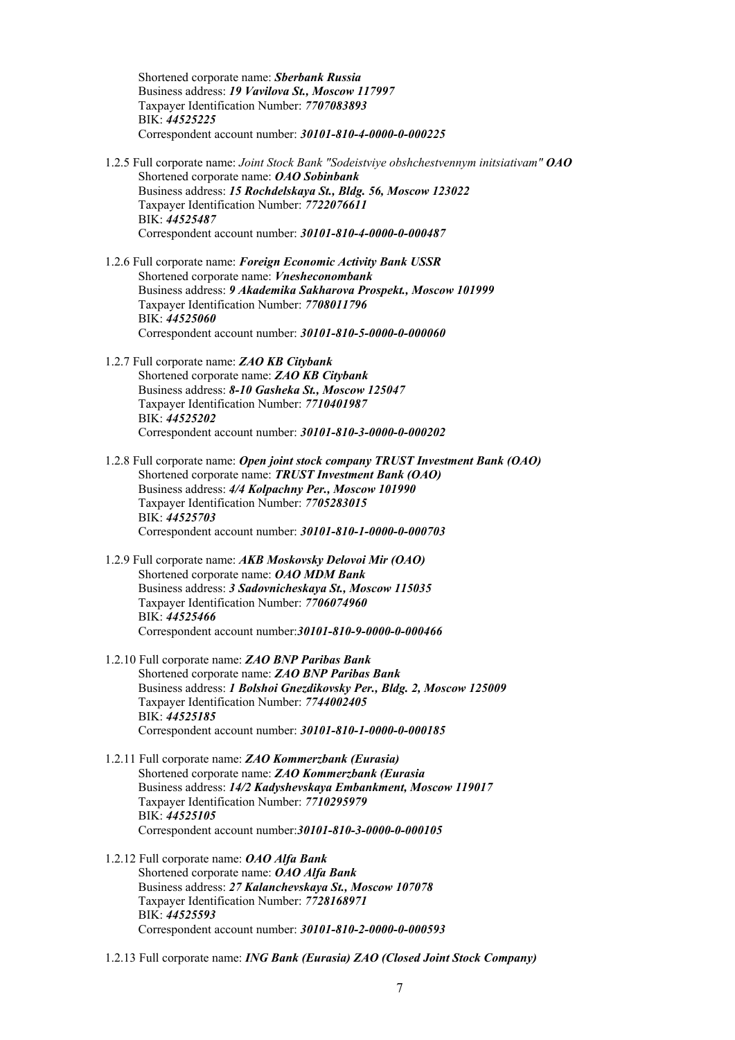Shortened corporate name: ***Sberbank Russia***
Business address: ***19 Vavilova St., Moscow 117997***
Taxpayer Identification Number: ***7707083893***
BIK: ***44525225***
Correspondent account number: ***30101-810-4-0000-0-000225***

1.2.5 Full corporate name: *Joint Stock Bank "Sodeistviye obshchestvennym initsiativam"* ***OAO***
Shortened corporate name: ***OAO Sobinbank***
Business address: ***15 Rochdelskaya St., Bldg. 56, Moscow 123022***
Taxpayer Identification Number: ***7722076611***
BIK: ***44525487***
Correspondent account number: ***30101-810-4-0000-0-000487***

1.2.6 Full corporate name: ***Foreign Economic Activity Bank USSR***
Shortened corporate name: ***Vnesheconombank***
Business address: ***9 Akademika Sakharova Prospekt., Moscow 101999***
Taxpayer Identification Number: ***7708011796***
BIK: ***44525060***
Correspondent account number: ***30101-810-5-0000-0-000060***

1.2.7 Full corporate name: ***ZAO KB Citybank***
Shortened corporate name: ***ZAO KB Citybank***
Business address: ***8-10 Gasheka St., Moscow 125047***
Taxpayer Identification Number: ***7710401987***
BIK: ***44525202***
Correspondent account number: ***30101-810-3-0000-0-000202***

1.2.8 Full corporate name: ***Open joint stock company TRUST Investment Bank (OAO)***
Shortened corporate name: ***TRUST Investment Bank (OAO)***
Business address: ***4/4 Kolpachny Per., Moscow 101990***
Taxpayer Identification Number: ***7705283015***
BIK: ***44525703***
Correspondent account number: ***30101-810-1-0000-0-000703***

1.2.9 Full corporate name: ***AKB Moskovsky Delovoi Mir (OAO)***
Shortened corporate name: ***OAO MDM Bank***
Business address: ***3 Sadovnicheskaya St., Moscow 115035***
Taxpayer Identification Number: ***7706074960***
BIK: ***44525466***
Correspondent account number:***30101-810-9-0000-0-000466***

1.2.10 Full corporate name: ***ZAO BNP Paribas Bank***
Shortened corporate name: ***ZAO BNP Paribas Bank***
Business address: ***1 Bolshoi Gnezdikovsky Per., Bldg. 2, Moscow 125009***
Taxpayer Identification Number: ***7744002405***
BIK: ***44525185***
Correspondent account number: ***30101-810-1-0000-0-000185***

1.2.11 Full corporate name: ***ZAO Kommerzbank (Eurasia)***
Shortened corporate name: ***ZAO Kommerzbank (Eurasia***
Business address: ***14/2 Kadyshevskaya Embankment, Moscow 119017***
Taxpayer Identification Number: ***7710295979***
BIK: ***44525105***
Correspondent account number:***30101-810-3-0000-0-000105***

1.2.12 Full corporate name: ***OAO Alfa Bank***
Shortened corporate name: ***OAO Alfa Bank***
Business address: ***27 Kalanchevskaya St., Moscow 107078***
Taxpayer Identification Number: ***7728168971***
BIK: ***44525593***
Correspondent account number: ***30101-810-2-0000-0-000593***

1.2.13 Full corporate name: ***ING Bank (Eurasia) ZAO (Closed Joint Stock Company)***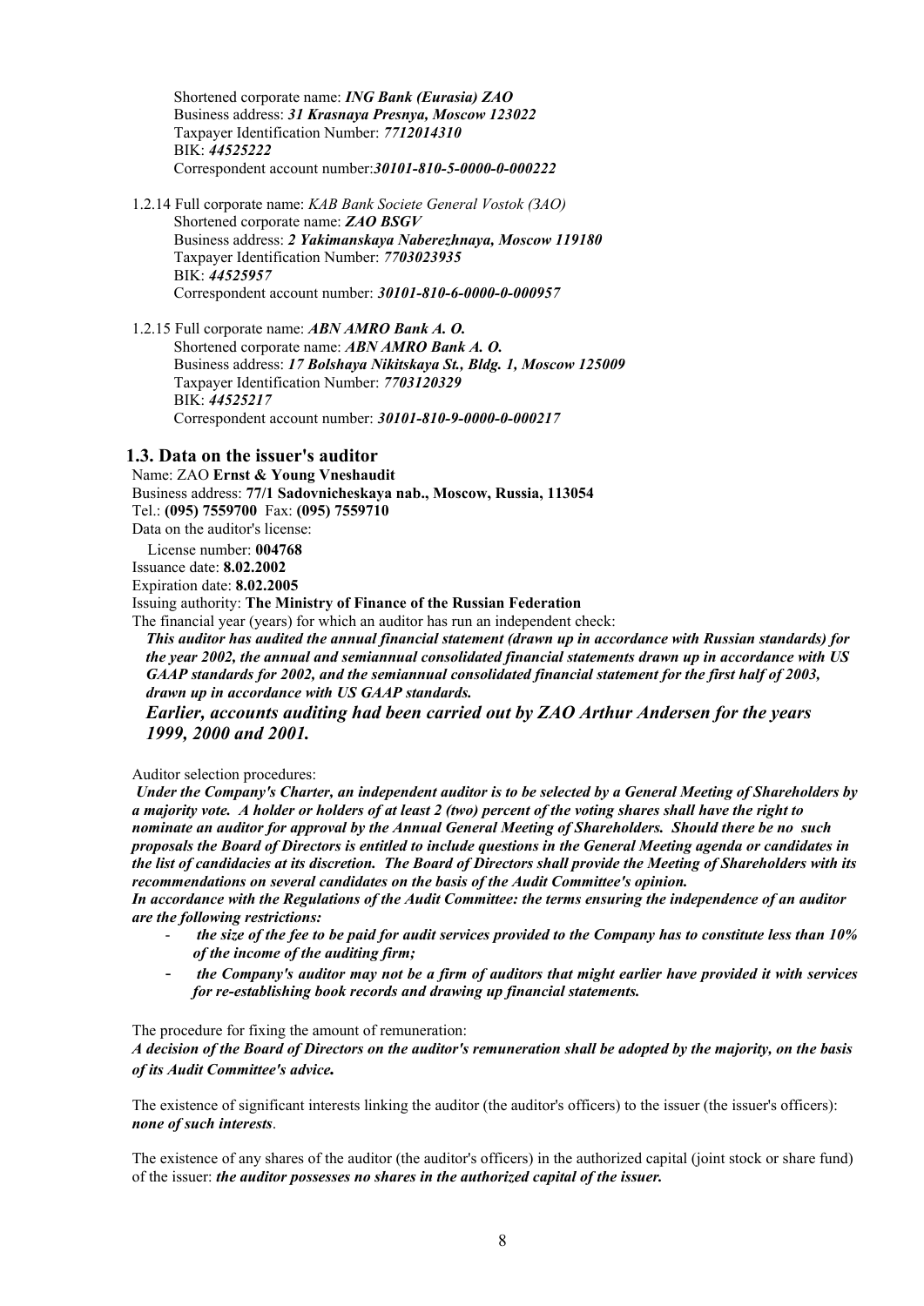Shortened corporate name: ***ING Bank (Eurasia) ZAO***
Business address: ***31 Krasnaya Presnya, Moscow 123022***
Taxpayer Identification Number: ***7712014310***
BIK: ***44525222***
Correspondent account number:***30101-810-5-0000-0-000222***

1.2.14 Full corporate name: *KAB Bank Societe General Vostok (ЗАО)*
Shortened corporate name: ***ZAO BSGV***
Business address: ***2 Yakimanskaya Naberezhnaya, Moscow 119180***
Taxpayer Identification Number: ***7703023935***
BIK: ***44525957***
Correspondent account number: ***30101-810-6-0000-0-000957***

1.2.15 Full corporate name: ***ABN AMRO Bank A. O.***
Shortened corporate name: ***ABN AMRO Bank A. O.***
Business address: ***17 Bolshaya Nikitskaya St., Bldg. 1, Moscow 125009***
Taxpayer Identification Number: ***7703120329***
BIK: ***44525217***
Correspondent account number: ***30101-810-9-0000-0-000217***

## 1.3. Data on the issuer's auditor

Name: ZAO **Ernst & Young Vneshaudit**
Business address: **77/1 Sadovnicheskaya nab., Moscow, Russia, 113054**
Tel.: **(095) 7559700** Fax: **(095) 7559710**
Data on the auditor's license:
License number: **004768**
Issuance date: **8.02.2002**
Expiration date: **8.02.2005**
Issuing authority: **The Ministry of Finance of the Russian Federation**
The financial year (years) for which an auditor has run an independent check:
***This auditor has audited the annual financial statement (drawn up in accordance with Russian standards) for the year 2002, the annual and semiannual consolidated financial statements drawn up in accordance with US GAAP standards for 2002, and the semiannual consolidated financial statement for the first half of 2003, drawn up in accordance with US GAAP standards.***
***Earlier, accounts auditing had been carried out by ZAO Arthur Andersen for the years 1999, 2000 and 2001.***

Auditor selection procedures:
***Under the Company's Charter, an independent auditor is to be selected by a General Meeting of Shareholders by a majority vote. A holder or holders of at least 2 (two) percent of the voting shares shall have the right to nominate an auditor for approval by the Annual General Meeting of Shareholders. Should there be no such proposals the Board of Directors is entitled to include questions in the General Meeting agenda or candidates in the list of candidacies at its discretion. The Board of Directors shall provide the Meeting of Shareholders with its recommendations on several candidates on the basis of the Audit Committee's opinion.***
***In accordance with the Regulations of the Audit Committee: the terms ensuring the independence of an auditor are the following restrictions:***

- ***the size of the fee to be paid for audit services provided to the Company has to constitute less than 10% of the income of the auditing firm;***
- ***the Company's auditor may not be a firm of auditors that might earlier have provided it with services for re-establishing book records and drawing up financial statements.***

The procedure for fixing the amount of remuneration:
***A decision of the Board of Directors on the auditor's remuneration shall be adopted by the majority, on the basis of its Audit Committee's advice.***

The existence of significant interests linking the auditor (the auditor's officers) to the issuer (the issuer's officers): ***none of such interests***.

The existence of any shares of the auditor (the auditor's officers) in the authorized capital (joint stock or share fund) of the issuer: ***the auditor possesses no shares in the authorized capital of the issuer.***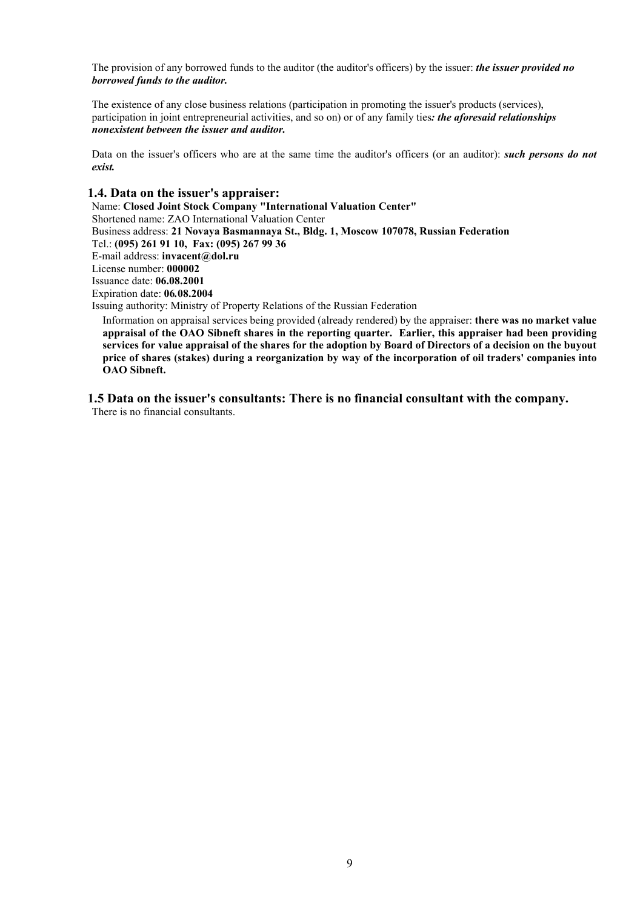The provision of any borrowed funds to the auditor (the auditor's officers) by the issuer: ***the issuer provided no borrowed funds to the auditor.***

The existence of any close business relations (participation in promoting the issuer's products (services), participation in joint entrepreneurial activities, and so on) or of any family ties***: the aforesaid relationships nonexistent between the issuer and auditor.***

Data on the issuer's officers who are at the same time the auditor's officers (or an auditor): ***such persons do not exist.***

## 1.4. Data on the issuer's appraiser:

Name: **Closed Joint Stock Company "International Valuation Center"**
Shortened name: ZAO International Valuation Center
Business address: **21 Novaya Basmannaya St., Bldg. 1, Moscow 107078, Russian Federation**
Tel.: **(095) 261 91 10, Fax: (095) 267 99 36**
E-mail address: **invacent@dol.ru**
License number: **000002**
Issuance date: **06.08.2001**
Expiration date: **06.08.2004**
Issuing authority: Ministry of Property Relations of the Russian Federation

Information on appraisal services being provided (already rendered) by the appraiser: **there was no market value appraisal of the OAO Sibneft shares in the reporting quarter. Earlier, this appraiser had been providing services for value appraisal of the shares for the adoption by Board of Directors of a decision on the buyout price of shares (stakes) during a reorganization by way of the incorporation of oil traders' companies into OAO Sibneft.**

## 1.5 Data on the issuer's consultants: There is no financial consultant with the company.

There is no financial consultants.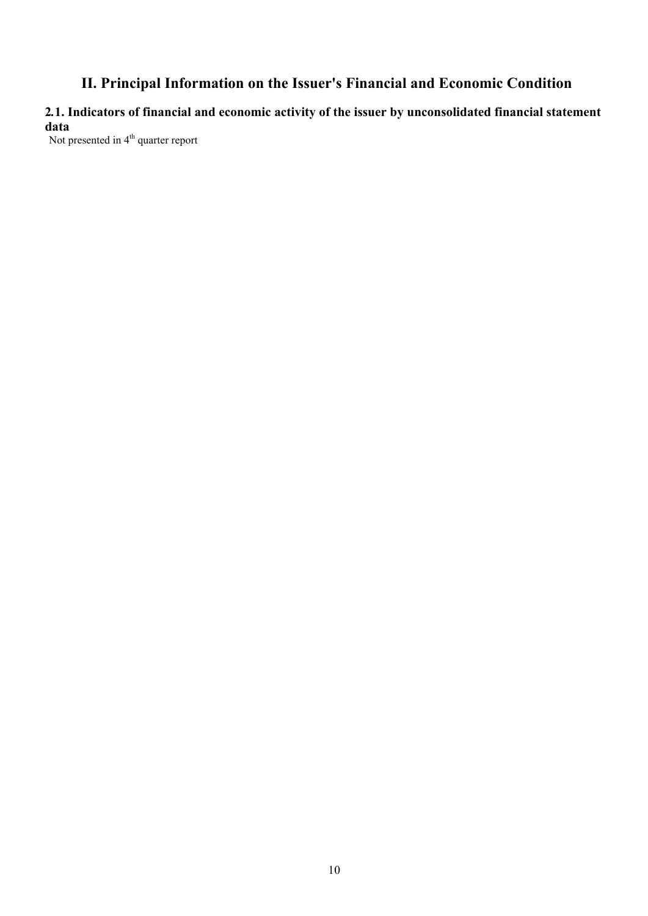# II. Principal Information on the Issuer's Financial and Economic Condition

## 2.1. Indicators of financial and economic activity of the issuer by unconsolidated financial statement data

Not presented in 4$^{th}$ quarter report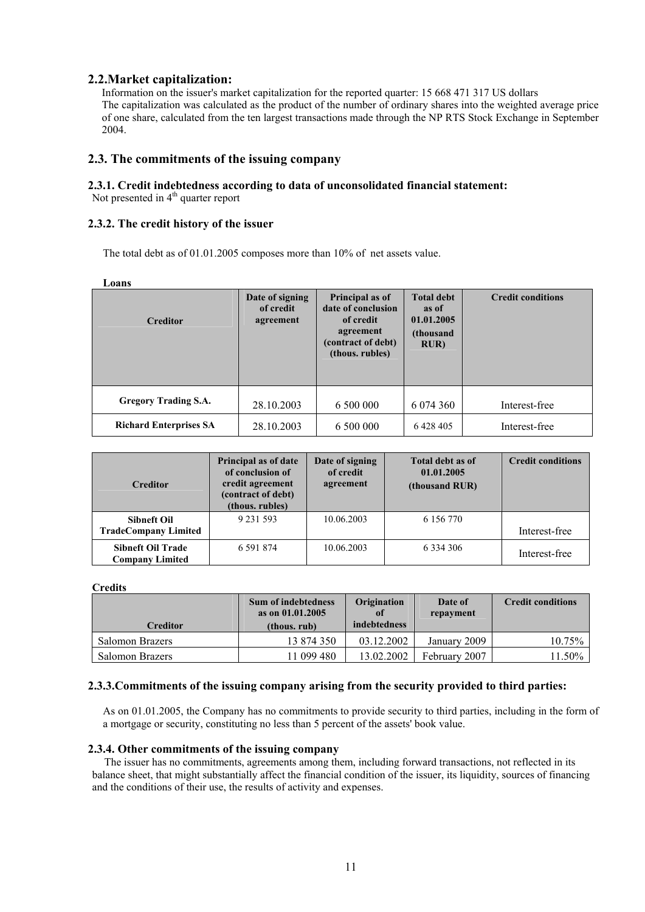## 2.2.Market capitalization:

Information on the issuer's market capitalization for the reported quarter: 15 668 471 317 US dollars

The capitalization was calculated as the product of the number of ordinary shares into the weighted average price of one share, calculated from the ten largest transactions made through the NP RTS Stock Exchange in September 2004.

## 2.3. The commitments of the issuing company

### 2.3.1. Credit indebtedness according to data of unconsolidated financial statement:

Not presented in 4th quarter report

### 2.3.2. The credit history of the issuer

The total debt as of 01.01.2005 composes more than 10% of net assets value.

**Loans**

| Creditor | Date of signing of credit agreement | Principal as of date of conclusion of credit agreement (contract of debt) (thous. rubles) | Total debt as of 01.01.2005 (thousand RUR) | Credit conditions |
|---|---|---|---|---|
| **Gregory Trading S.A.** | 28.10.2003 | 6 500 000 | 6 074 360 | Interest-free |
| **Richard Enterprises SA** | 28.10.2003 | 6 500 000 | 6 428 405 | Interest-free |

| Creditor | Principal as of date of conclusion of credit agreement (contract of debt) (thous. rubles) | Date of signing of credit agreement | Total debt as of 01.01.2005 (thousand RUR) | Credit conditions |
|---|---|---|---|---|
| **Sibneft Oil TradeCompany Limited** | 9 231 593 | 10.06.2003 | 6 156 770 | Interest-free |
| **Sibneft Oil Trade Company Limited** | 6 591 874 | 10.06.2003 | 6 334 306 | Interest-free |

**Credits**

| Creditor | Sum of indebtedness as on 01.01.2005 (thous. rub) | Origination of indebtedness | Date of repayment | Credit conditions |
|---|---|---|---|---|
| Salomon Brazers | 13 874 350 | 03.12.2002 | January 2009 | 10.75% |
| Salomon Brazers | 11 099 480 | 13.02.2002 | February 2007 | 11.50% |

### 2.3.3.Commitments of the issuing company arising from the security provided to third parties:

As on 01.01.2005, the Company has no commitments to provide security to third parties, including in the form of a mortgage or security, constituting no less than 5 percent of the assets' book value.

### 2.3.4. Other commitments of the issuing company

The issuer has no commitments, agreements among them, including forward transactions, not reflected in its balance sheet, that might substantially affect the financial condition of the issuer, its liquidity, sources of financing and the conditions of their use, the results of activity and expenses.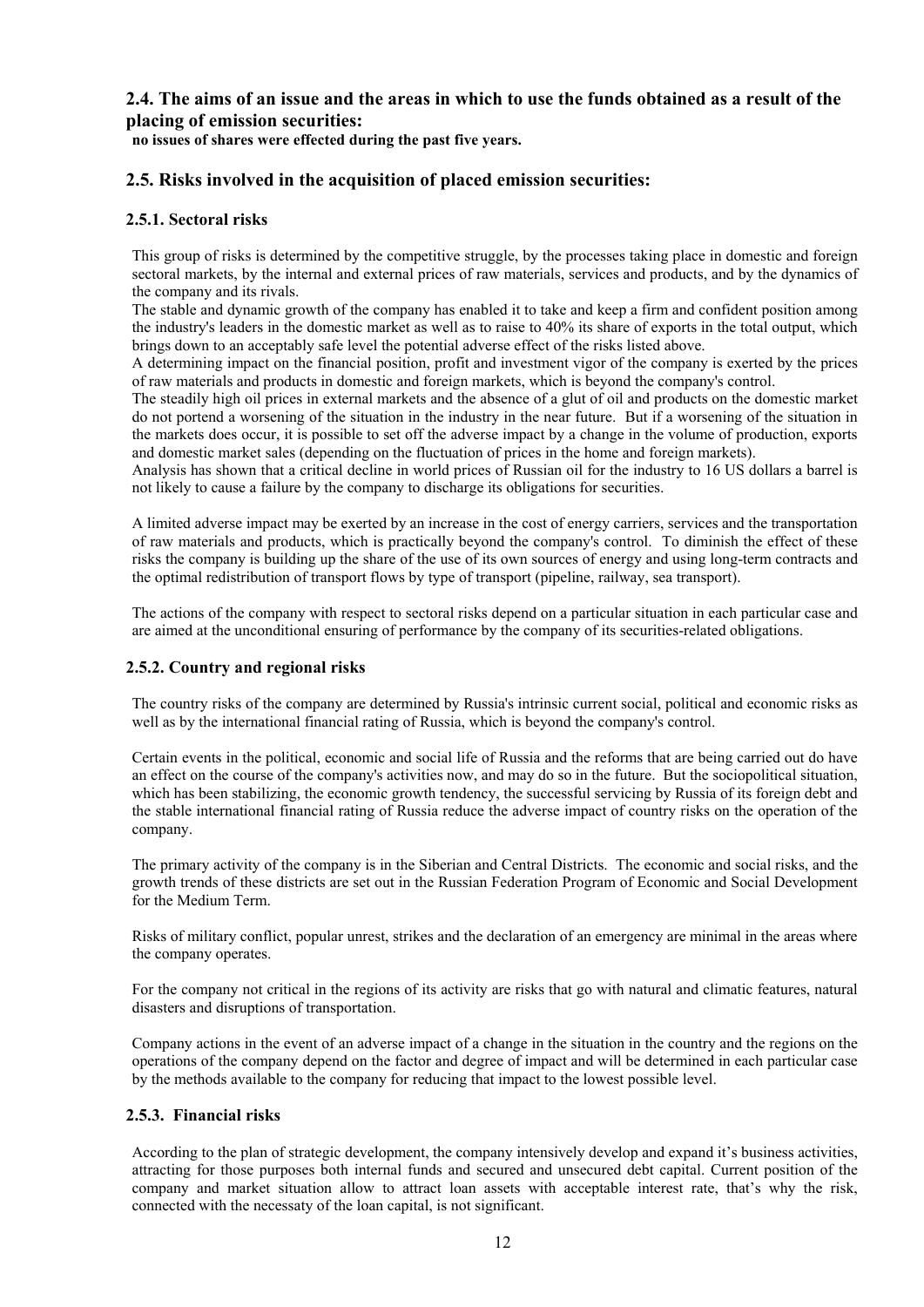## 2.4. The aims of an issue and the areas in which to use the funds obtained as a result of the placing of emission securities:

**no issues of shares were effected during the past five years.**

## 2.5. Risks involved in the acquisition of placed emission securities:

### 2.5.1. Sectoral risks

This group of risks is determined by the competitive struggle, by the processes taking place in domestic and foreign sectoral markets, by the internal and external prices of raw materials, services and products, and by the dynamics of the company and its rivals.

The stable and dynamic growth of the company has enabled it to take and keep a firm and confident position among the industry's leaders in the domestic market as well as to raise to 40% its share of exports in the total output, which brings down to an acceptably safe level the potential adverse effect of the risks listed above.

A determining impact on the financial position, profit and investment vigor of the company is exerted by the prices of raw materials and products in domestic and foreign markets, which is beyond the company's control.

The steadily high oil prices in external markets and the absence of a glut of oil and products on the domestic market do not portend a worsening of the situation in the industry in the near future. But if a worsening of the situation in the markets does occur, it is possible to set off the adverse impact by a change in the volume of production, exports and domestic market sales (depending on the fluctuation of prices in the home and foreign markets).

Analysis has shown that a critical decline in world prices of Russian oil for the industry to 16 US dollars a barrel is not likely to cause a failure by the company to discharge its obligations for securities.

A limited adverse impact may be exerted by an increase in the cost of energy carriers, services and the transportation of raw materials and products, which is practically beyond the company's control. To diminish the effect of these risks the company is building up the share of the use of its own sources of energy and using long-term contracts and the optimal redistribution of transport flows by type of transport (pipeline, railway, sea transport).

The actions of the company with respect to sectoral risks depend on a particular situation in each particular case and are aimed at the unconditional ensuring of performance by the company of its securities-related obligations.

### 2.5.2. Country and regional risks

The country risks of the company are determined by Russia's intrinsic current social, political and economic risks as well as by the international financial rating of Russia, which is beyond the company's control.

Certain events in the political, economic and social life of Russia and the reforms that are being carried out do have an effect on the course of the company's activities now, and may do so in the future. But the sociopolitical situation, which has been stabilizing, the economic growth tendency, the successful servicing by Russia of its foreign debt and the stable international financial rating of Russia reduce the adverse impact of country risks on the operation of the company.

The primary activity of the company is in the Siberian and Central Districts. The economic and social risks, and the growth trends of these districts are set out in the Russian Federation Program of Economic and Social Development for the Medium Term.

Risks of military conflict, popular unrest, strikes and the declaration of an emergency are minimal in the areas where the company operates.

For the company not critical in the regions of its activity are risks that go with natural and climatic features, natural disasters and disruptions of transportation.

Company actions in the event of an adverse impact of a change in the situation in the country and the regions on the operations of the company depend on the factor and degree of impact and will be determined in each particular case by the methods available to the company for reducing that impact to the lowest possible level.

### 2.5.3. Financial risks

According to the plan of strategic development, the company intensively develop and expand it's business activities, attracting for those purposes both internal funds and secured and unsecured debt capital. Current position of the company and market situation allow to attract loan assets with acceptable interest rate, that's why the risk, connected with the necessaty of the loan capital, is not significant.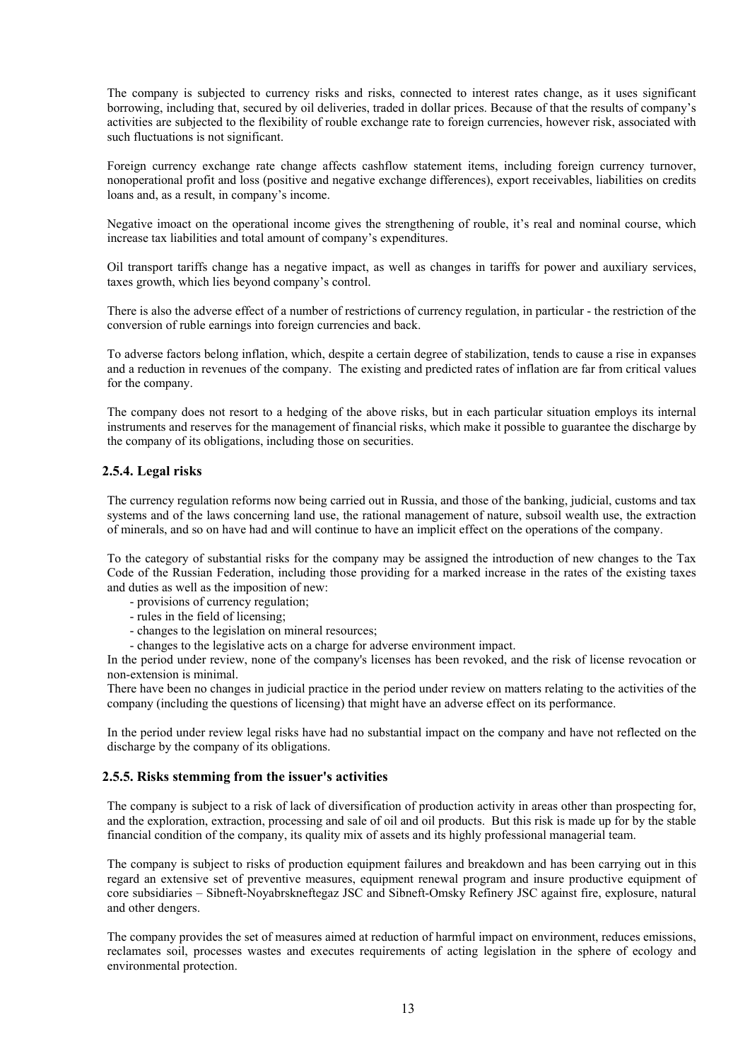The company is subjected to currency risks and risks, connected to interest rates change, as it uses significant borrowing, including that, secured by oil deliveries, traded in dollar prices. Because of that the results of company's activities are subjected to the flexibility of rouble exchange rate to foreign currencies, however risk, associated with such fluctuations is not significant.

Foreign currency exchange rate change affects cashflow statement items, including foreign currency turnover, nonoperational profit and loss (positive and negative exchange differences), export receivables, liabilities on credits loans and, as a result, in company's income.

Negative imoact on the operational income gives the strengthening of rouble, it's real and nominal course, which increase tax liabilities and total amount of company's expenditures.

Oil transport tariffs change has a negative impact, as well as changes in tariffs for power and auxiliary services, taxes growth, which lies beyond company's control.

There is also the adverse effect of a number of restrictions of currency regulation, in particular - the restriction of the conversion of ruble earnings into foreign currencies and back.

To adverse factors belong inflation, which, despite a certain degree of stabilization, tends to cause a rise in expanses and a reduction in revenues of the company. The existing and predicted rates of inflation are far from critical values for the company.

The company does not resort to a hedging of the above risks, but in each particular situation employs its internal instruments and reserves for the management of financial risks, which make it possible to guarantee the discharge by the company of its obligations, including those on securities.

### 2.5.4. Legal risks

The currency regulation reforms now being carried out in Russia, and those of the banking, judicial, customs and tax systems and of the laws concerning land use, the rational management of nature, subsoil wealth use, the extraction of minerals, and so on have had and will continue to have an implicit effect on the operations of the company.

To the category of substantial risks for the company may be assigned the introduction of new changes to the Tax Code of the Russian Federation, including those providing for a marked increase in the rates of the existing taxes and duties as well as the imposition of new:

- provisions of currency regulation;
- rules in the field of licensing;
- changes to the legislation on mineral resources;
- changes to the legislative acts on a charge for adverse environment impact.

In the period under review, none of the company's licenses has been revoked, and the risk of license revocation or non-extension is minimal.

There have been no changes in judicial practice in the period under review on matters relating to the activities of the company (including the questions of licensing) that might have an adverse effect on its performance.

In the period under review legal risks have had no substantial impact on the company and have not reflected on the discharge by the company of its obligations.

### 2.5.5. Risks stemming from the issuer's activities

The company is subject to a risk of lack of diversification of production activity in areas other than prospecting for, and the exploration, extraction, processing and sale of oil and oil products. But this risk is made up for by the stable financial condition of the company, its quality mix of assets and its highly professional managerial team.

The company is subject to risks of production equipment failures and breakdown and has been carrying out in this regard an extensive set of preventive measures, equipment renewal program and insure productive equipment of core subsidiaries – Sibneft-Noyabrskneftegaz JSC and Sibneft-Omsky Refinery JSC against fire, explosure, natural and other dengers.

The company provides the set of measures aimed at reduction of harmful impact on environment, reduces emissions, reclamates soil, processes wastes and executes requirements of acting legislation in the sphere of ecology and environmental protection.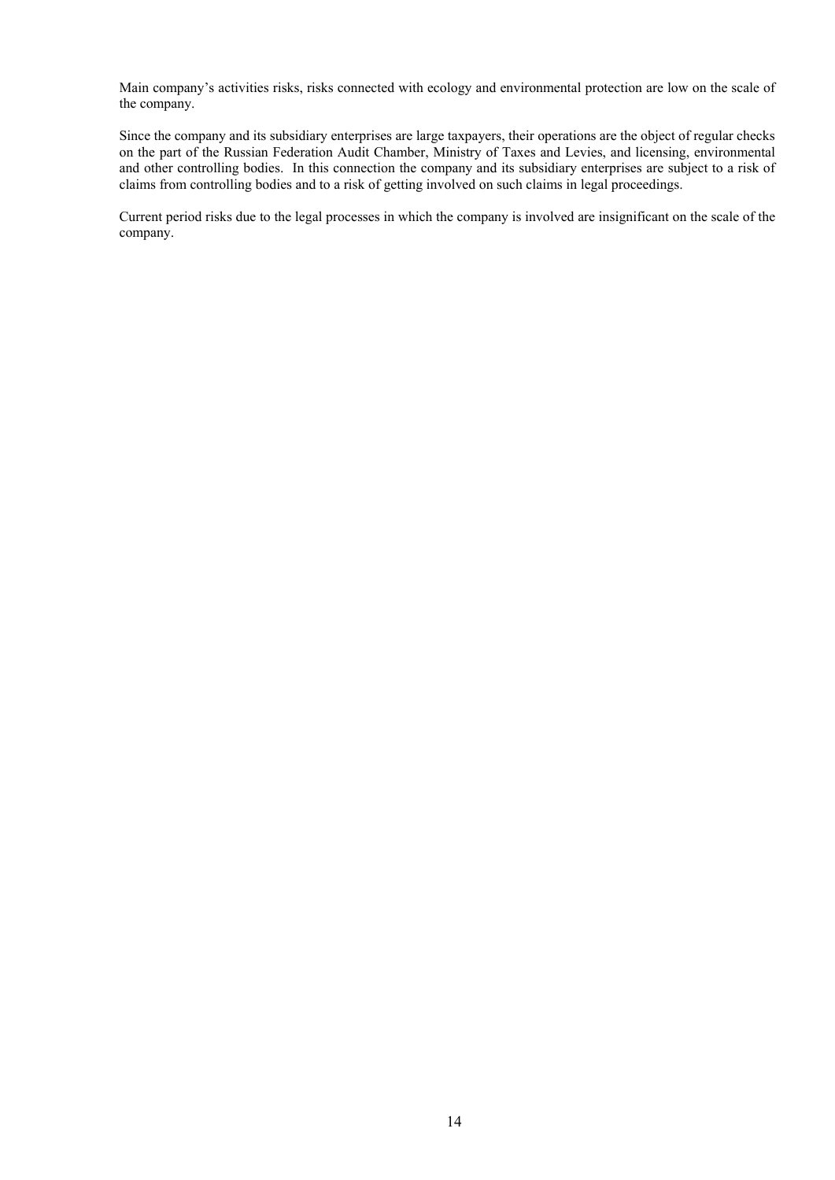Main company's activities risks, risks connected with ecology and environmental protection are low on the scale of the company.

Since the company and its subsidiary enterprises are large taxpayers, their operations are the object of regular checks on the part of the Russian Federation Audit Chamber, Ministry of Taxes and Levies, and licensing, environmental and other controlling bodies. In this connection the company and its subsidiary enterprises are subject to a risk of claims from controlling bodies and to a risk of getting involved on such claims in legal proceedings.

Current period risks due to the legal processes in which the company is involved are insignificant on the scale of the company.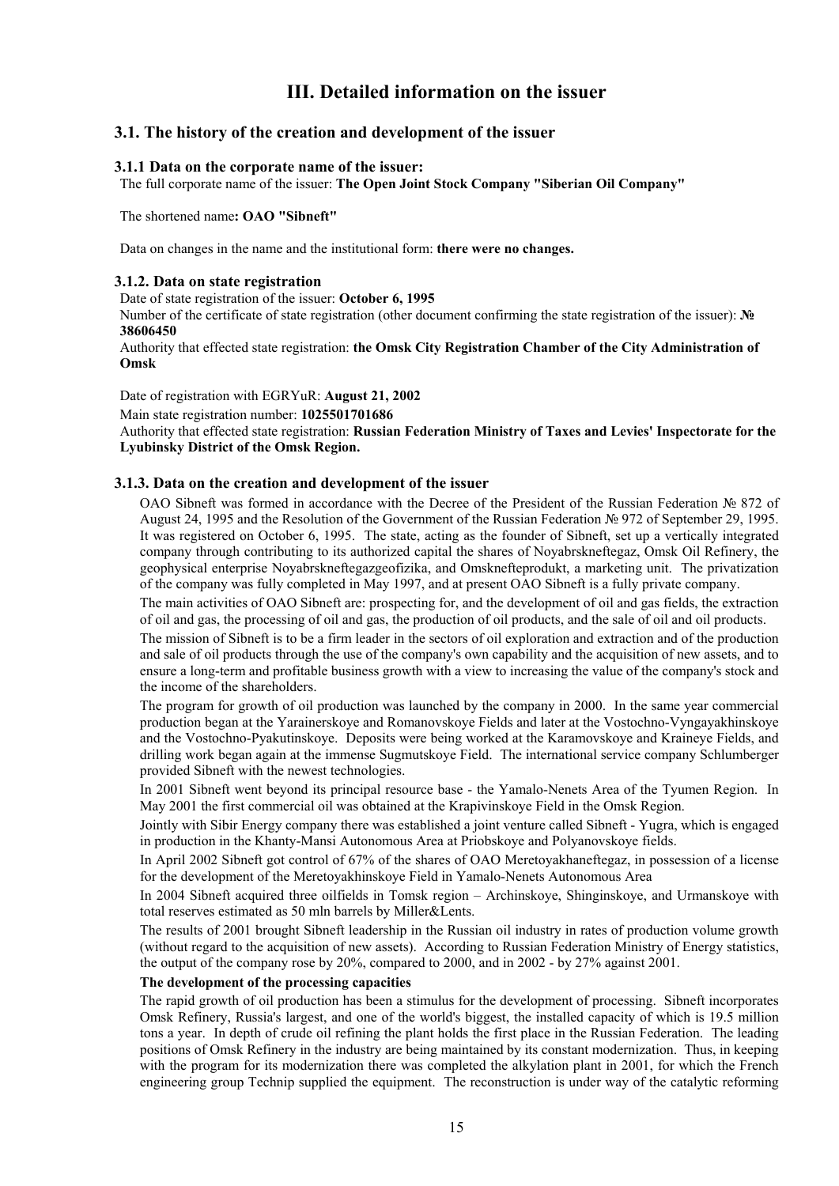# III. Detailed information on the issuer

## 3.1. The history of the creation and development of the issuer

### 3.1.1 Data on the corporate name of the issuer:

The full corporate name of the issuer: **The Open Joint Stock Company "Siberian Oil Company"**

The shortened name**: OAO "Sibneft"**

Data on changes in the name and the institutional form: **there were no changes.**

### 3.1.2. Data on state registration

Date of state registration of the issuer: **October 6, 1995**

Number of the certificate of state registration (other document confirming the state registration of the issuer): **№ 38606450**

Authority that effected state registration: **the Omsk City Registration Chamber of the City Administration of Omsk**

Date of registration with EGRYuR: **August 21, 2002**

Main state registration number: **1025501701686**

Authority that effected state registration: **Russian Federation Ministry of Taxes and Levies' Inspectorate for the Lyubinsky District of the Omsk Region.**

### 3.1.3. Data on the creation and development of the issuer

OAO Sibneft was formed in accordance with the Decree of the President of the Russian Federation № 872 of August 24, 1995 and the Resolution of the Government of the Russian Federation № 972 of September 29, 1995. It was registered on October 6, 1995. The state, acting as the founder of Sibneft, set up a vertically integrated company through contributing to its authorized capital the shares of Noyabrskneftegaz, Omsk Oil Refinery, the geophysical enterprise Noyabrskneftegazgeofizika, and Omsknefteprodukt, a marketing unit. The privatization of the company was fully completed in May 1997, and at present OAO Sibneft is a fully private company.

The main activities of OAO Sibneft are: prospecting for, and the development of oil and gas fields, the extraction of oil and gas, the processing of oil and gas, the production of oil products, and the sale of oil and oil products.

The mission of Sibneft is to be a firm leader in the sectors of oil exploration and extraction and of the production and sale of oil products through the use of the company's own capability and the acquisition of new assets, and to ensure a long-term and profitable business growth with a view to increasing the value of the company's stock and the income of the shareholders.

The program for growth of oil production was launched by the company in 2000. In the same year commercial production began at the Yarainerskoye and Romanovskoye Fields and later at the Vostochno-Vyngayakhinskoye and the Vostochno-Pyakutinskoye. Deposits were being worked at the Karamovskoye and Kraineye Fields, and drilling work began again at the immense Sugmutskoye Field. The international service company Schlumberger provided Sibneft with the newest technologies.

In 2001 Sibneft went beyond its principal resource base - the Yamalo-Nenets Area of the Tyumen Region. In May 2001 the first commercial oil was obtained at the Krapivinskoye Field in the Omsk Region.

Jointly with Sibir Energy company there was established a joint venture called Sibneft - Yugra, which is engaged in production in the Khanty-Mansi Autonomous Area at Priobskoye and Polyanovskoye fields.

In April 2002 Sibneft got control of 67% of the shares of OAO Meretoyakhaneftegaz, in possession of a license for the development of the Meretoyakhinskoye Field in Yamalo-Nenets Autonomous Area

In 2004 Sibneft acquired three oilfields in Tomsk region – Archinskoye, Shinginskoye, and Urmanskoye with total reserves estimated as 50 mln barrels by Miller&Lents.

The results of 2001 brought Sibneft leadership in the Russian oil industry in rates of production volume growth (without regard to the acquisition of new assets). According to Russian Federation Ministry of Energy statistics, the output of the company rose by 20%, compared to 2000, and in 2002 - by 27% against 2001.

**The development of the processing capacities**

The rapid growth of oil production has been a stimulus for the development of processing. Sibneft incorporates Omsk Refinery, Russia's largest, and one of the world's biggest, the installed capacity of which is 19.5 million tons a year. In depth of crude oil refining the plant holds the first place in the Russian Federation. The leading positions of Omsk Refinery in the industry are being maintained by its constant modernization. Thus, in keeping with the program for its modernization there was completed the alkylation plant in 2001, for which the French engineering group Technip supplied the equipment. The reconstruction is under way of the catalytic reforming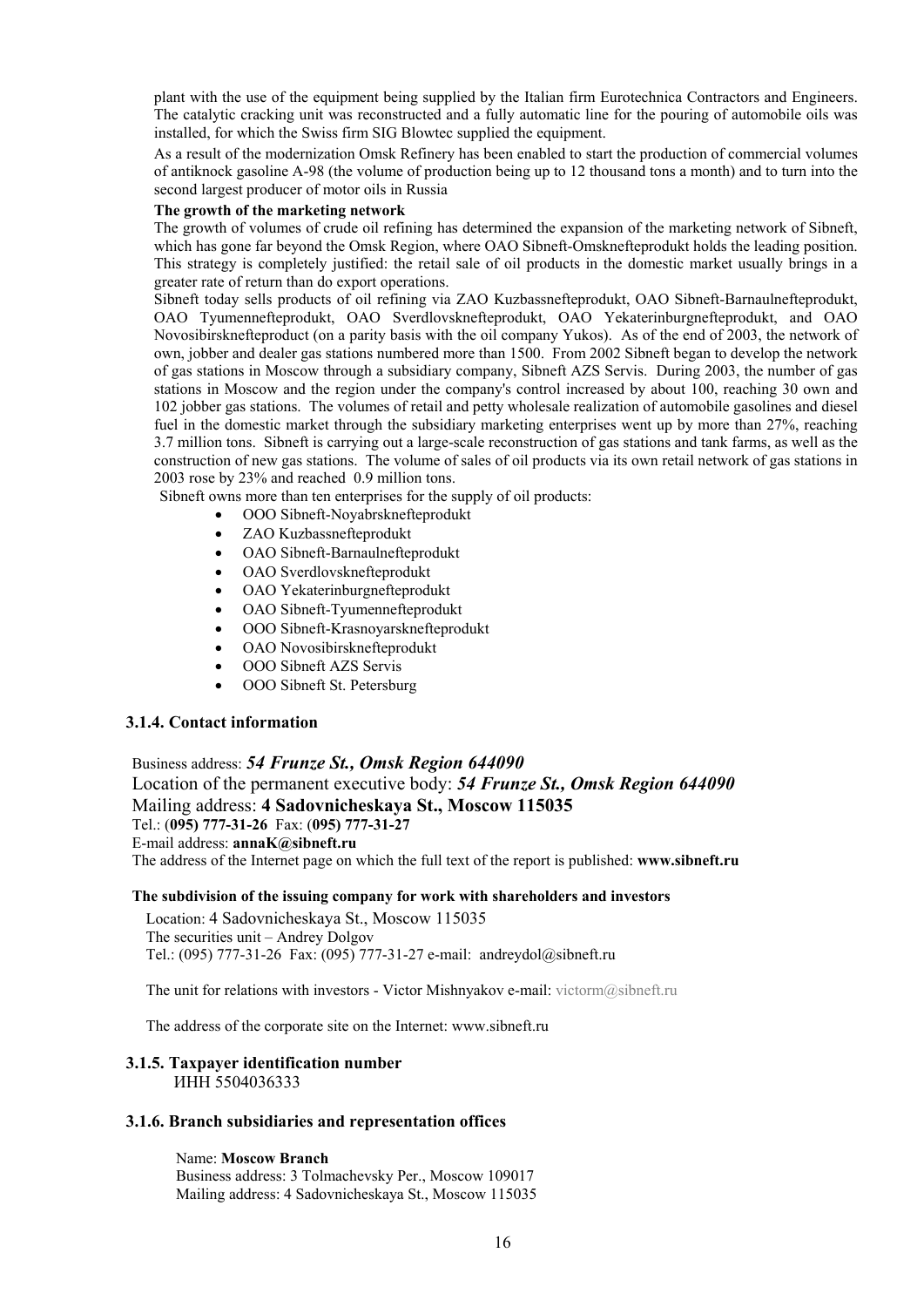plant with the use of the equipment being supplied by the Italian firm Eurotechnica Contractors and Engineers. The catalytic cracking unit was reconstructed and a fully automatic line for the pouring of automobile oils was installed, for which the Swiss firm SIG Blowtec supplied the equipment.

As a result of the modernization Omsk Refinery has been enabled to start the production of commercial volumes of antiknock gasoline A-98 (the volume of production being up to 12 thousand tons a month) and to turn into the second largest producer of motor oils in Russia

**The growth of the marketing network**

The growth of volumes of crude oil refining has determined the expansion of the marketing network of Sibneft, which has gone far beyond the Omsk Region, where OAO Sibneft-Omsknefteprodukt holds the leading position. This strategy is completely justified: the retail sale of oil products in the domestic market usually brings in a greater rate of return than do export operations.

Sibneft today sells products of oil refining via ZAO Kuzbassnefteprodukt, OAO Sibneft-Barnaulnefteprodukt, OAO Tyumennefteprodukt, OAO Sverdlovsknefteprodukt, OAO Yekaterinburgnefteprodukt, and OAO Novosibirsknefteproduct (on a parity basis with the oil company Yukos). As of the end of 2003, the network of own, jobber and dealer gas stations numbered more than 1500. From 2002 Sibneft began to develop the network of gas stations in Moscow through a subsidiary company, Sibneft AZS Servis. During 2003, the number of gas stations in Moscow and the region under the company's control increased by about 100, reaching 30 own and 102 jobber gas stations. The volumes of retail and petty wholesale realization of automobile gasolines and diesel fuel in the domestic market through the subsidiary marketing enterprises went up by more than 27%, reaching 3.7 million tons. Sibneft is carrying out a large-scale reconstruction of gas stations and tank farms, as well as the construction of new gas stations. The volume of sales of oil products via its own retail network of gas stations in 2003 rose by 23% and reached 0.9 million tons.

Sibneft owns more than ten enterprises for the supply of oil products:

- OOO Sibneft-Noyabrsknefteprodukt
- ZAO Kuzbassnefteprodukt
- OAO Sibneft-Barnaulnefteprodukt
- OAO Sverdlovsknefteprodukt
- OAO Yekaterinburgnefteprodukt
- OAO Sibneft-Tyumennefteprodukt
- OOO Sibneft-Krasnoyarsknefteprodukt
- OAO Novosibirsknefteprodukt
- OOO Sibneft AZS Servis
- OOO Sibneft St. Petersburg

### 3.1.4. Contact information

Business address: ***54 Frunze St., Omsk Region 644090***

Location of the permanent executive body: ***54 Frunze St., Omsk Region 644090***

Mailing address: **4 Sadovnicheskaya St., Moscow 115035**

Tel.: (**095) 777-31-26** Fax: (**095) 777-31-27**

E-mail address: **annaK@sibneft.ru**

The address of the Internet page on which the full text of the report is published: **www.sibneft.ru**

**The subdivision of the issuing company for work with shareholders and investors**

Location: 4 Sadovnicheskaya St., Moscow 115035
The securities unit – Andrey Dolgov
Tel.: (095) 777-31-26 Fax: (095) 777-31-27 e-mail: andreydol@sibneft.ru

The unit for relations with investors - Victor Mishnyakov e-mail: victorm@sibneft.ru

The address of the corporate site on the Internet: www.sibneft.ru

### 3.1.5. Taxpayer identification number

ИНН 5504036333

### 3.1.6. Branch subsidiaries and representation offices

Name: **Moscow Branch**
Business address: 3 Tolmachevsky Per., Moscow 109017
Mailing address: 4 Sadovnicheskaya St., Moscow 115035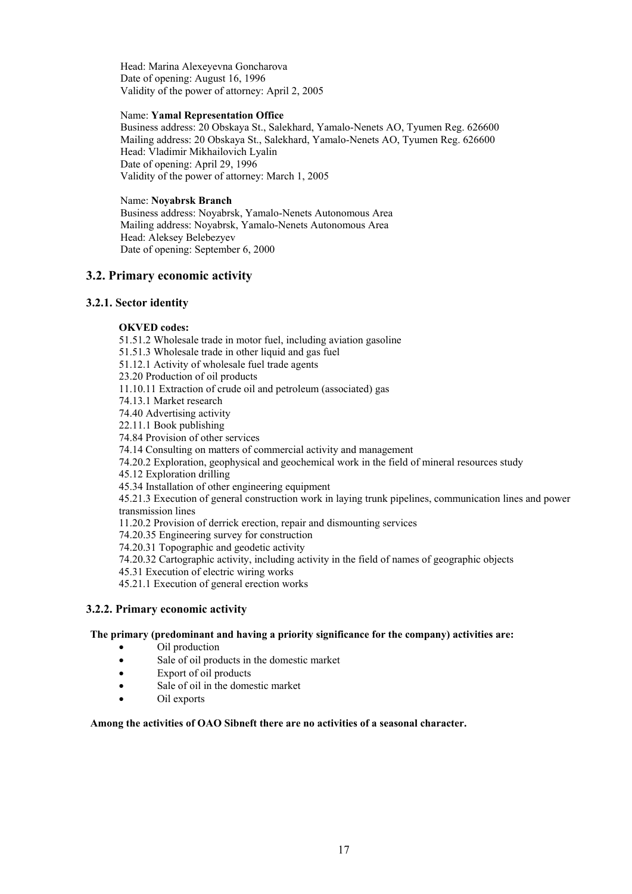Head: Marina Alexeyevna Goncharova
Date of opening: August 16, 1996
Validity of the power of attorney: April 2, 2005

Name: **Yamal Representation Office**
Business address: 20 Obskaya St., Salekhard, Yamalo-Nenets AO, Tyumen Reg. 626600
Mailing address: 20 Obskaya St., Salekhard, Yamalo-Nenets AO, Tyumen Reg. 626600
Head: Vladimir Mikhailovich Lyalin
Date of opening: April 29, 1996
Validity of the power of attorney: March 1, 2005

Name: **Noyabrsk Branch**
Business address: Noyabrsk, Yamalo-Nenets Autonomous Area
Mailing address: Noyabrsk, Yamalo-Nenets Autonomous Area
Head: Aleksey Belebezyev
Date of opening: September 6, 2000

## 3.2. Primary economic activity

### 3.2.1. Sector identity

**OKVED codes:**

51.51.2 Wholesale trade in motor fuel, including aviation gasoline
51.51.3 Wholesale trade in other liquid and gas fuel
51.12.1 Activity of wholesale fuel trade agents
23.20 Production of oil products
11.10.11 Extraction of crude oil and petroleum (associated) gas
74.13.1 Market research
74.40 Advertising activity
22.11.1 Book publishing
74.84 Provision of other services
74.14 Consulting on matters of commercial activity and management
74.20.2 Exploration, geophysical and geochemical work in the field of mineral resources study
45.12 Exploration drilling
45.34 Installation of other engineering equipment
45.21.3 Execution of general construction work in laying trunk pipelines, communication lines and power transmission lines
11.20.2 Provision of derrick erection, repair and dismounting services
74.20.35 Engineering survey for construction
74.20.31 Topographic and geodetic activity
74.20.32 Cartographic activity, including activity in the field of names of geographic objects
45.31 Execution of electric wiring works
45.21.1 Execution of general erection works

### 3.2.2. Primary economic activity

**The primary (predominant and having a priority significance for the company) activities are:**

- Oil production
- Sale of oil products in the domestic market
- Export of oil products
- Sale of oil in the domestic market
- Oil exports

**Among the activities of OAO Sibneft there are no activities of a seasonal character.**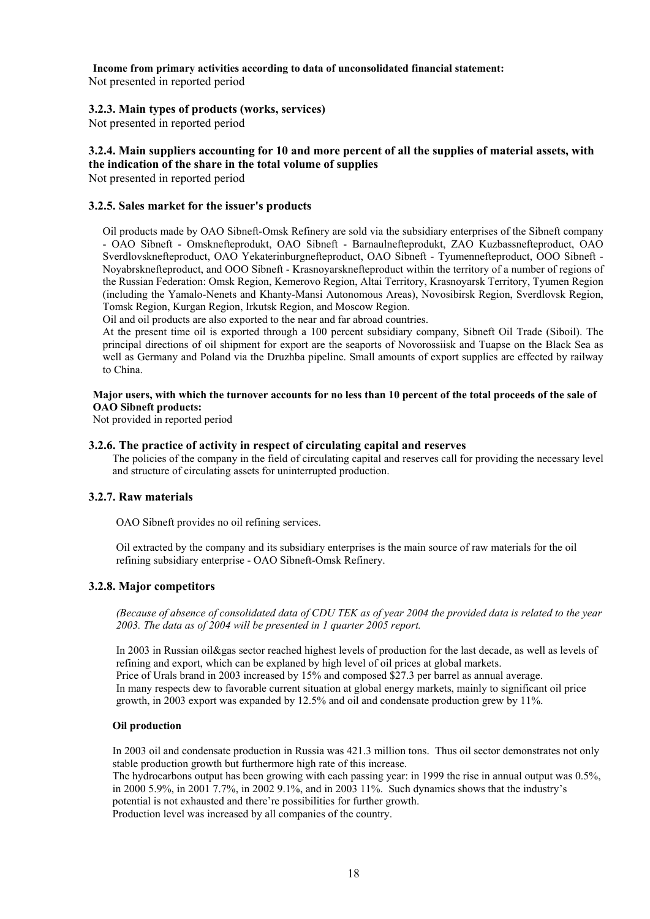**Income from primary activities according to data of unconsolidated financial statement:**
Not presented in reported period

### 3.2.3. Main types of products (works, services)

Not presented in reported period

### 3.2.4. Main suppliers accounting for 10 and more percent of all the supplies of material assets, with the indication of the share in the total volume of supplies

Not presented in reported period

### 3.2.5. Sales market for the issuer's products

Oil products made by OAO Sibneft-Omsk Refinery are sold via the subsidiary enterprises of the Sibneft company - OAO Sibneft - Omsknefteprodukt, OAO Sibneft - Barnaulnefteprodukt, ZAO Kuzbassnefteproduct, OAO Sverdlovsknefteproduct, OAO Yekaterinburgnefteproduct, OAO Sibneft - Tyumennefteproduct, OOO Sibneft - Noyabrsknefteproduct, and OOO Sibneft - Krasnoyarsknefteproduct within the territory of a number of regions of the Russian Federation: Omsk Region, Kemerovo Region, Altai Territory, Krasnoyarsk Territory, Tyumen Region (including the Yamalo-Nenets and Khanty-Mansi Autonomous Areas), Novosibirsk Region, Sverdlovsk Region, Tomsk Region, Kurgan Region, Irkutsk Region, and Moscow Region.
Oil and oil products are also exported to the near and far abroad countries.
At the present time oil is exported through a 100 percent subsidiary company, Sibneft Oil Trade (Siboil). The principal directions of oil shipment for export are the seaports of Novorossiisk and Tuapse on the Black Sea as well as Germany and Poland via the Druzhba pipeline. Small amounts of export supplies are effected by railway to China.

**Major users, with which the turnover accounts for no less than 10 percent of the total proceeds of the sale of OAO Sibneft products:**
Not provided in reported period

### 3.2.6. The practice of activity in respect of circulating capital and reserves

The policies of the company in the field of circulating capital and reserves call for providing the necessary level and structure of circulating assets for uninterrupted production.

### 3.2.7. Raw materials

OAO Sibneft provides no oil refining services.

Oil extracted by the company and its subsidiary enterprises is the main source of raw materials for the oil refining subsidiary enterprise - OAO Sibneft-Omsk Refinery.

### 3.2.8. Major competitors

*(Because of absence of consolidated data of CDU TEK as of year 2004 the provided data is related to the year 2003. The data as of 2004 will be presented in 1 quarter 2005 report.*

In 2003 in Russian oil&gas sector reached highest levels of production for the last decade, as well as levels of refining and export, which can be explaned by high level of oil prices at global markets.
Price of Urals brand in 2003 increased by 15% and composed $27.3 per barrel as annual average.
In many respects dew to favorable current situation at global energy markets, mainly to significant oil price growth, in 2003 export was expanded by 12.5% and oil and condensate production grew by 11%.

**Oil production**

In 2003 oil and condensate production in Russia was 421.3 million tons. Thus oil sector demonstrates not only stable production growth but furthermore high rate of this increase.
The hydrocarbons output has been growing with each passing year: in 1999 the rise in annual output was 0.5%, in 2000 5.9%, in 2001 7.7%, in 2002 9.1%, and in 2003 11%. Such dynamics shows that the industry's potential is not exhausted and there're possibilities for further growth.
Production level was increased by all companies of the country.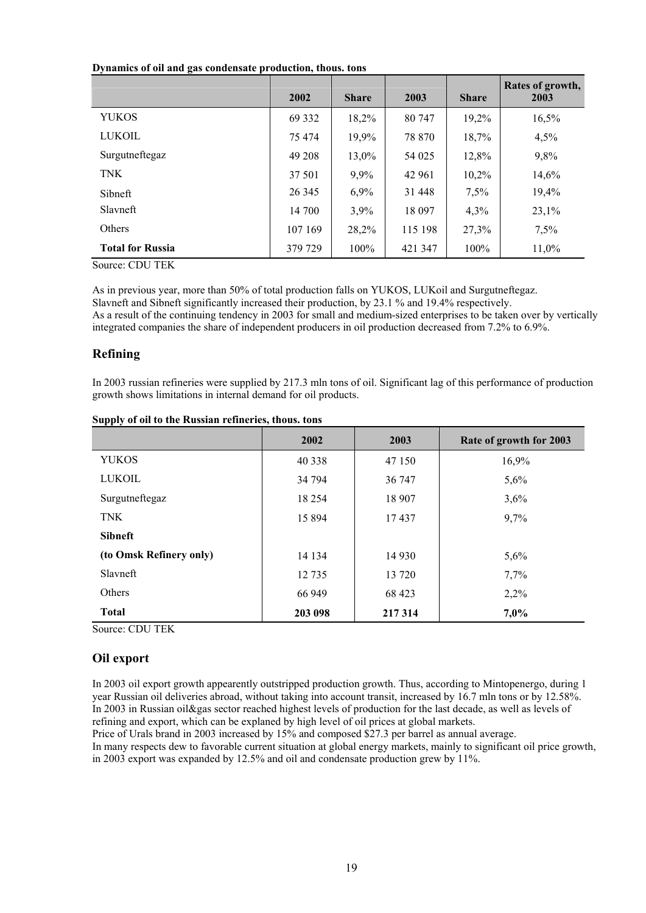**Dynamics of oil and gas condensate production, thous. tons**

| | 2002 | Share | 2003 | Share | Rates of growth, 2003 |
|---|---|---|---|---|---|
| YUKOS | 69 332 | 18,2% | 80 747 | 19,2% | 16,5% |
| LUKOIL | 75 474 | 19,9% | 78 870 | 18,7% | 4,5% |
| Surgutneftegaz | 49 208 | 13,0% | 54 025 | 12,8% | 9,8% |
| TNK | 37 501 | 9,9% | 42 961 | 10,2% | 14,6% |
| Sibneft | 26 345 | 6,9% | 31 448 | 7,5% | 19,4% |
| Slavneft | 14 700 | 3,9% | 18 097 | 4,3% | 23,1% |
| Others | 107 169 | 28,2% | 115 198 | 27,3% | 7,5% |
| **Total for Russia** | 379 729 | 100% | 421 347 | 100% | 11,0% |

Source: CDU TEK

As in previous year, more than 50% of total production falls on YUKOS, LUKoil and Surgutneftegaz.
Slavneft and Sibneft significantly increased their production, by 23.1 % and 19.4% respectively.
As a result of the continuing tendency in 2003 for small and medium-sized enterprises to be taken over by vertically integrated companies the share of independent producers in oil production decreased from 7.2% to 6.9%.

## Refining

In 2003 russian refineries were supplied by 217.3 mln tons of oil. Significant lag of this performance of production growth shows limitations in internal demand for oil products.

**Supply of oil to the Russian refineries, thous. tons**

| | 2002 | 2003 | Rate of growth for 2003 |
|---|---|---|---|
| YUKOS | 40 338 | 47 150 | 16,9% |
| LUKOIL | 34 794 | 36 747 | 5,6% |
| Surgutneftegaz | 18 254 | 18 907 | 3,6% |
| TNK | 15 894 | 17 437 | 9,7% |
| **Sibneft** | | | |
| **(to Omsk Refinery only)** | 14 134 | 14 930 | 5,6% |
| Slavneft | 12 735 | 13 720 | 7,7% |
| Others | 66 949 | 68 423 | 2,2% |
| **Total** | **203 098** | **217 314** | **7,0%** |

Source: CDU TEK

## Oil export

In 2003 oil export growth appearently outstripped production growth. Thus, according to Mintopenergo, during 1 year Russian oil deliveries abroad, without taking into account transit, increased by 16.7 mln tons or by 12.58%.
In 2003 in Russian oil&gas sector reached highest levels of production for the last decade, as well as levels of refining and export, which can be explaned by high level of oil prices at global markets.
Price of Urals brand in 2003 increased by 15% and composed $27.3 per barrel as annual average.
In many respects dew to favorable current situation at global energy markets, mainly to significant oil price growth, in 2003 export was expanded by 12.5% and oil and condensate production grew by 11%.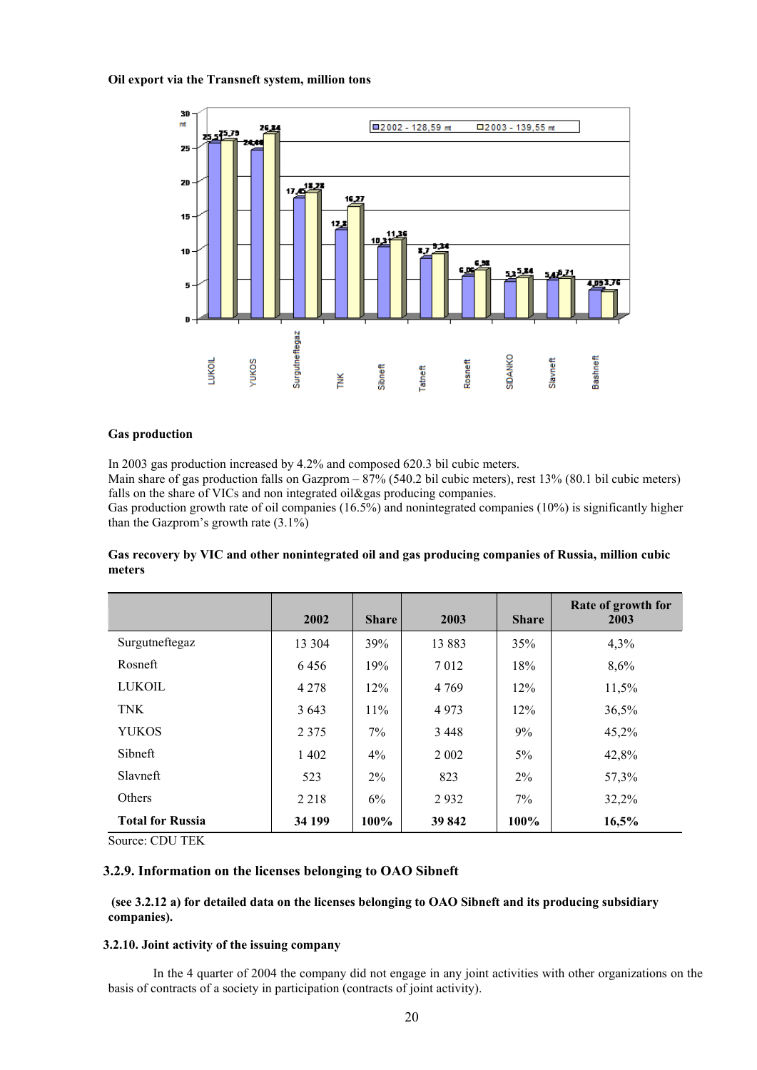**Oil export via the Transneft system, million tons**

**Gas production**

In 2003 gas production increased by 4.2% and composed 620.3 bil cubic meters.
Main share of gas production falls on Gazprom – 87% (540.2 bil cubic meters), rest 13% (80.1 bil cubic meters) falls on the share of VICs and non integrated oil&gas producing companies.
Gas production growth rate of oil companies (16.5%) and nonintegrated companies (10%) is significantly higher than the Gazprom's growth rate (3.1%)

**Gas recovery by VIC and other nonintegrated oil and gas producing companies of Russia, million cubic meters**

| | 2002 | Share | 2003 | Share | Rate of growth for 2003 |
|---|---|---|---|---|---|
| Surgutneftegaz | 13 304 | 39% | 13 883 | 35% | 4,3% |
| Rosneft | 6 456 | 19% | 7 012 | 18% | 8,6% |
| LUKOIL | 4 278 | 12% | 4 769 | 12% | 11,5% |
| TNK | 3 643 | 11% | 4 973 | 12% | 36,5% |
| YUKOS | 2 375 | 7% | 3 448 | 9% | 45,2% |
| Sibneft | 1 402 | 4% | 2 002 | 5% | 42,8% |
| Slavneft | 523 | 2% | 823 | 2% | 57,3% |
| Others | 2 218 | 6% | 2 932 | 7% | 32,2% |
| **Total for Russia** | **34 199** | **100%** | **39 842** | **100%** | **16,5%** |

Source: CDU TEK

### 3.2.9. Information on the licenses belonging to OAO Sibneft

**(see 3.2.12 a) for detailed data on the licenses belonging to OAO Sibneft and its producing subsidiary companies).**

### 3.2.10. Joint activity of the issuing company

In the 4 quarter of 2004 the company did not engage in any joint activities with other organizations on the basis of contracts of a society in participation (contracts of joint activity).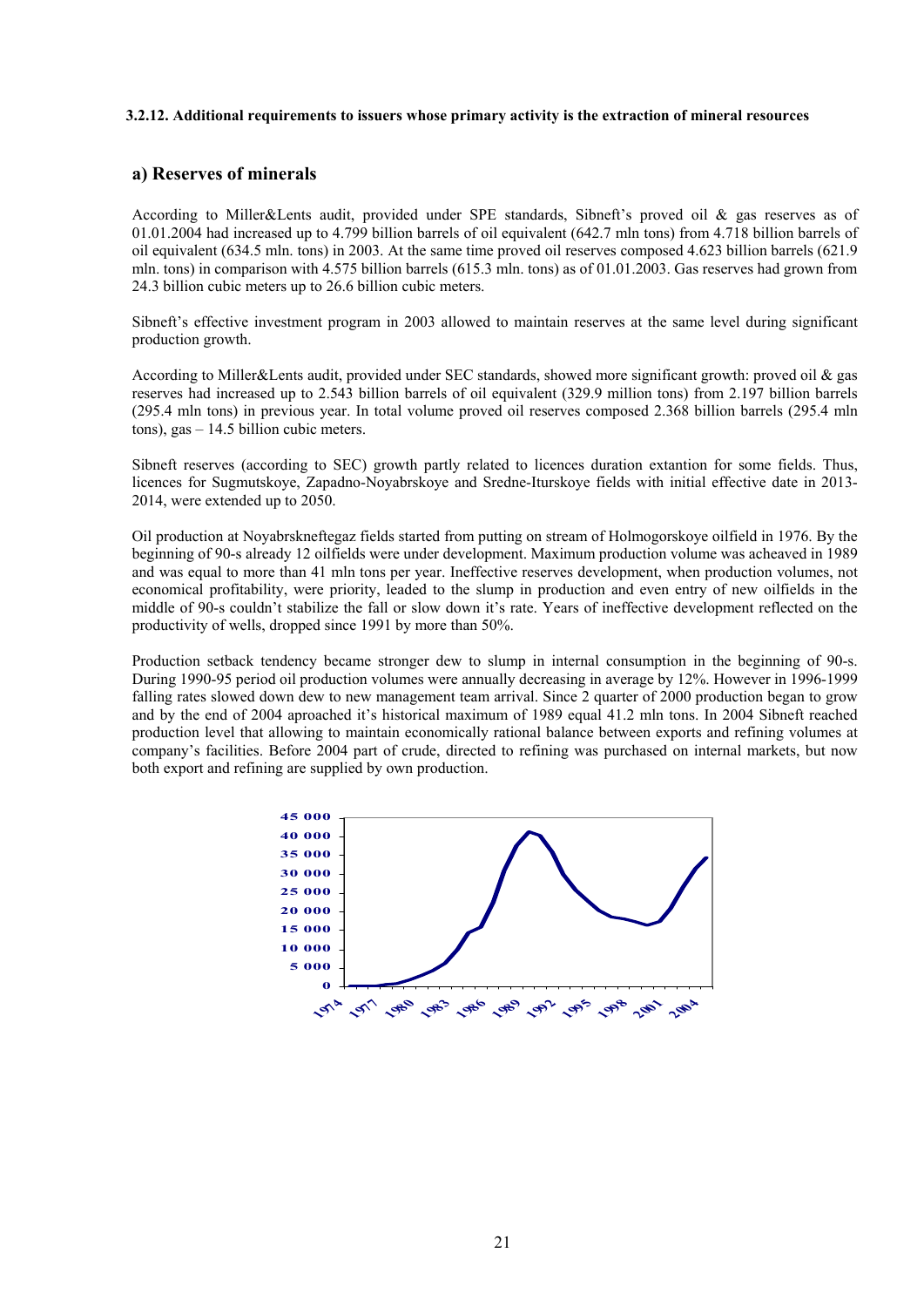**3.2.12. Additional requirements to issuers whose primary activity is the extraction of mineral resources**

## a) Reserves of minerals

According to Miller&Lents audit, provided under SPE standards, Sibneft's proved oil & gas reserves as of 01.01.2004 had increased up to 4.799 billion barrels of oil equivalent (642.7 mln tons) from 4.718 billion barrels of oil equivalent (634.5 mln. tons) in 2003. At the same time proved oil reserves composed 4.623 billion barrels (621.9 mln. tons) in comparison with 4.575 billion barrels (615.3 mln. tons) as of 01.01.2003. Gas reserves had grown from 24.3 billion cubic meters up to 26.6 billion cubic meters.

Sibneft's effective investment program in 2003 allowed to maintain reserves at the same level during significant production growth.

According to Miller&Lents audit, provided under SEC standards, showed more significant growth: proved oil & gas reserves had increased up to 2.543 billion barrels of oil equivalent (329.9 million tons) from 2.197 billion barrels (295.4 mln tons) in previous year. In total volume proved oil reserves composed 2.368 billion barrels (295.4 mln tons), gas – 14.5 billion cubic meters.

Sibneft reserves (according to SEC) growth partly related to licences duration extantion for some fields. Thus, licences for Sugmutskoye, Zapadno-Noyabrskoye and Sredne-Iturskoye fields with initial effective date in 2013-2014, were extended up to 2050.

Oil production at Noyabrskneftegaz fields started from putting on stream of Holmogorskoye oilfield in 1976. By the beginning of 90-s already 12 oilfields were under development. Maximum production volume was acheaved in 1989 and was equal to more than 41 mln tons per year. Ineffective reserves development, when production volumes, not economical profitability, were priority, leaded to the slump in production and even entry of new oilfields in the middle of 90-s couldn't stabilize the fall or slow down it's rate. Years of ineffective development reflected on the productivity of wells, dropped since 1991 by more than 50%.

Production setback tendency became stronger dew to slump in internal consumption in the beginning of 90-s. During 1990-95 period oil production volumes were annually decreasing in average by 12%. However in 1996-1999 falling rates slowed down dew to new management team arrival. Since 2 quarter of 2000 production began to grow and by the end of 2004 aproached it's historical maximum of 1989 equal 41.2 mln tons. In 2004 Sibneft reached production level that allowing to maintain economically rational balance between exports and refining volumes at company's facilities. Before 2004 part of crude, directed to refining was purchased on internal markets, but now both export and refining are supplied by own production.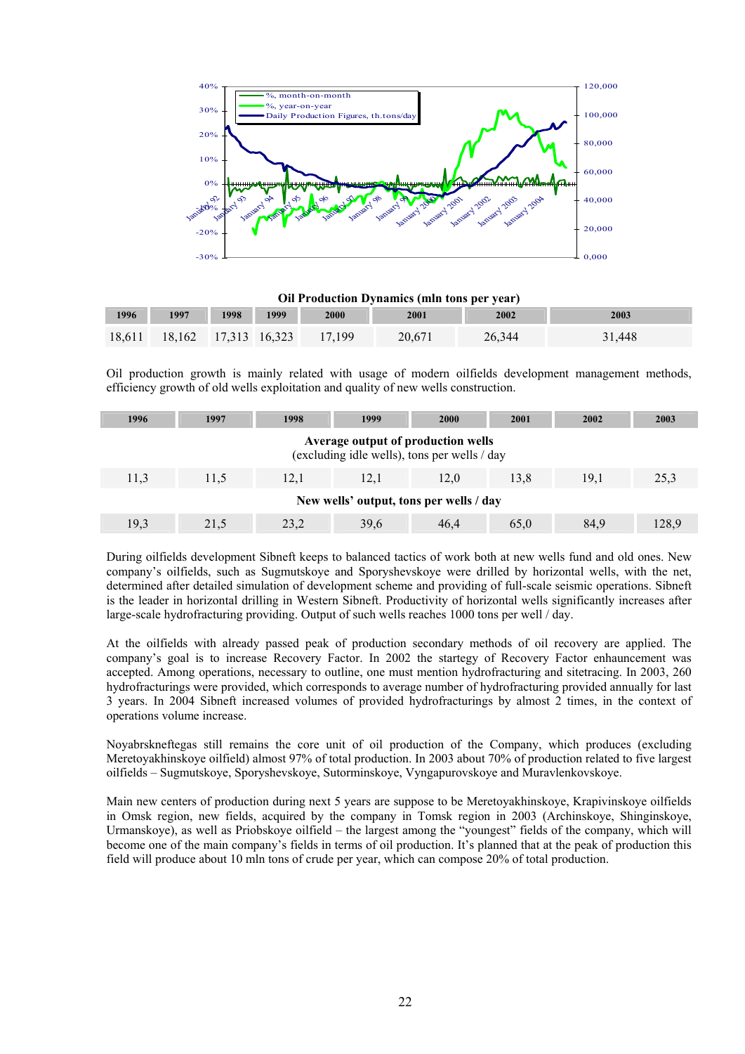**Oil Production Dynamics (mln tons per year)**

| 1996 | 1997 | 1998 | 1999 | 2000 | 2001 | 2002 | 2003 |
|---|---|---|---|---|---|---|---|
| 18,611 | 18,162 | 17,313 | 16,323 | 17,199 | 20,671 | 26,344 | 31,448 |

Oil production growth is mainly related with usage of modern oilfields development management methods, efficiency growth of old wells exploitation and quality of new wells construction.

| 1996 | 1997 | 1998 | 1999 | 2000 | 2001 | 2002 | 2003 |
|---|---|---|---|---|---|---|---|
| **Average output of production wells** (excluding idle wells), tons per wells / day | | | | | | | |
| 11,3 | 11,5 | 12,1 | 12,1 | 12,0 | 13,8 | 19,1 | 25,3 |
| **New wells' output, tons per wells / day** | | | | | | | |
| 19,3 | 21,5 | 23,2 | 39,6 | 46,4 | 65,0 | 84,9 | 128,9 |

During oilfields development Sibneft keeps to balanced tactics of work both at new wells fund and old ones. New company's oilfields, such as Sugmutskoye and Sporyshevskoye were drilled by horizontal wells, with the net, determined after detailed simulation of development scheme and providing of full-scale seismic operations. Sibneft is the leader in horizontal drilling in Western Sibneft. Productivity of horizontal wells significantly increases after large-scale hydrofracturing providing. Output of such wells reaches 1000 tons per well / day.

At the oilfields with already passed peak of production secondary methods of oil recovery are applied. The company's goal is to increase Recovery Factor. In 2002 the startegy of Recovery Factor enhauncement was accepted. Among operations, necessary to outline, one must mention hydrofracturing and sitetracing. In 2003, 260 hydrofracturings were provided, which corresponds to average number of hydrofracturing provided annually for last 3 years. In 2004 Sibneft increased volumes of provided hydrofracturings by almost 2 times, in the context of operations volume increase.

Noyabrskneftegas still remains the core unit of oil production of the Company, which produces (excluding Meretoyakhinskoye oilfield) almost 97% of total production. In 2003 about 70% of production related to five largest oilfields – Sugmutskoye, Sporyshevskoye, Sutorminskoye, Vyngapurovskoye and Muravlenkovskoye.

Main new centers of production during next 5 years are suppose to be Meretoyakhinskoye, Krapivinskoye oilfields in Omsk region, new fields, acquired by the company in Tomsk region in 2003 (Archinskoye, Shinginskoye, Urmanskoye), as well as Priobskoye oilfield – the largest among the "youngest" fields of the company, which will become one of the main company's fields in terms of oil production. It's planned that at the peak of production this field will produce about 10 mln tons of crude per year, which can compose 20% of total production.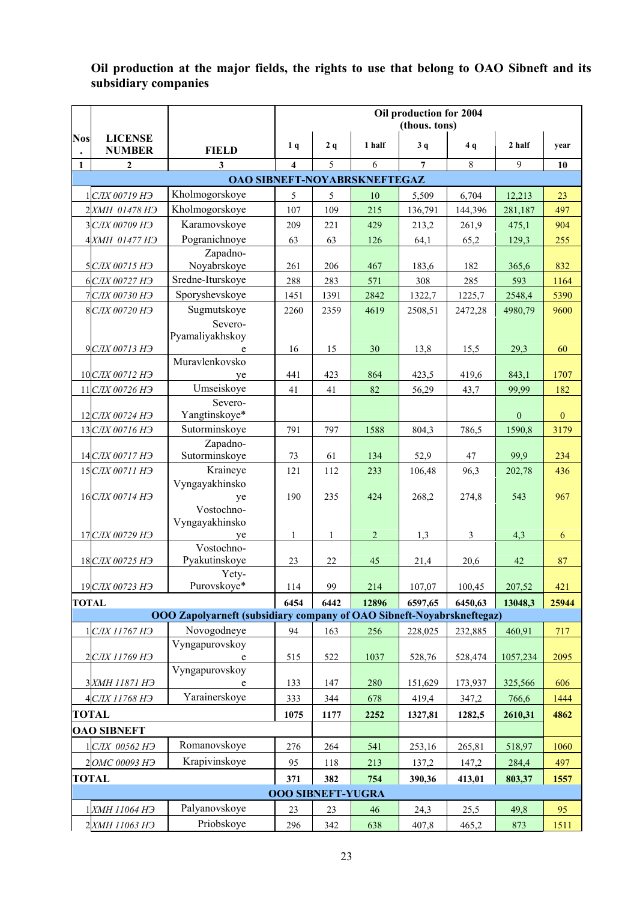**Oil production at the major fields, the rights to use that belong to OAO Sibneft and its subsidiary companies**

| Nos. | LICENSE NUMBER | FIELD | Oil production for 2004 (thous. tons) | | | | | | |
|---|---|---|---|---|---|---|---|---|---|
| | | | 1 q | 2 q | 1 half | 3 q | 4 q | 2 half | year |
| 1 | 2 | 3 | 4 | 5 | 6 | 7 | 8 | 9 | 10 |
| | | **OAO SIBNEFT-NOYABRSKNEFTEGAZ** | | | | | | | |
| 1 | *СЛХ 00719 НЭ* | Kholmogorskoye | 5 | 5 | 10 | 5,509 | 6,704 | 12,213 | 23 |
| 2 | *ХМН 01478 НЭ* | Kholmogorskoye | 107 | 109 | 215 | 136,791 | 144,396 | 281,187 | 497 |
| 3 | *СЛХ 00709 НЭ* | Karamovskoye | 209 | 221 | 429 | 213,2 | 261,9 | 475,1 | 904 |
| 4 | *ХМН 01477 НЭ* | Pogranichnoye | 63 | 63 | 126 | 64,1 | 65,2 | 129,3 | 255 |
| 5 | *СЛХ 00715 НЭ* | Zapadno-Noyabrskoye | 261 | 206 | 467 | 183,6 | 182 | 365,6 | 832 |
| 6 | *СЛХ 00727 НЭ* | Sredne-Iturskoye | 288 | 283 | 571 | 308 | 285 | 593 | 1164 |
| 7 | *СЛХ 00730 НЭ* | Sporyshevskoye | 1451 | 1391 | 2842 | 1322,7 | 1225,7 | 2548,4 | 5390 |
| 8 | *СЛХ 00720 НЭ* | Sugmutskoye | 2260 | 2359 | 4619 | 2508,51 | 2472,28 | 4980,79 | 9600 |
| 9 | *СЛХ 00713 НЭ* | Severo-Pyamaliyakhskoye | 16 | 15 | 30 | 13,8 | 15,5 | 29,3 | 60 |
| 10 | *СЛХ 00712 НЭ* | Muravlenkovskoye | 441 | 423 | 864 | 423,5 | 419,6 | 843,1 | 1707 |
| 11 | *СЛХ 00726 НЭ* | Umseiskoye | 41 | 41 | 82 | 56,29 | 43,7 | 99,99 | 182 |
| 12 | *СЛХ 00724 НЭ* | Severo-Yangtinskoye* | | | | | | 0 | 0 |
| 13 | *СЛХ 00716 НЭ* | Sutorminskoye | 791 | 797 | 1588 | 804,3 | 786,5 | 1590,8 | 3179 |
| 14 | *СЛХ 00717 НЭ* | Zapadno-Sutorminskoye | 73 | 61 | 134 | 52,9 | 47 | 99,9 | 234 |
| 15 | *СЛХ 00711 НЭ* | Kraineye | 121 | 112 | 233 | 106,48 | 96,3 | 202,78 | 436 |
| 16 | *СЛХ 00714 НЭ* | Vyngayakhinskoye | 190 | 235 | 424 | 268,2 | 274,8 | 543 | 967 |
| 17 | *СЛХ 00729 НЭ* | Vostochno-Vyngayakhinskoye | 1 | 1 | 2 | 1,3 | 3 | 4,3 | 6 |
| 18 | *СЛХ 00725 НЭ* | Vostochno-Pyakutinskoye | 23 | 22 | 45 | 21,4 | 20,6 | 42 | 87 |
| 19 | *СЛХ 00723 НЭ* | Yety-Purovskoye* | 114 | 99 | 214 | 107,07 | 100,45 | 207,52 | 421 |
| **TOTAL** | | | **6454** | **6442** | **12896** | **6597,65** | **6450,63** | **13048,3** | **25944** |
| | | **OOO Zapolyarneft (subsidiary company of OAO Sibneft-Noyabrskneftegaz)** | | | | | | | |
| 1 | *СЛХ 11767 НЭ* | Novogodneye | 94 | 163 | 256 | 228,025 | 232,885 | 460,91 | 717 |
| 2 | *СЛХ 11769 НЭ* | Vyngapurovskoye | 515 | 522 | 1037 | 528,76 | 528,474 | 1057,234 | 2095 |
| 3 | *ХМН 11871 НЭ* | Vyngapurovskoye | 133 | 147 | 280 | 151,629 | 173,937 | 325,566 | 606 |
| 4 | *СЛХ 11768 НЭ* | Yarainerskoye | 333 | 344 | 678 | 419,4 | 347,2 | 766,6 | 1444 |
| **TOTAL** | | | **1075** | **1177** | **2252** | **1327,81** | **1282,5** | **2610,31** | **4862** |
| **OAO SIBNEFT** | | | | | | | | | |
| 1 | *СЛХ 00562 НЭ* | Romanovskoye | 276 | 264 | 541 | 253,16 | 265,81 | 518,97 | 1060 |
| 2 | *ОМС 00093 НЭ* | Krapivinskoye | 95 | 118 | 213 | 137,2 | 147,2 | 284,4 | 497 |
| **TOTAL** | | | **371** | **382** | **754** | **390,36** | **413,01** | **803,37** | **1557** |
| | | **OOO SIBNEFT-YUGRA** | | | | | | | |
| 1 | *ХМН 11064 НЭ* | Palyanovskoye | 23 | 23 | 46 | 24,3 | 25,5 | 49,8 | 95 |
| 2 | *ХМН 11063 НЭ* | Priobskoye | 296 | 342 | 638 | 407,8 | 465,2 | 873 | 1511 |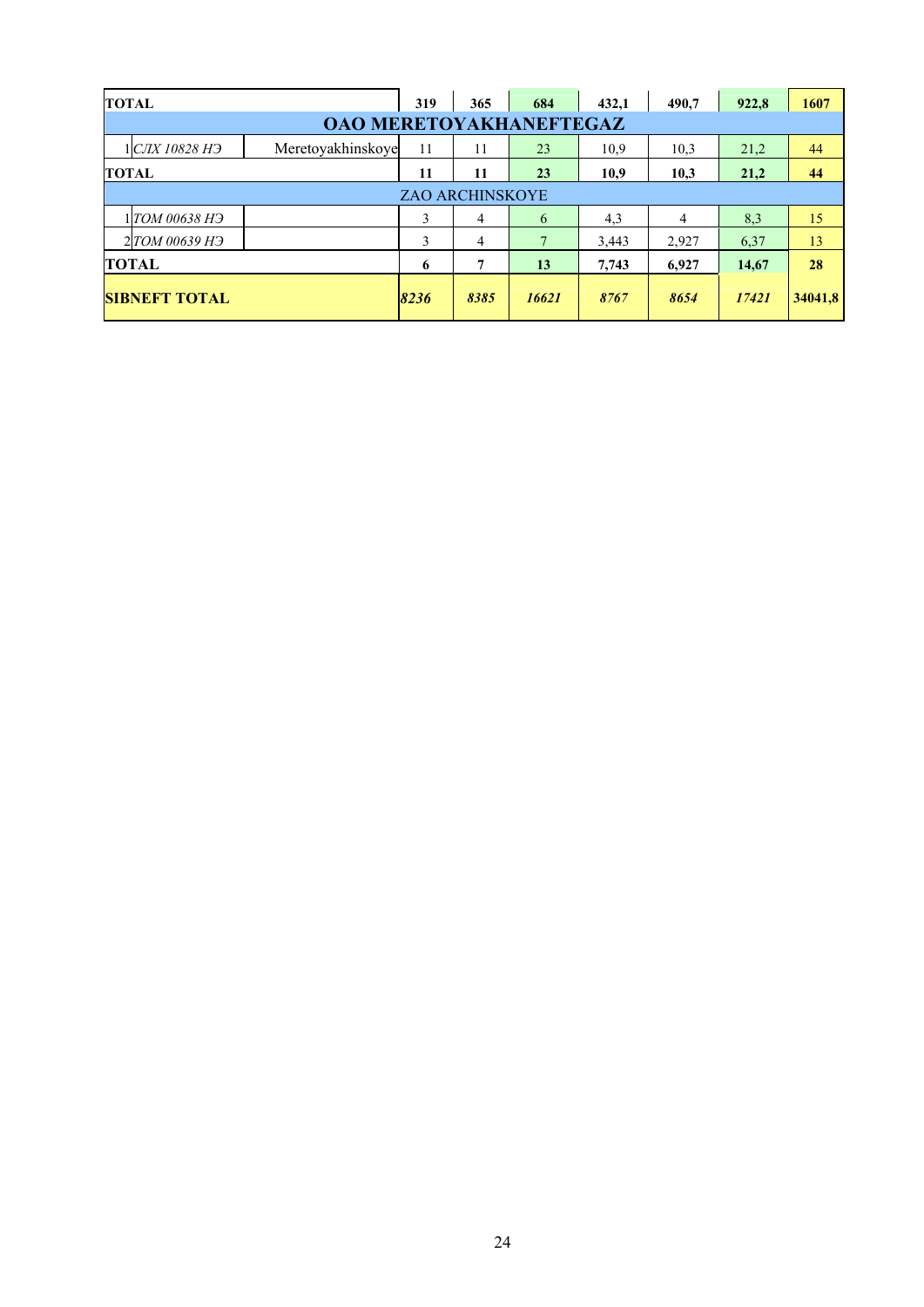| | | | | | | | | | |
|---|---|---|---|---|---|---|---|---|---|
| **TOTAL** | | | **319** | **365** | **684** | **432,1** | **490,7** | **922,8** | **1607** |
| **OAO MERETOYAKHANEFTEGAZ** | | | | | | | | | |
| 1 | *СЛХ 10828 НЭ* | Meretoyakhinskoye | 11 | 11 | 23 | 10,9 | 10,3 | 21,2 | 44 |
| **TOTAL** | | | **11** | **11** | **23** | **10,9** | **10,3** | **21,2** | **44** |
| ZAO ARCHINSKOYE | | | | | | | | | |
| 1 | *ТОМ 00638 НЭ* | | 3 | 4 | 6 | 4,3 | 4 | 8,3 | 15 |
| 2 | *ТОМ 00639 НЭ* | | 3 | 4 | 7 | 3,443 | 2,927 | 6,37 | 13 |
| **TOTAL** | | | **6** | **7** | **13** | **7,743** | **6,927** | **14,67** | **28** |
| **SIBNEFT TOTAL** | | | ***8236*** | ***8385*** | ***16621*** | ***8767*** | ***8654*** | ***17421*** | **34041,8** |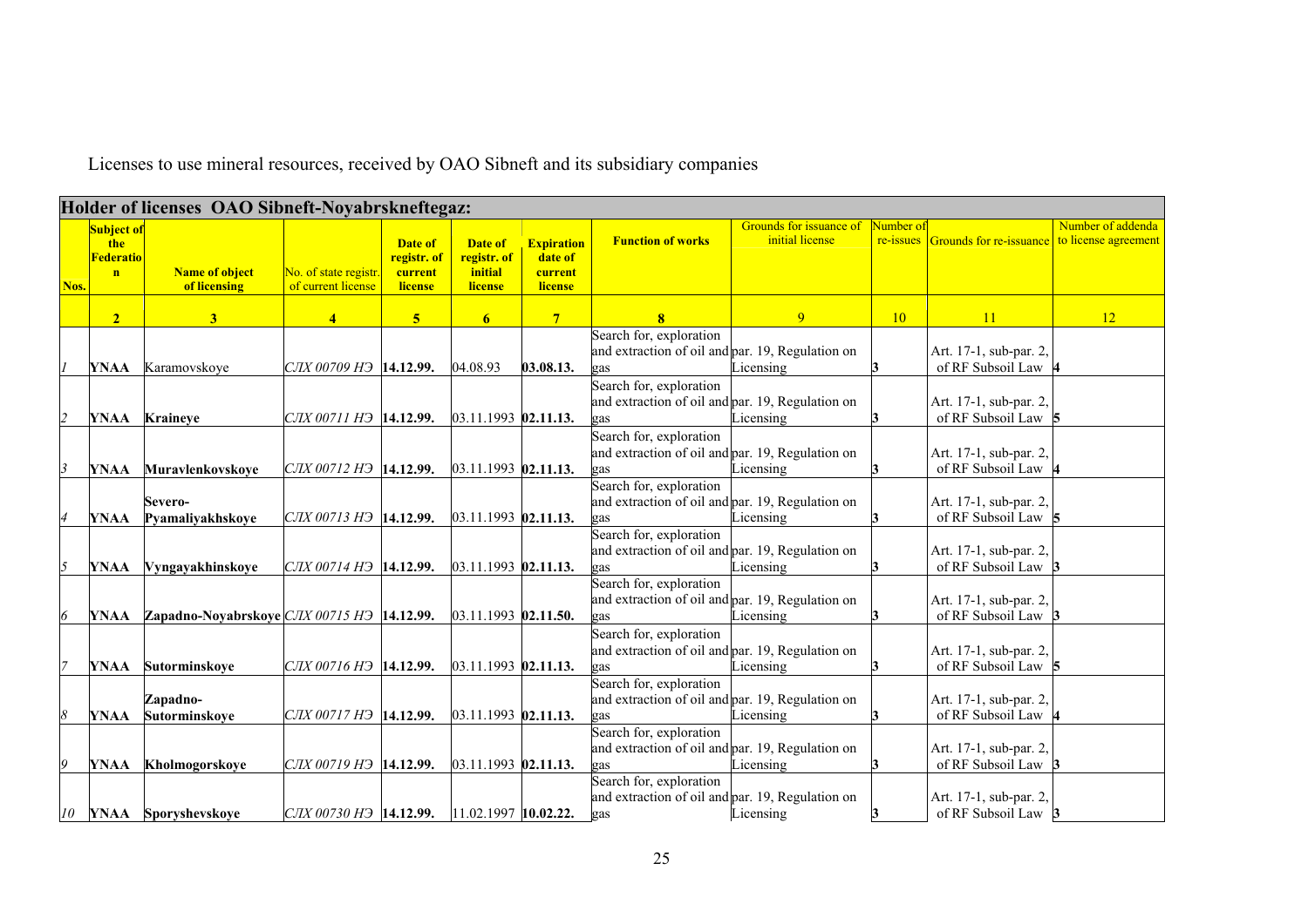Licenses to use mineral resources, received by OAO Sibneft and its subsidiary companies

**Holder of licenses OAO Sibneft-Noyabrskneftegaz:**

| Nos. | Subject of the Federation | Name of object of licensing | No. of state registr. of current license | Date of registr. of current license | Date of registr. of initial license | Expiration date of current license | Function of works | Grounds for issuance of initial license | Number of re-issues | Grounds for re-issuance | Number of addenda to license agreement |
|---|---|---|---|---|---|---|---|---|---|---|---|
| | **2** | **3** | **4** | **5** | **6** | **7** | **8** | 9 | 10 | 11 | 12 |
| *1* | **YNAA** | Karamovskoye | *СЛХ 00709 НЭ* | **14.12.99.** | 04.08.93 | **03.08.13.** | Search for, exploration and extraction of oil and gas | par. 19, Regulation on Licensing | **3** | Art. 17-1, sub-par. 2, of RF Subsoil Law | **4** |
| *2* | **YNAA** | **Kraineye** | *СЛХ 00711 НЭ* | **14.12.99.** | 03.11.1993 | **02.11.13.** | Search for, exploration and extraction of oil and gas | par. 19, Regulation on Licensing | **3** | Art. 17-1, sub-par. 2, of RF Subsoil Law | **5** |
| *3* | **YNAA** | **Muravlenkovskoye** | *СЛХ 00712 НЭ* | **14.12.99.** | 03.11.1993 | **02.11.13.** | Search for, exploration and extraction of oil and gas | par. 19, Regulation on Licensing | **3** | Art. 17-1, sub-par. 2, of RF Subsoil Law | **4** |
| *4* | **YNAA** | **Severo-Pyamaliyakhskoye** | *СЛХ 00713 НЭ* | **14.12.99.** | 03.11.1993 | **02.11.13.** | Search for, exploration and extraction of oil and gas | par. 19, Regulation on Licensing | **3** | Art. 17-1, sub-par. 2, of RF Subsoil Law | **5** |
| *5* | **YNAA** | **Vyngayakhinskoye** | *СЛХ 00714 НЭ* | **14.12.99.** | 03.11.1993 | **02.11.13.** | Search for, exploration and extraction of oil and gas | par. 19, Regulation on Licensing | **3** | Art. 17-1, sub-par. 2, of RF Subsoil Law | **3** |
| *6* | **YNAA** | **Zapadno-Noyabrskoye** | *СЛХ 00715 НЭ* | **14.12.99.** | 03.11.1993 | **02.11.50.** | Search for, exploration and extraction of oil and gas | par. 19, Regulation on Licensing | **3** | Art. 17-1, sub-par. 2, of RF Subsoil Law | **3** |
| *7* | **YNAA** | **Sutorminskoye** | *СЛХ 00716 НЭ* | **14.12.99.** | 03.11.1993 | **02.11.13.** | Search for, exploration and extraction of oil and gas | par. 19, Regulation on Licensing | **3** | Art. 17-1, sub-par. 2, of RF Subsoil Law | **5** |
| *8* | **YNAA** | **Zapadno-Sutorminskoye** | *СЛХ 00717 НЭ* | **14.12.99.** | 03.11.1993 | **02.11.13.** | Search for, exploration and extraction of oil and gas | par. 19, Regulation on Licensing | **3** | Art. 17-1, sub-par. 2, of RF Subsoil Law | **4** |
| *9* | **YNAA** | **Kholmogorskoye** | *СЛХ 00719 НЭ* | **14.12.99.** | 03.11.1993 | **02.11.13.** | Search for, exploration and extraction of oil and gas | par. 19, Regulation on Licensing | **3** | Art. 17-1, sub-par. 2, of RF Subsoil Law | **3** |
| *10* | **YNAA** | **Sporyshevskoye** | *СЛХ 00730 НЭ* | **14.12.99.** | 11.02.1997 | **10.02.22.** | Search for, exploration and extraction of oil and gas | par. 19, Regulation on Licensing | **3** | Art. 17-1, sub-par. 2, of RF Subsoil Law | **3** |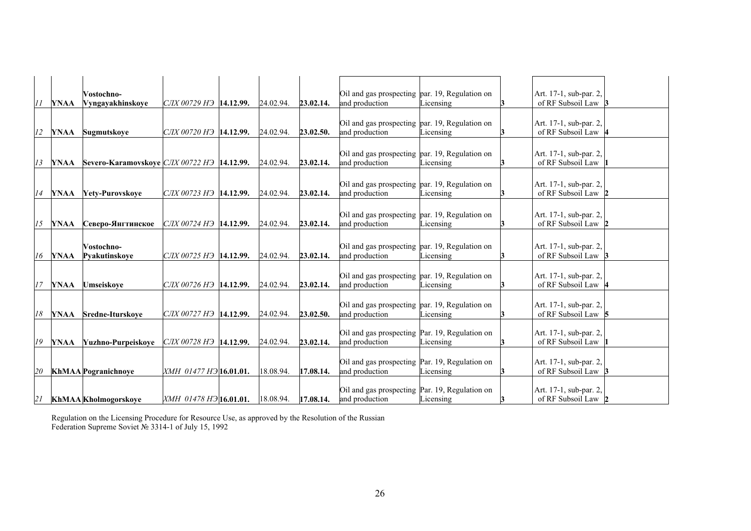| | | | | | | | | | | | |
|---|---|---|---|---|---|---|---|---|---|---|---|
| *11* | **YNAA** | **Vostochno-Vyngayakhinskoye** | *СЛХ 00729 НЭ* | **14.12.99.** | 24.02.94. | **23.02.14.** | Oil and gas prospecting and production | par. 19, Regulation on Licensing | **3** | Art. 17-1, sub-par. 2, of RF Subsoil Law | **3** |
| *12* | **YNAA** | **Sugmutskoye** | *СЛХ 00720 НЭ* | **14.12.99.** | 24.02.94. | **23.02.50.** | Oil and gas prospecting and production | par. 19, Regulation on Licensing | **3** | Art. 17-1, sub-par. 2, of RF Subsoil Law | **4** |
| *13* | **YNAA** | **Severo-Karamovskoye** | *СЛХ 00722 НЭ* | **14.12.99.** | 24.02.94. | **23.02.14.** | Oil and gas prospecting and production | par. 19, Regulation on Licensing | **3** | Art. 17-1, sub-par. 2, of RF Subsoil Law | **1** |
| *14* | **YNAA** | **Yety-Purovskoye** | *СЛХ 00723 НЭ* | **14.12.99.** | 24.02.94. | **23.02.14.** | Oil and gas prospecting and production | par. 19, Regulation on Licensing | **3** | Art. 17-1, sub-par. 2, of RF Subsoil Law | **2** |
| *15* | **YNAA** | **Северо-Янгтинское** | *СЛХ 00724 НЭ* | **14.12.99.** | 24.02.94. | **23.02.14.** | Oil and gas prospecting and production | par. 19, Regulation on Licensing | **3** | Art. 17-1, sub-par. 2, of RF Subsoil Law | **2** |
| *16* | **YNAA** | **Vostochno-Pyakutinskoye** | *СЛХ 00725 НЭ* | **14.12.99.** | 24.02.94. | **23.02.14.** | Oil and gas prospecting and production | par. 19, Regulation on Licensing | **3** | Art. 17-1, sub-par. 2, of RF Subsoil Law | **3** |
| *17* | **YNAA** | **Umseiskoye** | *СЛХ 00726 НЭ* | **14.12.99.** | 24.02.94. | **23.02.14.** | Oil and gas prospecting and production | par. 19, Regulation on Licensing | **3** | Art. 17-1, sub-par. 2, of RF Subsoil Law | **4** |
| *18* | **YNAA** | **Sredne-Iturskoye** | *СЛХ 00727 НЭ* | **14.12.99.** | 24.02.94. | **23.02.50.** | Oil and gas prospecting and production | par. 19, Regulation on Licensing | **3** | Art. 17-1, sub-par. 2, of RF Subsoil Law | **5** |
| *19* | **YNAA** | **Yuzhno-Purpeiskoye** | *СЛХ 00728 НЭ* | **14.12.99.** | 24.02.94. | **23.02.14.** | Oil and gas prospecting and production | Par. 19, Regulation on Licensing | **3** | Art. 17-1, sub-par. 2, of RF Subsoil Law | **1** |
| *20* | **KhMAA** | **Pogranichnoye** | *ХМН 01477 НЭ* | **16.01.01.** | 18.08.94. | **17.08.14.** | Oil and gas prospecting and production | Par. 19, Regulation on Licensing | **3** | Art. 17-1, sub-par. 2, of RF Subsoil Law | **3** |
| *21* | **KhMAA** | **Kholmogorskoye** | *ХМН 01478 НЭ* | **16.01.01.** | 18.08.94. | **17.08.14.** | Oil and gas prospecting and production | Par. 19, Regulation on Licensing | **3** | Art. 17-1, sub-par. 2, of RF Subsoil Law | **2** |

Regulation on the Licensing Procedure for Resource Use, as approved by the Resolution of the Russian Federation Supreme Soviet № 3314-1 of July 15, 1992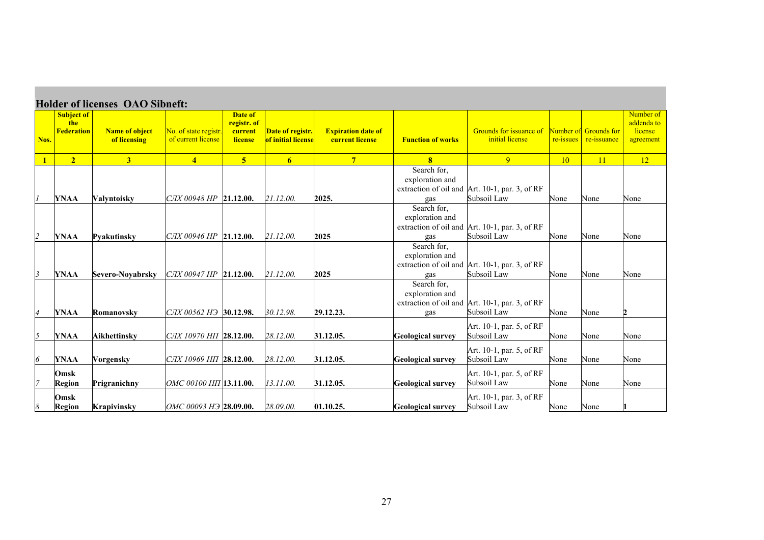## Holder of licenses OAO Sibneft:

| Nos. | Subject of the Federation | Name of object of licensing | No. of state registr. of current license | Date of registr. of current license | Date of registr. of initial license | Expiration date of current license | Function of works | Grounds for issuance of initial license | Number of re-issues | Grounds for re-issuance | Number of addenda to license agreement |
|---|---|---|---|---|---|---|---|---|---|---|---|
| **1** | **2** | **3** | **4** | **5** | **6** | **7** | **8** | 9 | 10 | 11 | 12 |
| *1* | **YNAA** | **Valyntoisky** | *СЛХ 00948 НР* | **21.12.00.** | *21.12.00.* | **2025.** | Search for, exploration and extraction of oil and gas | Art. 10-1, par. 3, of RF Subsoil Law | None | None | None |
| *2* | **YNAA** | **Pyakutinsky** | *СЛХ 00946 НР* | **21.12.00.** | *21.12.00.* | **2025** | Search for, exploration and extraction of oil and gas | Art. 10-1, par. 3, of RF Subsoil Law | None | None | None |
| *3* | **YNAA** | **Severo-Noyabrsky** | *СЛХ 00947 НР* | **21.12.00.** | *21.12.00.* | **2025** | Search for, exploration and extraction of oil and gas | Art. 10-1, par. 3, of RF Subsoil Law | None | None | None |
| *4* | **YNAA** | **Romanovsky** | *СЛХ 00562 НЭ* | **30.12.98.** | *30.12.98.* | **29.12.23.** | Search for, exploration and extraction of oil and gas | Art. 10-1, par. 3, of RF Subsoil Law | None | None | **2** |
| *5* | **YNAA** | **Aikhettinsky** | *СЛХ 10970 НП* | **28.12.00.** | *28.12.00.* | **31.12.05.** | **Geological survey** | Art. 10-1, par. 5, of RF Subsoil Law | None | None | None |
| *6* | **YNAA** | **Vorgensky** | *СЛХ 10969 НП* | **28.12.00.** | *28.12.00.* | **31.12.05.** | **Geological survey** | Art. 10-1, par. 5, of RF Subsoil Law | None | None | None |
| *7* | **Omsk Region** | **Prigranichny** | *ОМС 00100 НП* | **13.11.00.** | *13.11.00.* | **31.12.05.** | **Geological survey** | Art. 10-1, par. 5, of RF Subsoil Law | None | None | None |
| *8* | **Omsk Region** | **Krapivinsky** | *ОМС 00093 НЭ* | **28.09.00.** | *28.09.00.* | **01.10.25.** | **Geological survey** | Art. 10-1, par. 3, of RF Subsoil Law | None | None | **1** |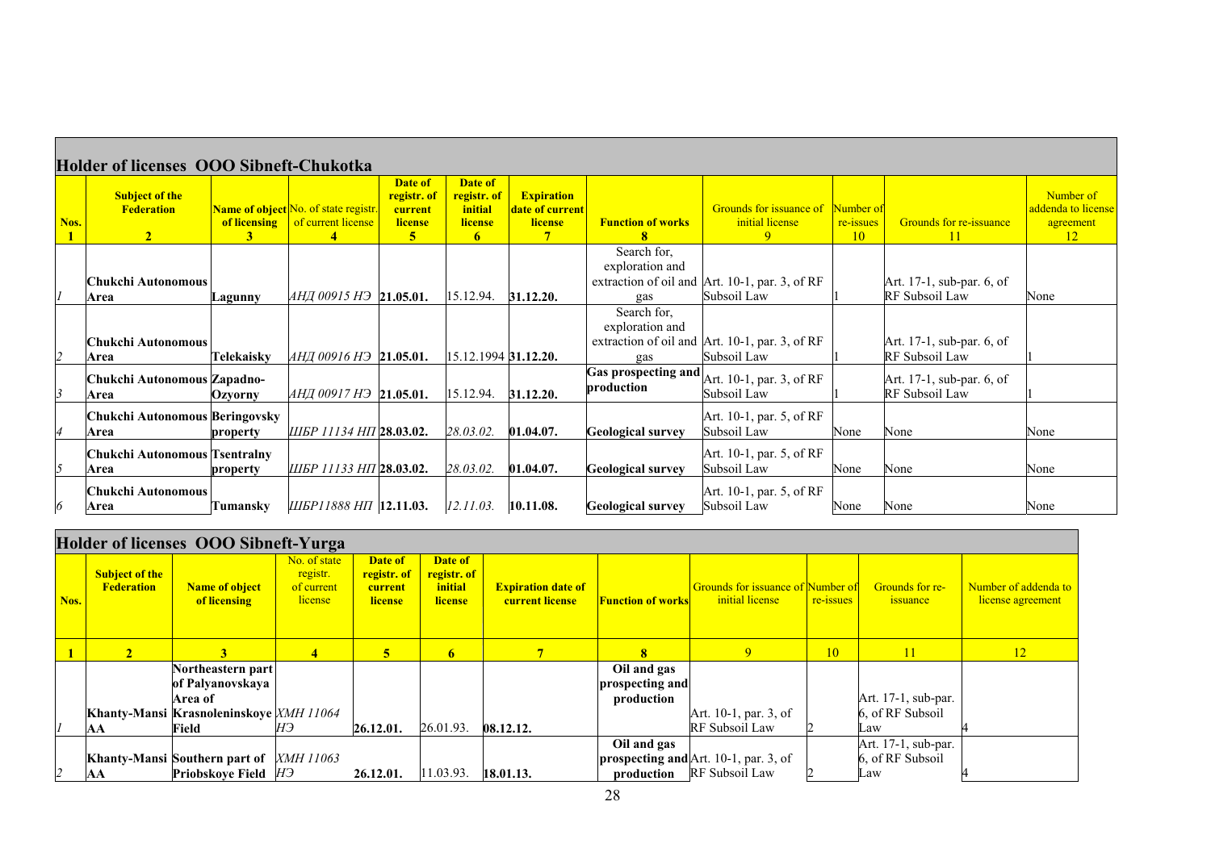## Holder of licenses OOO Sibneft-Chukotka

| Nos. 1 | Subject of the Federation 2 | Name of object of licensing 3 | No. of state registr. of current license 4 | Date of registr. of current license 5 | Date of registr. of initial license 6 | Expiration date of current license 7 | Function of works 8 | Grounds for issuance of initial license 9 | Number of re-issues 10 | Grounds for re-issuance 11 | Number of addenda to license agreement 12 |
|---|---|---|---|---|---|---|---|---|---|---|---|
| *1* | **Chukchi Autonomous Area** | **Lagunny** | *АНД 00915 НЭ* | **21.05.01.** | 15.12.94. | **31.12.20.** | Search for, exploration and extraction of oil and gas | Art. 10-1, par. 3, of RF Subsoil Law | 1 | Art. 17-1, sub-par. 6, of RF Subsoil Law | None |
| *2* | **Chukchi Autonomous Area** | **Telekaisky** | *АНД 00916 НЭ* | **21.05.01.** | 15.12.1994 | **31.12.20.** | Search for, exploration and extraction of oil and gas | Art. 10-1, par. 3, of RF Subsoil Law | 1 | Art. 17-1, sub-par. 6, of RF Subsoil Law | 1 |
| *3* | **Chukchi Autonomous Area** | **Zapadno-Ozyorny** | *АНД 00917 НЭ* | **21.05.01.** | 15.12.94. | **31.12.20.** | **Gas prospecting and production** | Art. 10-1, par. 3, of RF Subsoil Law | 1 | Art. 17-1, sub-par. 6, of RF Subsoil Law | 1 |
| *4* | **Chukchi Autonomous Area** | **Beringovsky property** | *ШБР 11134 НП* | **28.03.02.** | *28.03.02.* | **01.04.07.** | **Geological survey** | Art. 10-1, par. 5, of RF Subsoil Law | None | None | None |
| *5* | **Chukchi Autonomous Area** | **Tsentralny property** | *ШБР 11133 НП* | **28.03.02.** | *28.03.02.* | **01.04.07.** | **Geological survey** | Art. 10-1, par. 5, of RF Subsoil Law | None | None | None |
| *6* | **Chukchi Autonomous Area** | **Tumansky** | *ШБР11888 НП* | **12.11.03.** | *12.11.03.* | **10.11.08.** | **Geological survey** | Art. 10-1, par. 5, of RF Subsoil Law | None | None | None |

## Holder of licenses OOO Sibneft-Yurga

| Nos. | Subject of the Federation | Name of object of licensing | No. of state registr. of current license | Date of registr. of current license | Date of registr. of initial license | Expiration date of current license | Function of works | Grounds for issuance of initial license | Number of re-issues | Grounds for re-issuance | Number of addenda to license agreement |
|---|---|---|---|---|---|---|---|---|---|---|---|
| **1** | **2** | **3** | 4 | **5** | **6** | 7 | 8 | 9 | 10 | 11 | 12 |
| *1* | **Khanty-Mansi AA** | **Northeastern part of Palyanovskaya Area of Krasnoleninskoye Field** | *ХМН 11064 НЭ* | **26.12.01.** | 26.01.93. | **08.12.12.** | **Oil and gas prospecting and production** | Art. 10-1, par. 3, of RF Subsoil Law | 2 | Art. 17-1, sub-par. 6, of RF Subsoil Law | 4 |
| *2* | **Khanty-Mansi AA** | **Southern part of Priobskoye Field** | *ХМН 11063 НЭ* | **26.12.01.** | 11.03.93. | **18.01.13.** | **Oil and gas prospecting and production** | Art. 10-1, par. 3, of RF Subsoil Law | 2 | Art. 17-1, sub-par. 6, of RF Subsoil Law | 4 |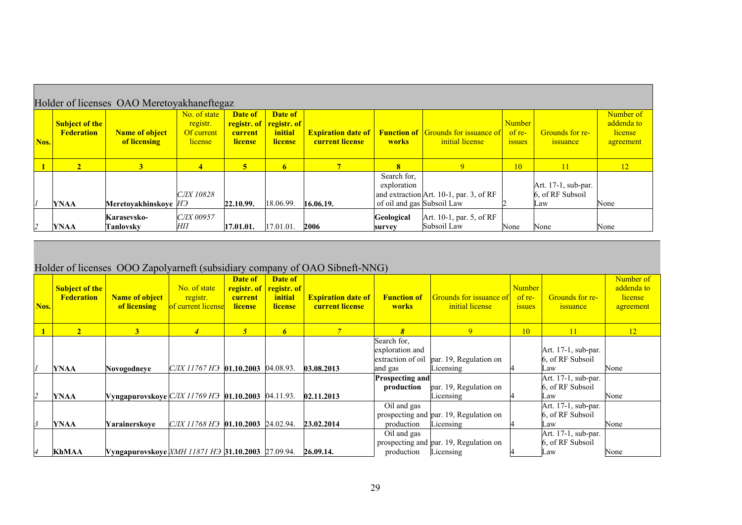## Holder of licenses OAO Meretoyakhaneftegaz

| Nos. | Subject of the Federation | Name of object of licensing | No. of state registr. Of current license | Date of registr. of current license | Date of registr. of initial license | Expiration date of current license | Function of works | Grounds for issuance of initial license | Number of re-issues | Grounds for re-issuance | Number of addenda to license agreement |
|---|---|---|---|---|---|---|---|---|---|---|---|
| **1** | **2** | **3** | **4** | **5** | **6** | **7** | **8** | 9 | 10 | 11 | 12 |
| *1* | **YNAA** | **Meretoyakhinskoye** | *СЛХ 10828 НЭ* | **22.10.99.** | 18.06.99. | **16.06.19.** | Search for, exploration and extraction of oil and gas | Art. 10-1, par. 3, of RF Subsoil Law | 2 | Art. 17-1, sub-par. 6, of RF Subsoil Law | None |
| *2* | **YNAA** | **Karasevsko-Tanlovsky** | *СЛХ 00957 НП* | **17.01.01.** | 17.01.01. | **2006** | **Geological survey** | Art. 10-1, par. 5, of RF Subsoil Law | None | None | None |

## Holder of licenses OOO Zapolyarneft (subsidiary company of OAO Sibneft-NNG)

| Nos. | Subject of the Federation | Name of object of licensing | No. of state registr. of current license | Date of registr. of current license | Date of registr. of initial license | Expiration date of current license | Function of works | Grounds for issuance of initial license | Number of re-issues | Grounds for re-issuance | Number of addenda to license agreement |
|---|---|---|---|---|---|---|---|---|---|---|---|
| **1** | **2** | **3** | ***4*** | ***5*** | ***6*** | *7* | ***8*** | 9 | 10 | 11 | 12 |
| *1* | **YNAA** | **Novogodneye** | *СЛХ 11767 НЭ* | **01.10.2003** | 04.08.93. | **03.08.2013** | Search for, exploration and extraction of oil and gas | par. 19, Regulation on Licensing | 4 | Art. 17-1, sub-par. 6, of RF Subsoil Law | None |
| *2* | **YNAA** | **Vyngapurovskoye** | *СЛХ 11769 НЭ* | **01.10.2003** | 04.11.93. | **02.11.2013** | **Prospecting and production** | par. 19, Regulation on Licensing | 4 | Art. 17-1, sub-par. 6, of RF Subsoil Law | None |
| *3* | **YNAA** | **Yarainerskoye** | *СЛХ 11768 НЭ* | **01.10.2003** | 24.02.94. | **23.02.2014** | Oil and gas prospecting and production | par. 19, Regulation on Licensing | 4 | Art. 17-1, sub-par. 6, of RF Subsoil Law | None |
| *4* | **KhMAA** | **Vyngapurovskoye** | *ХМН 11871 НЭ* | **31.10.2003** | 27.09.94. | **26.09.14.** | Oil and gas prospecting and production | par. 19, Regulation on Licensing | 4 | Art. 17-1, sub-par. 6, of RF Subsoil Law | None |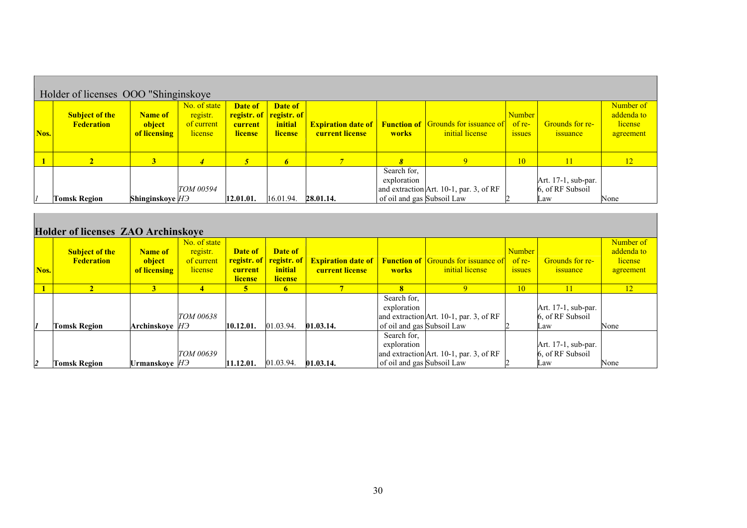## Holder of licenses OOO "Shinginskoye

| Nos. | Subject of the Federation | Name of object of licensing | No. of state registr. of current license | Date of registr. of current license | Date of registr. of initial license | Expiration date of current license | Function of works | Grounds for issuance of initial license | Number of re-issues | Grounds for re-issuance | Number of addenda to license agreement |
|---|---|---|---|---|---|---|---|---|---|---|---|
| 1 | 2 | 3 | 4 | 5 | 6 | 7 | 8 | 9 | 10 | 11 | 12 |
| 1 | **Tomsk Region** | **Shinginskoye** | ТОМ 00594 НЭ | **12.01.01.** | 16.01.94. | **28.01.14.** | Search for, exploration and extraction of oil and gas | Art. 10-1, par. 3, of RF Subsoil Law | 2 | Art. 17-1, sub-par. 6, of RF Subsoil Law | None |

## Holder of licenses ZAO Archinskoye

| Nos. | Subject of the Federation | Name of object of licensing | No. of state registr. of current license | Date of registr. of current license | Date of registr. of initial license | Expiration date of current license | Function of works | Grounds for issuance of initial license | Number of re-issues | Grounds for re-issuance | Number of addenda to license agreement |
|---|---|---|---|---|---|---|---|---|---|---|---|
| 1 | 2 | 3 | 4 | 5 | 6 | 7 | 8 | 9 | 10 | 11 | 12 |
| 1 | **Tomsk Region** | **Archinskoye** | ТОМ 00638 НЭ | **10.12.01.** | 01.03.94. | **01.03.14.** | Search for, exploration and extraction of oil and gas | Art. 10-1, par. 3, of RF Subsoil Law | 2 | Art. 17-1, sub-par. 6, of RF Subsoil Law | None |
| 2 | **Tomsk Region** | **Urmanskoye** | ТОМ 00639 НЭ | **11.12.01.** | 01.03.94. | **01.03.14.** | Search for, exploration and extraction of oil and gas | Art. 10-1, par. 3, of RF Subsoil Law | 2 | Art. 17-1, sub-par. 6, of RF Subsoil Law | None |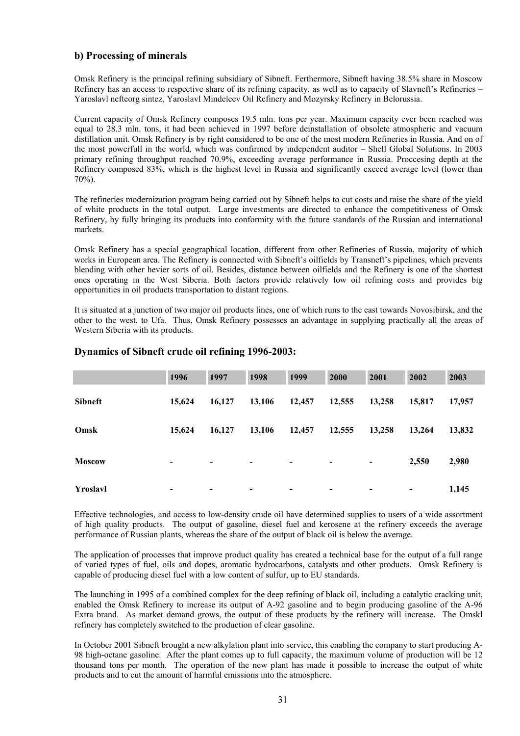### b) Processing of minerals

Omsk Refinery is the principal refining subsidiary of Sibneft. Ferthermore, Sibneft having 38.5% share in Moscow Refinery has an access to respective share of its refining capacity, as well as to capacity of Slavneft's Refineries – Yaroslavl nefteorg sintez, Yaroslavl Mindeleev Oil Refinery and Mozyrsky Refinery in Belorussia.

Current capacity of Omsk Refinery composes 19.5 mln. tons per year. Maximum capacity ever been reached was equal to 28.3 mln. tons, it had been achieved in 1997 before deinstallation of obsolete atmospheric and vacuum distillation unit. Omsk Refinery is by right considered to be one of the most modern Refineries in Russia. And on of the most powerfull in the world, which was confirmed by independent auditor – Shell Global Solutions. In 2003 primary refining throughput reached 70.9%, exceeding average performance in Russia. Proccesing depth at the Refinery composed 83%, which is the highest level in Russia and significantly exceed average level (lower than 70%).

The refineries modernization program being carried out by Sibneft helps to cut costs and raise the share of the yield of white products in the total output. Large investments are directed to enhance the competitiveness of Omsk Refinery, by fully bringing its products into conformity with the future standards of the Russian and international markets.

Omsk Refinery has a special geographical location, different from other Refineries of Russia, majority of which works in European area. The Refinery is connected with Sibneft's oilfields by Transneft's pipelines, which prevents blending with other hevier sorts of oil. Besides, distance between oilfields and the Refinery is one of the shortest ones operating in the West Siberia. Both factors provide relatively low oil refining costs and provides big opportunities in oil products transportation to distant regions.

It is situated at a junction of two major oil products lines, one of which runs to the east towards Novosibirsk, and the other to the west, to Ufa. Thus, Omsk Refinery possesses an advantage in supplying practically all the areas of Western Siberia with its products.

## Dynamics of Sibneft crude oil refining 1996-2003:

| | 1996 | 1997 | 1998 | 1999 | 2000 | 2001 | 2002 | 2003 |
|---|---|---|---|---|---|---|---|---|
| **Sibneft** | 15,624 | 16,127 | 13,106 | 12,457 | 12,555 | 13,258 | 15,817 | 17,957 |
| **Omsk** | 15,624 | 16,127 | 13,106 | 12,457 | 12,555 | 13,258 | 13,264 | 13,832 |
| **Moscow** | - | - | - | - | - | - | 2,550 | 2,980 |
| **Yroslavl** | - | - | - | - | - | - | - | 1,145 |

Effective technologies, and access to low-density crude oil have determined supplies to users of a wide assortment of high quality products. The output of gasoline, diesel fuel and kerosene at the refinery exceeds the average performance of Russian plants, whereas the share of the output of black oil is below the average.

The application of processes that improve product quality has created a technical base for the output of a full range of varied types of fuel, oils and dopes, aromatic hydrocarbons, catalysts and other products. Omsk Refinery is capable of producing diesel fuel with a low content of sulfur, up to EU standards.

The launching in 1995 of a combined complex for the deep refining of black oil, including a catalytic cracking unit, enabled the Omsk Refinery to increase its output of A-92 gasoline and to begin producing gasoline of the A-96 Extra brand. As market demand grows, the output of these products by the refinery will increase. The Omskl refinery has completely switched to the production of clear gasoline.

In October 2001 Sibneft brought a new alkylation plant into service, this enabling the company to start producing A-98 high-octane gasoline. After the plant comes up to full capacity, the maximum volume of production will be 12 thousand tons per month. The operation of the new plant has made it possible to increase the output of white products and to cut the amount of harmful emissions into the atmosphere.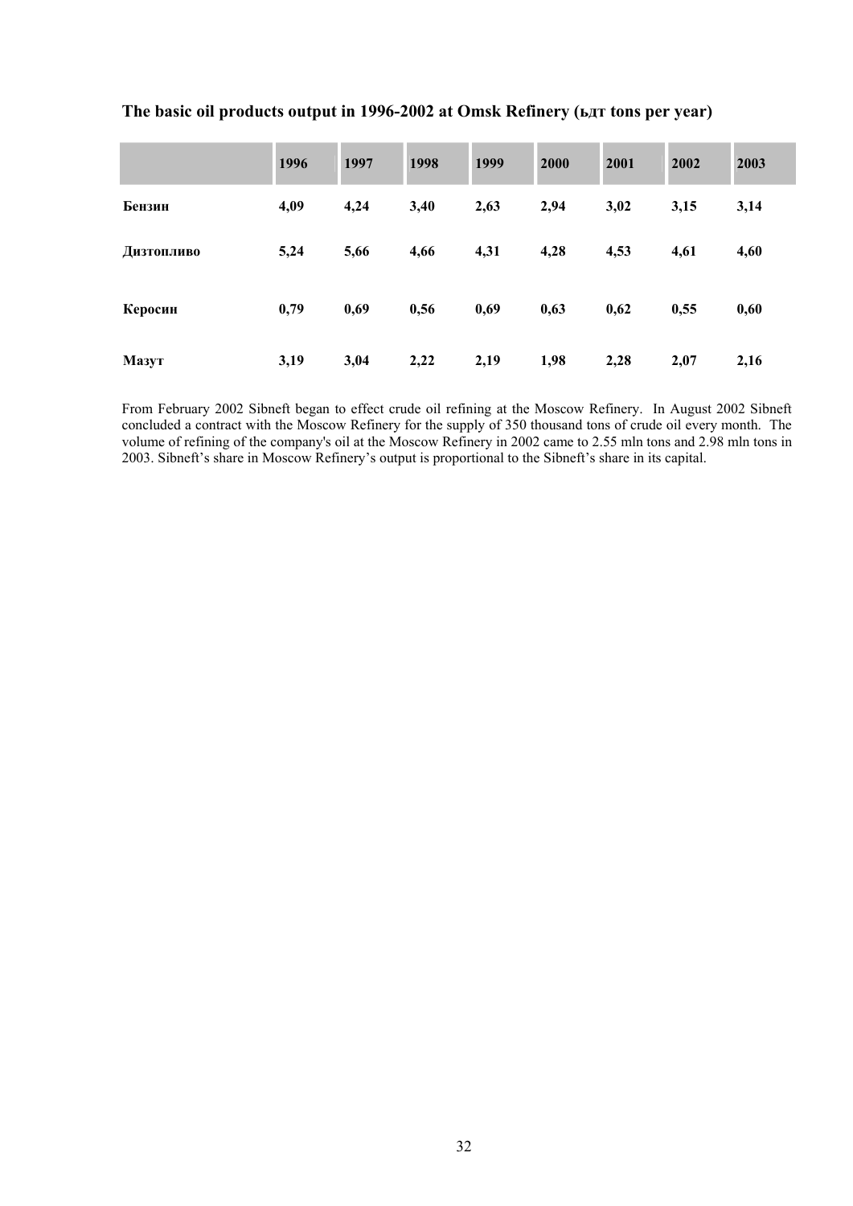**The basic oil products output in 1996-2002 at Omsk Refinery (ьдт tons per year)**

| | 1996 | 1997 | 1998 | 1999 | 2000 | 2001 | 2002 | 2003 |
|---|---|---|---|---|---|---|---|---|
| **Бензин** | **4,09** | **4,24** | **3,40** | **2,63** | **2,94** | **3,02** | **3,15** | **3,14** |
| **Дизтопливо** | **5,24** | **5,66** | **4,66** | **4,31** | **4,28** | **4,53** | **4,61** | **4,60** |
| **Керосин** | **0,79** | **0,69** | **0,56** | **0,69** | **0,63** | **0,62** | **0,55** | **0,60** |
| **Мазут** | **3,19** | **3,04** | **2,22** | **2,19** | **1,98** | **2,28** | **2,07** | **2,16** |

From February 2002 Sibneft began to effect crude oil refining at the Moscow Refinery. In August 2002 Sibneft concluded a contract with the Moscow Refinery for the supply of 350 thousand tons of crude oil every month. The volume of refining of the company's oil at the Moscow Refinery in 2002 came to 2.55 mln tons and 2.98 mln tons in 2003. Sibneft's share in Moscow Refinery's output is proportional to the Sibneft's share in its capital.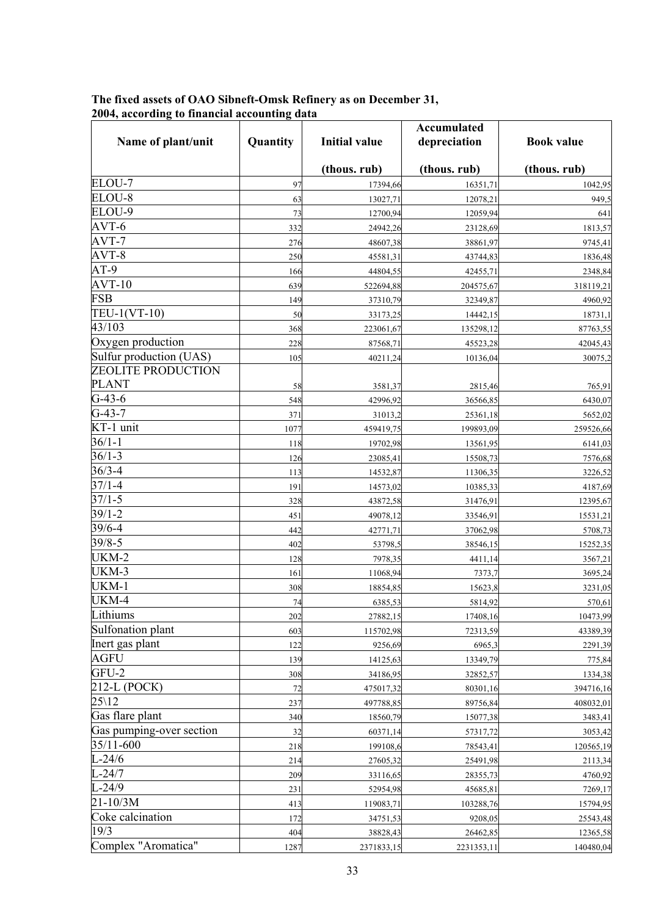**The fixed assets of OAO Sibneft-Omsk Refinery as on December 31, 2004, according to financial accounting data**

| Name of plant/unit | Quantity | Initial value (thous. rub) | Accumulated depreciation (thous. rub) | Book value (thous. rub) |
|---|---|---|---|---|
| ELOU-7 | 97 | 17394,66 | 16351,71 | 1042,95 |
| ELOU-8 | 63 | 13027,71 | 12078,21 | 949,5 |
| ELOU-9 | 73 | 12700,94 | 12059,94 | 641 |
| AVT-6 | 332 | 24942,26 | 23128,69 | 1813,57 |
| AVT-7 | 276 | 48607,38 | 38861,97 | 9745,41 |
| AVT-8 | 250 | 45581,31 | 43744,83 | 1836,48 |
| AT-9 | 166 | 44804,55 | 42455,71 | 2348,84 |
| AVT-10 | 639 | 522694,88 | 204575,67 | 318119,21 |
| FSB | 149 | 37310,79 | 32349,87 | 4960,92 |
| TEU-1(VT-10) | 50 | 33173,25 | 14442,15 | 18731,1 |
| 43/103 | 368 | 223061,67 | 135298,12 | 87763,55 |
| Oxygen production | 228 | 87568,71 | 45523,28 | 42045,43 |
| Sulfur production (UAS) | 105 | 40211,24 | 10136,04 | 30075,2 |
| ZEOLITE PRODUCTION PLANT | 58 | 3581,37 | 2815,46 | 765,91 |
| G-43-6 | 548 | 42996,92 | 36566,85 | 6430,07 |
| G-43-7 | 371 | 31013,2 | 25361,18 | 5652,02 |
| KT-1 unit | 1077 | 459419,75 | 199893,09 | 259526,66 |
| 36/1-1 | 118 | 19702,98 | 13561,95 | 6141,03 |
| 36/1-3 | 126 | 23085,41 | 15508,73 | 7576,68 |
| 36/3-4 | 113 | 14532,87 | 11306,35 | 3226,52 |
| 37/1-4 | 191 | 14573,02 | 10385,33 | 4187,69 |
| 37/1-5 | 328 | 43872,58 | 31476,91 | 12395,67 |
| 39/1-2 | 451 | 49078,12 | 33546,91 | 15531,21 |
| 39/6-4 | 442 | 42771,71 | 37062,98 | 5708,73 |
| 39/8-5 | 402 | 53798,5 | 38546,15 | 15252,35 |
| UKM-2 | 128 | 7978,35 | 4411,14 | 3567,21 |
| UKM-3 | 161 | 11068,94 | 7373,7 | 3695,24 |
| UKM-1 | 308 | 18854,85 | 15623,8 | 3231,05 |
| UKM-4 | 74 | 6385,53 | 5814,92 | 570,61 |
| Lithiums | 202 | 27882,15 | 17408,16 | 10473,99 |
| Sulfonation plant | 603 | 115702,98 | 72313,59 | 43389,39 |
| Inert gas plant | 122 | 9256,69 | 6965,3 | 2291,39 |
| AGFU | 139 | 14125,63 | 13349,79 | 775,84 |
| GFU-2 | 308 | 34186,95 | 32852,57 | 1334,38 |
| 212-L (POCK) | 72 | 475017,32 | 80301,16 | 394716,16 |
| 25\12 | 237 | 497788,85 | 89756,84 | 408032,01 |
| Gas flare plant | 340 | 18560,79 | 15077,38 | 3483,41 |
| Gas pumping-over section | 32 | 60371,14 | 57317,72 | 3053,42 |
| 35/11-600 | 218 | 199108,6 | 78543,41 | 120565,19 |
| L-24/6 | 214 | 27605,32 | 25491,98 | 2113,34 |
| L-24/7 | 209 | 33116,65 | 28355,73 | 4760,92 |
| L-24/9 | 231 | 52954,98 | 45685,81 | 7269,17 |
| 21-10/3M | 413 | 119083,71 | 103288,76 | 15794,95 |
| Coke calcination | 172 | 34751,53 | 9208,05 | 25543,48 |
| 19/3 | 404 | 38828,43 | 26462,85 | 12365,58 |
| Complex "Aromatica" | 1287 | 2371833,15 | 2231353,11 | 140480,04 |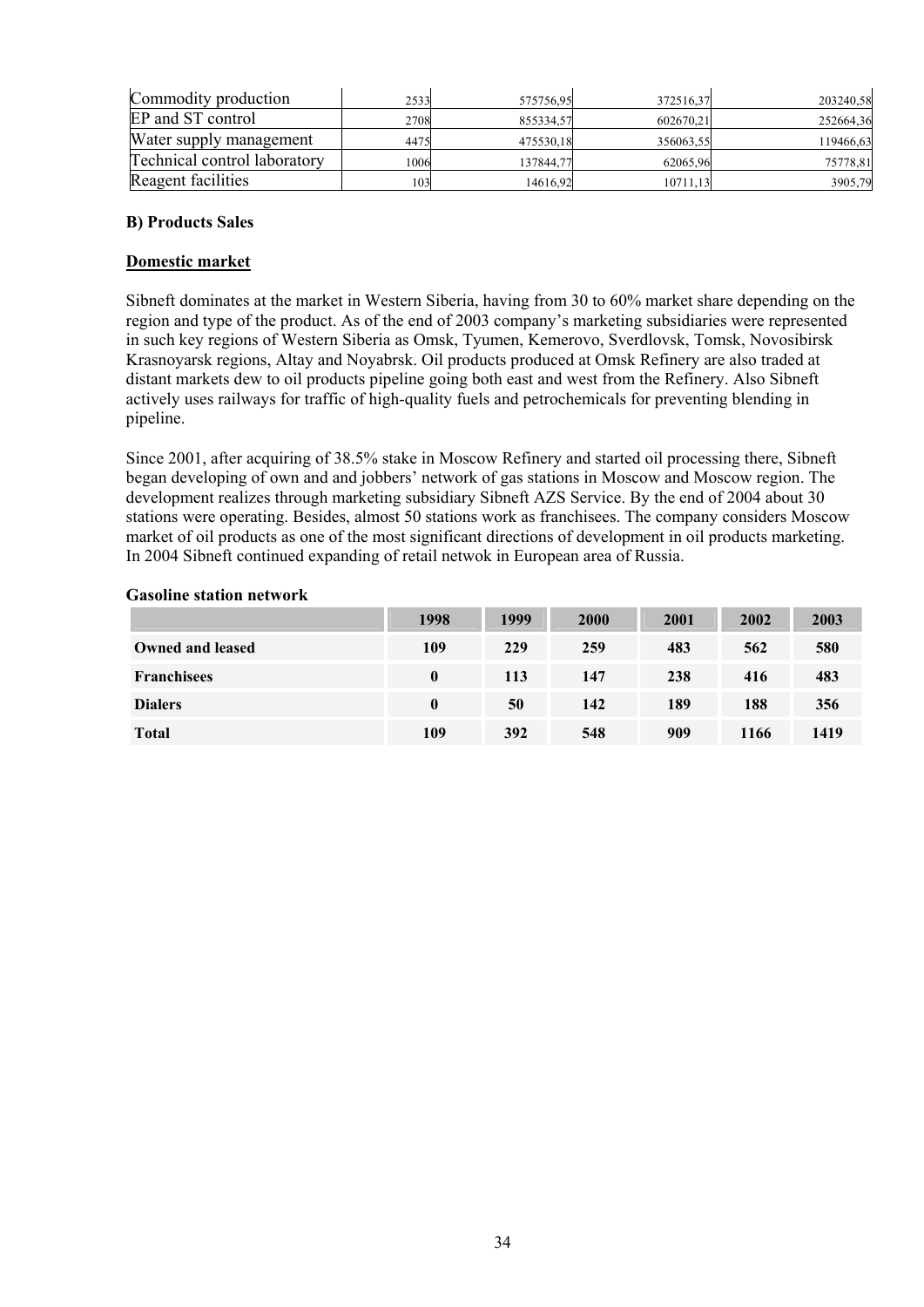| | | | | |
|---|---|---|---|---|
| Commodity production | 2533 | 575756,95 | 372516,37 | 203240,58 |
| EP and ST control | 2708 | 855334,57 | 602670,21 | 252664,36 |
| Water supply management | 4475 | 475530,18 | 356063,55 | 119466,63 |
| Technical control laboratory | 1006 | 137844,77 | 62065,96 | 75778,81 |
| Reagent facilities | 103 | 14616,92 | 10711,13 | 3905,79 |

**B) Products Sales**

**Domestic market**

Sibneft dominates at the market in Western Siberia, having from 30 to 60% market share depending on the region and type of the product. As of the end of 2003 company's marketing subsidiaries were represented in such key regions of Western Siberia as Omsk, Tyumen, Kemerovo, Sverdlovsk, Tomsk, Novosibirsk Krasnoyarsk regions, Altay and Noyabrsk. Oil products produced at Omsk Refinery are also traded at distant markets dew to oil products pipeline going both east and west from the Refinery. Also Sibneft actively uses railways for traffic of high-quality fuels and petrochemicals for preventing blending in pipeline.

Since 2001, after acquiring of 38.5% stake in Moscow Refinery and started oil processing there, Sibneft began developing of own and and jobbers' network of gas stations in Moscow and Moscow region. The development realizes through marketing subsidiary Sibneft AZS Service. By the end of 2004 about 30 stations were operating. Besides, almost 50 stations work as franchisees. The company considers Moscow market of oil products as one of the most significant directions of development in oil products marketing. In 2004 Sibneft continued expanding of retail netwok in European area of Russia.

**Gasoline station network**

| | 1998 | 1999 | 2000 | 2001 | 2002 | 2003 |
|---|---|---|---|---|---|---|
| **Owned and leased** | 109 | 229 | 259 | 483 | 562 | 580 |
| **Franchisees** | 0 | 113 | 147 | 238 | 416 | 483 |
| **Dialers** | 0 | 50 | 142 | 189 | 188 | 356 |
| **Total** | 109 | 392 | 548 | 909 | 1166 | 1419 |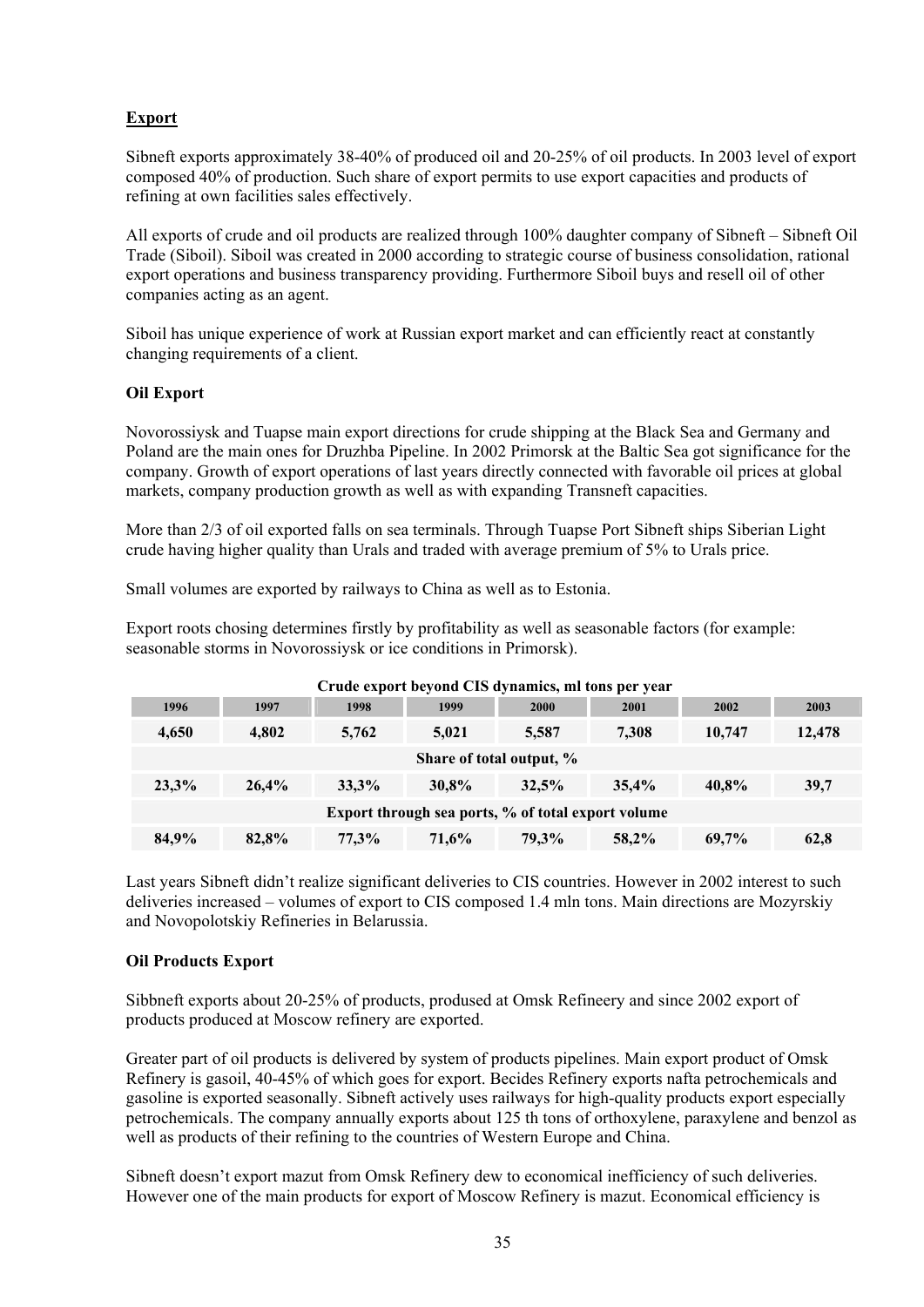## Export

Sibneft exports approximately 38-40% of produced oil and 20-25% of oil products. In 2003 level of export composed 40% of production. Such share of export permits to use export capacities and products of refining at own facilities sales effectively.

All exports of crude and oil products are realized through 100% daughter company of Sibneft – Sibneft Oil Trade (Siboil). Siboil was created in 2000 according to strategic course of business consolidation, rational export operations and business transparency providing. Furthermore Siboil buys and resell oil of other companies acting as an agent.

Siboil has unique experience of work at Russian export market and can efficiently react at constantly changing requirements of a client.

### Oil Export

Novorossiysk and Tuapse main export directions for crude shipping at the Black Sea and Germany and Poland are the main ones for Druzhba Pipeline. In 2002 Primorsk at the Baltic Sea got significance for the company. Growth of export operations of last years directly connected with favorable oil prices at global markets, company production growth as well as with expanding Transneft capacities.

More than 2/3 of oil exported falls on sea terminals. Through Tuapse Port Sibneft ships Siberian Light crude having higher quality than Urals and traded with average premium of 5% to Urals price.

Small volumes are exported by railways to China as well as to Estonia.

Export roots chosing determines firstly by profitability as well as seasonable factors (for example: seasonable storms in Novorossiysk or ice conditions in Primorsk).

**Crude export beyond CIS dynamics, ml tons per year**

| 1996 | 1997 | 1998 | 1999 | 2000 | 2001 | 2002 | 2003 |
|---|---|---|---|---|---|---|---|
| **4,650** | **4,802** | **5,762** | **5,021** | **5,587** | **7,308** | **10,747** | **12,478** |
| **Share of total output, %** | | | | | | | |
| **23,3%** | **26,4%** | **33,3%** | **30,8%** | **32,5%** | **35,4%** | **40,8%** | **39,7** |
| **Export through sea ports, % of total export volume** | | | | | | | |
| **84,9%** | **82,8%** | **77,3%** | **71,6%** | **79,3%** | **58,2%** | **69,7%** | **62,8** |

Last years Sibneft didn't realize significant deliveries to CIS countries. However in 2002 interest to such deliveries increased – volumes of export to CIS composed 1.4 mln tons. Main directions are Mozyrskiy and Novopolotskiy Refineries in Belarussia.

### Oil Products Export

Sibbneft exports about 20-25% of products, prodused at Omsk Refineery and since 2002 export of products produced at Moscow refinery are exported.

Greater part of oil products is delivered by system of products pipelines. Main export product of Omsk Refinery is gasoil, 40-45% of which goes for export. Becides Refinery exports nafta petrochemicals and gasoline is exported seasonally. Sibneft actively uses railways for high-quality products export especially petrochemicals. The company annually exports about 125 th tons of orthoxylene, paraxylene and benzol as well as products of their refining to the countries of Western Europe and China.

Sibneft doesn't export mazut from Omsk Refinery dew to economical inefficiency of such deliveries. However one of the main products for export of Moscow Refinery is mazut. Economical efficiency is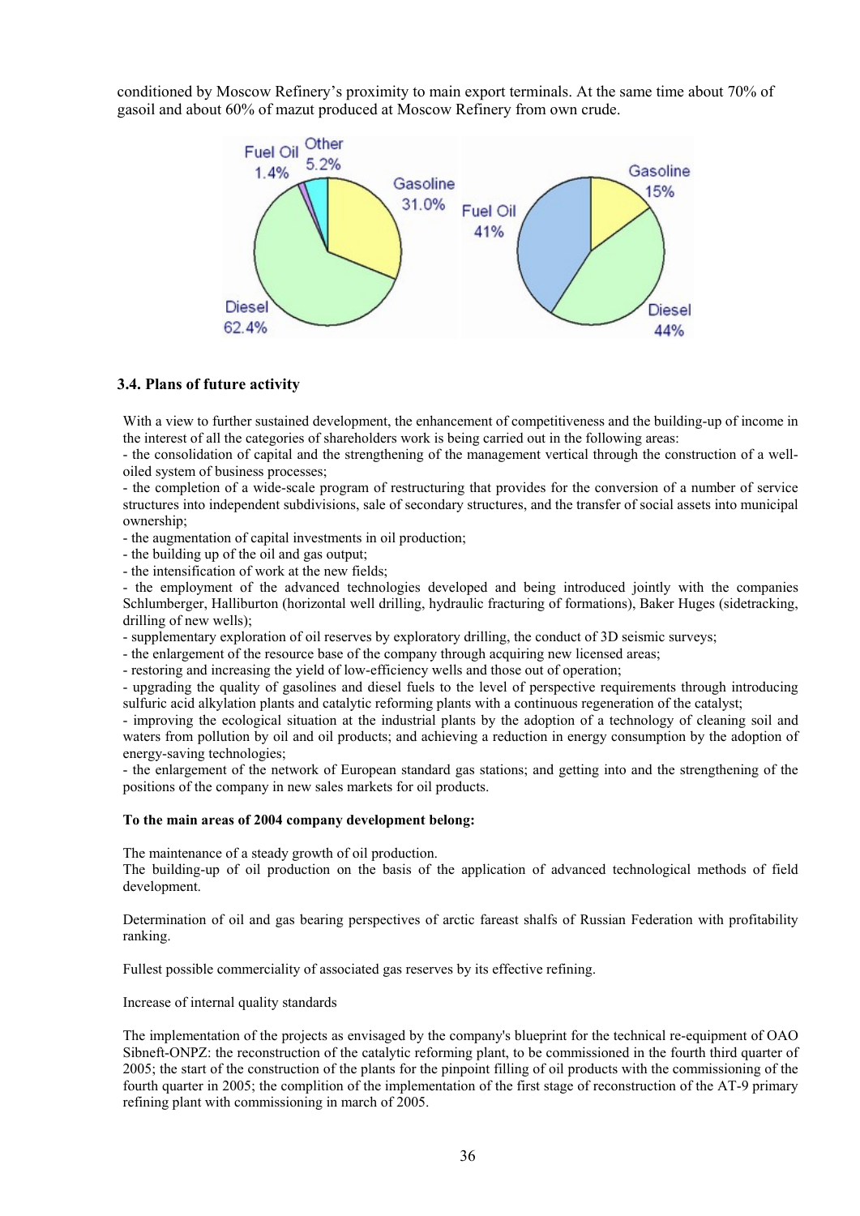conditioned by Moscow Refinery's proximity to main export terminals. At the same time about 70% of gasoil and about 60% of mazut produced at Moscow Refinery from own crude.

### 3.4. Plans of future activity

With a view to further sustained development, the enhancement of competitiveness and the building-up of income in the interest of all the categories of shareholders work is being carried out in the following areas:

- the consolidation of capital and the strengthening of the management vertical through the construction of a well-oiled system of business processes;
- the completion of a wide-scale program of restructuring that provides for the conversion of a number of service structures into independent subdivisions, sale of secondary structures, and the transfer of social assets into municipal ownership;
- the augmentation of capital investments in oil production;
- the building up of the oil and gas output;
- the intensification of work at the new fields;
- the employment of the advanced technologies developed and being introduced jointly with the companies Schlumberger, Halliburton (horizontal well drilling, hydraulic fracturing of formations), Baker Huges (sidetracking, drilling of new wells);
- supplementary exploration of oil reserves by exploratory drilling, the conduct of 3D seismic surveys;
- the enlargement of the resource base of the company through acquiring new licensed areas;
- restoring and increasing the yield of low-efficiency wells and those out of operation;
- upgrading the quality of gasolines and diesel fuels to the level of perspective requirements through introducing sulfuric acid alkylation plants and catalytic reforming plants with a continuous regeneration of the catalyst;
- improving the ecological situation at the industrial plants by the adoption of a technology of cleaning soil and waters from pollution by oil and oil products; and achieving a reduction in energy consumption by the adoption of energy-saving technologies;
- the enlargement of the network of European standard gas stations; and getting into and the strengthening of the positions of the company in new sales markets for oil products.

**To the main areas of 2004 company development belong:**

The maintenance of a steady growth of oil production.
The building-up of oil production on the basis of the application of advanced technological methods of field development.

Determination of oil and gas bearing perspectives of arctic fareast shalfs of Russian Federation with profitability ranking.

Fullest possible commerciality of associated gas reserves by its effective refining.

Increase of internal quality standards

The implementation of the projects as envisaged by the company's blueprint for the technical re-equipment of OAO Sibneft-ONPZ: the reconstruction of the catalytic reforming plant, to be commissioned in the fourth third quarter of 2005; the start of the construction of the plants for the pinpoint filling of oil products with the commissioning of the fourth quarter in 2005; the complition of the implementation of the first stage of reconstruction of the AT-9 primary refining plant with commissioning in march of 2005.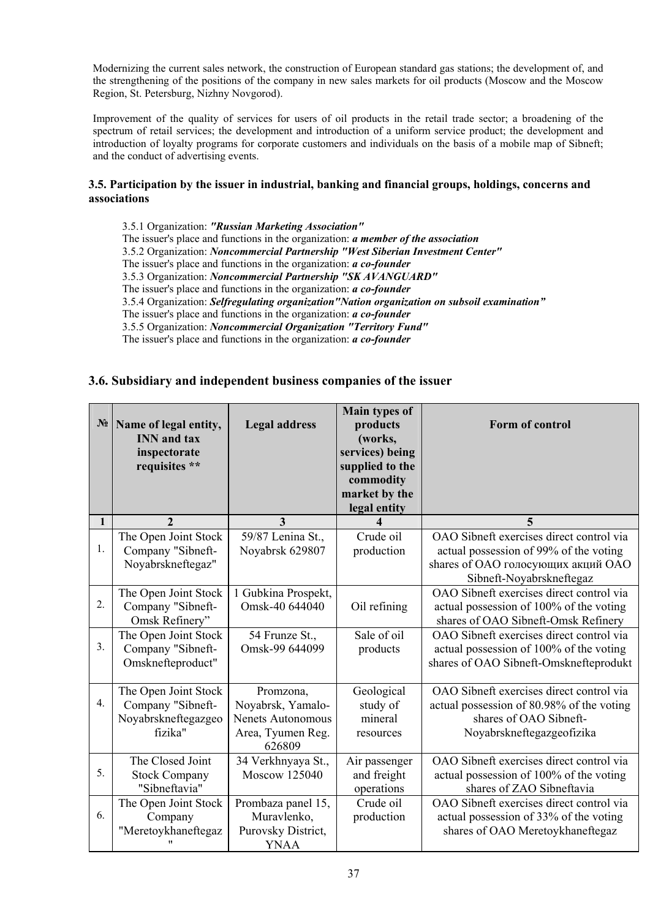Modernizing the current sales network, the construction of European standard gas stations; the development of, and the strengthening of the positions of the company in new sales markets for oil products (Moscow and the Moscow Region, St. Petersburg, Nizhny Novgorod).

Improvement of the quality of services for users of oil products in the retail trade sector; a broadening of the spectrum of retail services; the development and introduction of a uniform service product; the development and introduction of loyalty programs for corporate customers and individuals on the basis of a mobile map of Sibneft; and the conduct of advertising events.

### 3.5. Participation by the issuer in industrial, banking and financial groups, holdings, concerns and associations

3.5.1 Organization: ***"Russian Marketing Association"***
The issuer's place and functions in the organization: ***a member of the association***
3.5.2 Organization: ***Noncommercial Partnership "West Siberian Investment Center"***
The issuer's place and functions in the organization: ***a co-founder***
3.5.3 Organization: ***Noncommercial Partnership "SK AVANGUARD"***
The issuer's place and functions in the organization: ***a co-founder***
3.5.4 Organization: ***Selfregulating organization"Nation organization on subsoil examination"***
The issuer's place and functions in the organization: ***a co-founder***
3.5.5 Organization: ***Noncommercial Organization "Territory Fund"***
The issuer's place and functions in the organization: ***a co-founder***

### 3.6. Subsidiary and independent business companies of the issuer

| № | Name of legal entity, INN and tax inspectorate requisites ** | Legal address | Main types of products (works, services) being supplied to the commodity market by the legal entity | Form of control |
|---|---|---|---|---|
| 1 | 2 | 3 | 4 | 5 |
| 1. | The Open Joint Stock Company "Sibneft-Noyabrskneftegaz" | 59/87 Lenina St., Noyabrsk 629807 | Crude oil production | OAO Sibneft exercises direct control via actual possession of 99% of the voting shares of OAO голосующих акций OAO Sibneft-Noyabrskneftegaz |
| 2. | The Open Joint Stock Company "Sibneft-Omsk Refinery" | 1 Gubkina Prospekt, Omsk-40 644040 | Oil refining | OAO Sibneft exercises direct control via actual possession of 100% of the voting shares of OAO Sibneft-Omsk Refinery |
| 3. | The Open Joint Stock Company "Sibneft-Omsknefteproduct" | 54 Frunze St., Omsk-99 644099 | Sale of oil products | OAO Sibneft exercises direct control via actual possession of 100% of the voting shares of OAO Sibneft-Omsknefteprodukt |
| 4. | The Open Joint Stock Company "Sibneft-Noyabrskneftegazgeofizika" | Promzona, Noyabrsk, Yamalo-Nenets Autonomous Area, Tyumen Reg. 626809 | Geological study of mineral resources | OAO Sibneft exercises direct control via actual possession of 80.98% of the voting shares of OAO Sibneft-Noyabrskneftegazgeofizika |
| 5. | The Closed Joint Stock Company "Sibneftavia" | 34 Verkhnyaya St., Moscow 125040 | Air passenger and freight operations | OAO Sibneft exercises direct control via actual possession of 100% of the voting shares of ZAO Sibneftavia |
| 6. | The Open Joint Stock Company "Meretoykhaneftegaz" | Prombaza panel 15, Muravlenko, Purovsky District, YNAA | Crude oil production | OAO Sibneft exercises direct control via actual possession of 33% of the voting shares of OAO Meretoykhaneftegaz |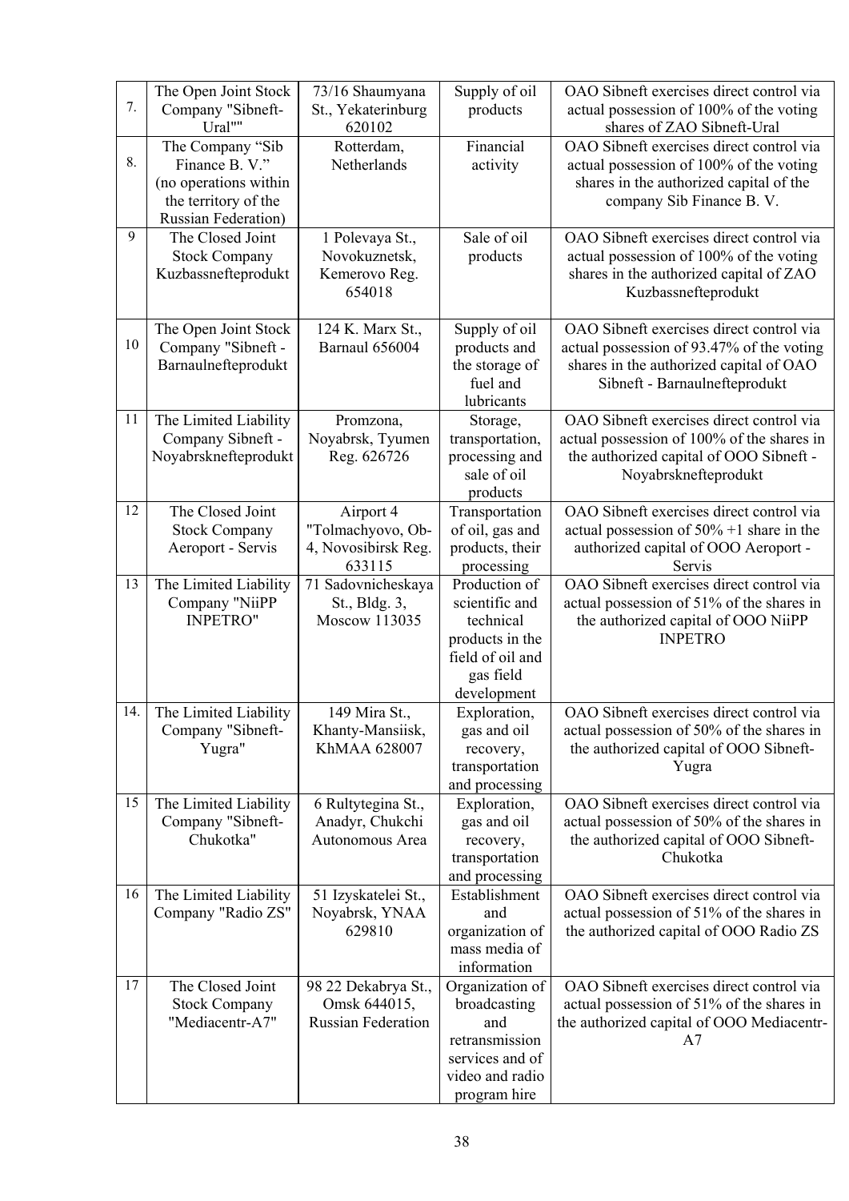| 7. | The Open Joint Stock Company "Sibneft-Ural"" | 73/16 Shaumyana St., Yekaterinburg 620102 | Supply of oil products | OAO Sibneft exercises direct control via actual possession of 100% of the voting shares of ZAO Sibneft-Ural |
|---|---|---|---|---|
| 8. | The Company "Sib Finance B. V." (no operations within the territory of the Russian Federation) | Rotterdam, Netherlands | Financial activity | OAO Sibneft exercises direct control via actual possession of 100% of the voting shares in the authorized capital of the company Sib Finance B. V. |
| 9 | The Closed Joint Stock Company Kuzbassnefteprodukt | 1 Polevaya St., Novokuznetsk, Kemerovo Reg. 654018 | Sale of oil products | OAO Sibneft exercises direct control via actual possession of 100% of the voting shares in the authorized capital of ZAO Kuzbassnefteprodukt |
| 10 | The Open Joint Stock Company "Sibneft - Barnaulnefteprodukt | 124 K. Marx St., Barnaul 656004 | Supply of oil products and the storage of fuel and lubricants | OAO Sibneft exercises direct control via actual possession of 93.47% of the voting shares in the authorized capital of OAO Sibneft - Barnaulnefteprodukt |
| 11 | The Limited Liability Company Sibneft - Noyabrsknefteprodukt | Promzona, Noyabrsk, Tyumen Reg. 626726 | Storage, transportation, processing and sale of oil products | OAO Sibneft exercises direct control via actual possession of 100% of the shares in the authorized capital of OOO Sibneft - Noyabrsknefteprodukt |
| 12 | The Closed Joint Stock Company Aeroport - Servis | Airport 4 "Tolmachyovo, Ob-4, Novosibirsk Reg. 633115 | Transportation of oil, gas and products, their processing | OAO Sibneft exercises direct control via actual possession of 50% +1 share in the authorized capital of OOO Aeroport - Servis |
| 13 | The Limited Liability Company "NiiPP INPETRO" | 71 Sadovnicheskaya St., Bldg. 3, Moscow 113035 | Production of scientific and technical products in the field of oil and gas field development | OAO Sibneft exercises direct control via actual possession of 51% of the shares in the authorized capital of OOO NiiPP INPETRO |
| 14. | The Limited Liability Company "Sibneft-Yugra" | 149 Mira St., Khanty-Mansiisk, KhMAA 628007 | Exploration, gas and oil recovery, transportation and processing | OAO Sibneft exercises direct control via actual possession of 50% of the shares in the authorized capital of OOO Sibneft-Yugra |
| 15 | The Limited Liability Company "Sibneft-Chukotka" | 6 Rultytegina St., Anadyr, Chukchi Autonomous Area | Exploration, gas and oil recovery, transportation and processing | OAO Sibneft exercises direct control via actual possession of 50% of the shares in the authorized capital of OOO Sibneft-Chukotka |
| 16 | The Limited Liability Company "Radio ZS" | 51 Izyskatelei St., Noyabrsk, YNAA 629810 | Establishment and organization of mass media of information | OAO Sibneft exercises direct control via actual possession of 51% of the shares in the authorized capital of OOO Radio ZS |
| 17 | The Closed Joint Stock Company "Mediacentr-A7" | 98 22 Dekabrya St., Omsk 644015, Russian Federation | Organization of broadcasting and retransmission services and of video and radio program hire | OAO Sibneft exercises direct control via actual possession of 51% of the shares in the authorized capital of OOO Mediacentr-A7 |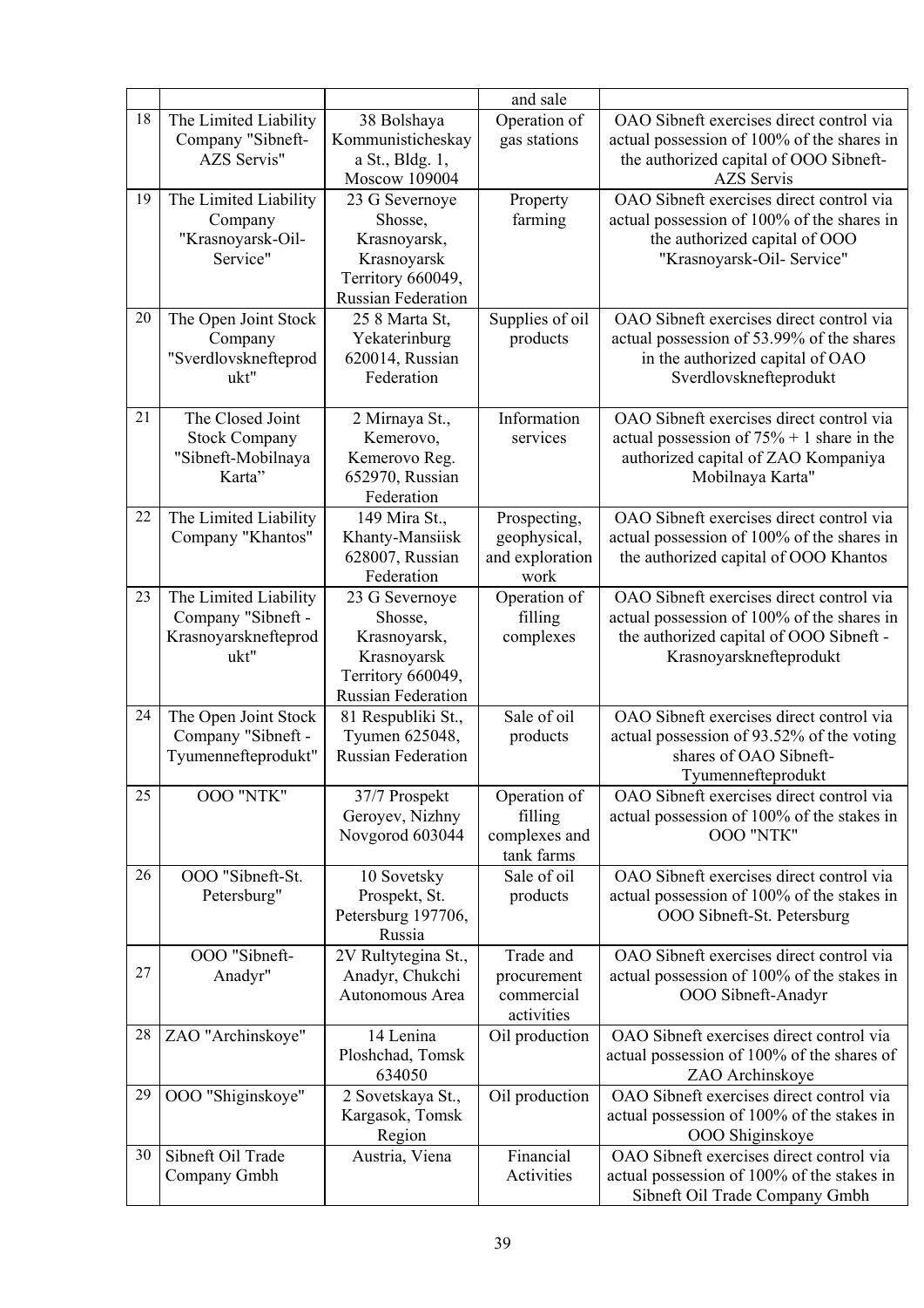| | | | and sale | |
|---|---|---|---|---|
| 18 | The Limited Liability Company "Sibneft-AZS Servis" | 38 Bolshaya Kommunisticheskaya St., Bldg. 1, Moscow 109004 | Operation of gas stations | OAO Sibneft exercises direct control via actual possession of 100% of the shares in the authorized capital of OOO Sibneft-AZS Servis |
| 19 | The Limited Liability Company "Krasnoyarsk-Oil-Service" | 23 G Severnoye Shosse, Krasnoyarsk, Krasnoyarsk Territory 660049, Russian Federation | Property farming | OAO Sibneft exercises direct control via actual possession of 100% of the shares in the authorized capital of OOO "Krasnoyarsk-Oil- Service" |
| 20 | The Open Joint Stock Company "Sverdlovsknefteprodukt" | 25 8 Marta St, Yekaterinburg 620014, Russian Federation | Supplies of oil products | OAO Sibneft exercises direct control via actual possession of 53.99% of the shares in the authorized capital of OAO Sverdlovsknefteprodukt |
| 21 | The Closed Joint Stock Company "Sibneft-Mobilnaya Karta" | 2 Mirnaya St., Kemerovo, Kemerovo Reg. 652970, Russian Federation | Information services | OAO Sibneft exercises direct control via actual possession of 75% + 1 share in the authorized capital of ZAO Kompaniya Mobilnaya Karta" |
| 22 | The Limited Liability Company "Khantos" | 149 Mira St., Khanty-Mansiisk 628007, Russian Federation | Prospecting, geophysical, and exploration work | OAO Sibneft exercises direct control via actual possession of 100% of the shares in the authorized capital of OOO Khantos |
| 23 | The Limited Liability Company "Sibneft - Krasnoyarsknefteprodukt" | 23 G Severnoye Shosse, Krasnoyarsk, Krasnoyarsk Territory 660049, Russian Federation | Operation of filling complexes | OAO Sibneft exercises direct control via actual possession of 100% of the shares in the authorized capital of OOO Sibneft - Krasnoyarsknefteprodukt |
| 24 | The Open Joint Stock Company "Sibneft - Tyumennefteprodukt" | 81 Respubliki St., Tyumen 625048, Russian Federation | Sale of oil products | OAO Sibneft exercises direct control via actual possession of 93.52% of the voting shares of OAO Sibneft-Tyumennefteprodukt |
| 25 | OOO "NTK" | 37/7 Prospekt Geroyev, Nizhny Novgorod 603044 | Operation of filling complexes and tank farms | OAO Sibneft exercises direct control via actual possession of 100% of the stakes in OOO "NTK" |
| 26 | OOO "Sibneft-St. Petersburg" | 10 Sovetsky Prospekt, St. Petersburg 197706, Russia | Sale of oil products | OAO Sibneft exercises direct control via actual possession of 100% of the stakes in OOO Sibneft-St. Petersburg |
| 27 | OOO "Sibneft-Anadyr" | 2V Rultytegina St., Anadyr, Chukchi Autonomous Area | Trade and procurement commercial activities | OAO Sibneft exercises direct control via actual possession of 100% of the stakes in OOO Sibneft-Anadyr |
| 28 | ZAO "Archinskoye" | 14 Lenina Ploshchad, Tomsk 634050 | Oil production | OAO Sibneft exercises direct control via actual possession of 100% of the shares of ZAO Archinskoye |
| 29 | OOO "Shiginskoye" | 2 Sovetskaya St., Kargasok, Tomsk Region | Oil production | OAO Sibneft exercises direct control via actual possession of 100% of the stakes in OOO Shiginskoye |
| 30 | Sibneft Oil Trade Company Gmbh | Austria, Viena | Financial Activities | OAO Sibneft exercises direct control via actual possession of 100% of the stakes in Sibneft Oil Trade Company Gmbh |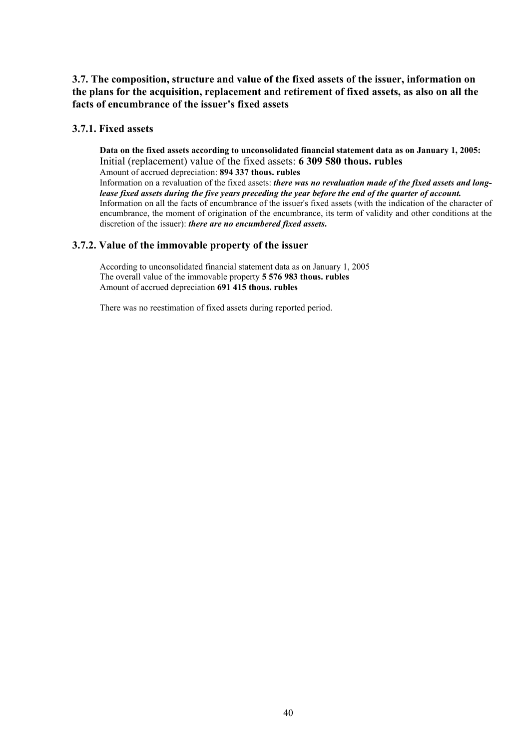## 3.7. The composition, structure and value of the fixed assets of the issuer, information on the plans for the acquisition, replacement and retirement of fixed assets, as also on all the facts of encumbrance of the issuer's fixed assets

### 3.7.1. Fixed assets

**Data on the fixed assets according to unconsolidated financial statement data as on January 1, 2005:**
Initial (replacement) value of the fixed assets: **6 309 580 thous. rubles**
Amount of accrued depreciation: **894 337 thous. rubles**
Information on a revaluation of the fixed assets: ***there was no revaluation made of the fixed assets and long-lease fixed assets during the five years preceding the year before the end of the quarter of account.***
Information on all the facts of encumbrance of the issuer's fixed assets (with the indication of the character of encumbrance, the moment of origination of the encumbrance, its term of validity and other conditions at the discretion of the issuer): ***there are no encumbered fixed assets.***

### 3.7.2. Value of the immovable property of the issuer

According to unconsolidated financial statement data as on January 1, 2005
The overall value of the immovable property **5 576 983 thous. rubles**
Amount of accrued depreciation **691 415 thous. rubles**

There was no reestimation of fixed assets during reported period.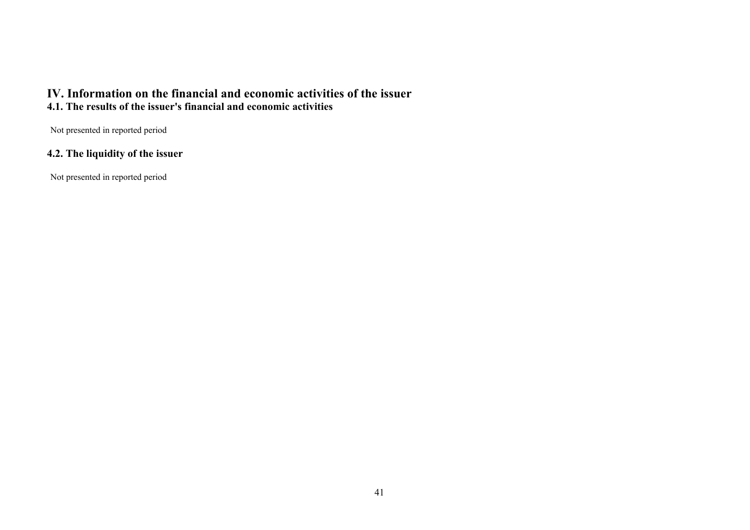# IV. Information on the financial and economic activities of the issuer

## 4.1. The results of the issuer's financial and economic activities

Not presented in reported period

## 4.2. The liquidity of the issuer

Not presented in reported period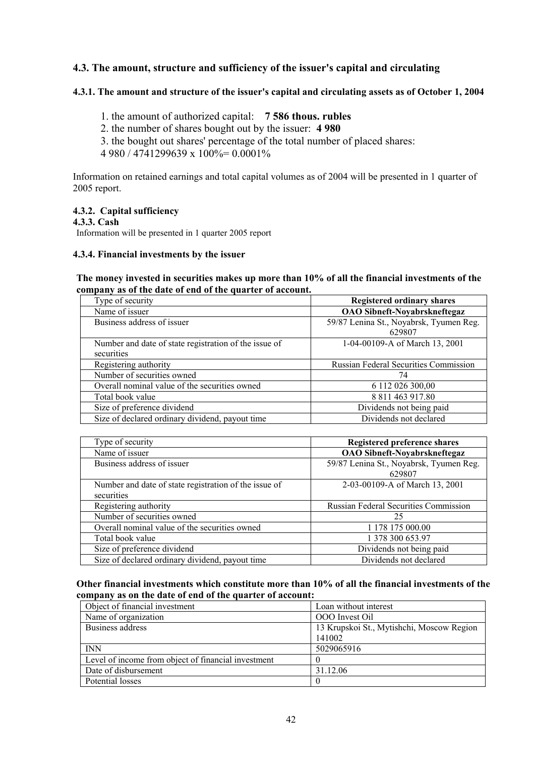### 4.3. The amount, structure and sufficiency of the issuer's capital and circulating

#### 4.3.1. The amount and structure of the issuer's capital and circulating assets as of October 1, 2004

1. the amount of authorized capital: **7 586 thous. rubles**
2. the number of shares bought out by the issuer: **4 980**
3. the bought out shares' percentage of the total number of placed shares:
   4 980 / 4741299639 x 100%= 0.0001%

Information on retained earnings and total capital volumes as of 2004 will be presented in 1 quarter of 2005 report.

#### 4.3.2. Capital sufficiency

#### 4.3.3. Cash

Information will be presented in 1 quarter 2005 report

#### 4.3.4. Financial investments by the issuer

**The money invested in securities makes up more than 10% of all the financial investments of the company as of the date of end of the quarter of account.**

| Type of security | **Registered ordinary shares** |
|---|---|
| Name of issuer | **OAO Sibneft-Noyabrskneftegaz** |
| Business address of issuer | 59/87 Lenina St., Noyabrsk, Tyumen Reg. 629807 |
| Number and date of state registration of the issue of securities | 1-04-00109-A of March 13, 2001 |
| Registering authority | Russian Federal Securities Commission |
| Number of securities owned | 74 |
| Overall nominal value of the securities owned | 6 112 026 300,00 |
| Total book value | 8 811 463 917.80 |
| Size of preference dividend | Dividends not being paid |
| Size of declared ordinary dividend, payout time | Dividends not declared |

| Type of security | **Registered preference shares** |
|---|---|
| Name of issuer | **OAO Sibneft-Noyabrskneftegaz** |
| Business address of issuer | 59/87 Lenina St., Noyabrsk, Tyumen Reg. 629807 |
| Number and date of state registration of the issue of securities | 2-03-00109-A of March 13, 2001 |
| Registering authority | Russian Federal Securities Commission |
| Number of securities owned | 25 |
| Overall nominal value of the securities owned | 1 178 175 000.00 |
| Total book value | 1 378 300 653.97 |
| Size of preference dividend | Dividends not being paid |
| Size of declared ordinary dividend, payout time | Dividends not declared |

**Other financial investments which constitute more than 10% of all the financial investments of the company as on the date of end of the quarter of account:**

| Object of financial investment | Loan without interest |
|---|---|
| Name of organization | OOO Invest Oil |
| Business address | 13 Krupskoi St., Mytishchi, Moscow Region 141002 |
| INN | 5029065916 |
| Level of income from object of financial investment | 0 |
| Date of disbursement | 31.12.06 |
| Potential losses | 0 |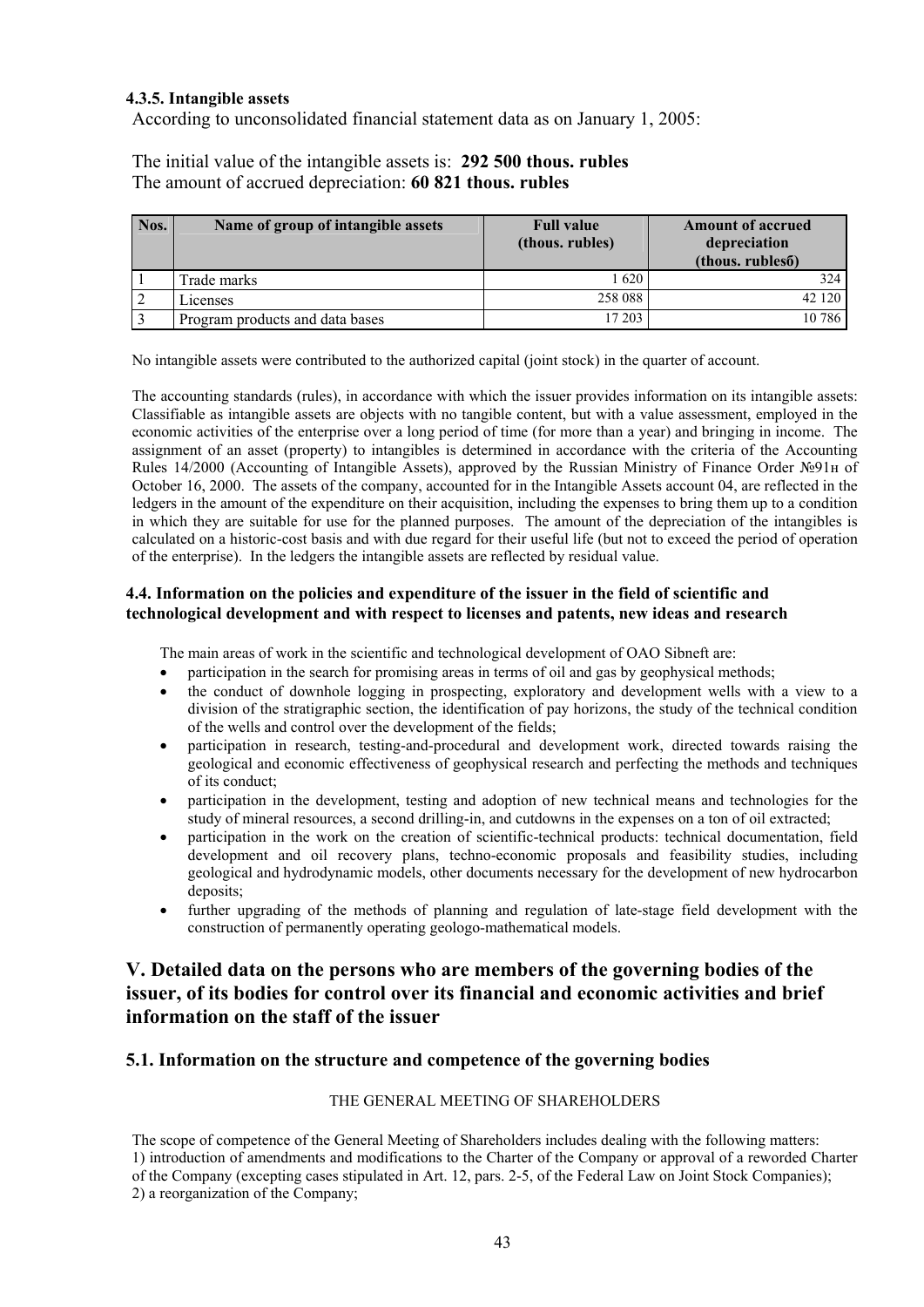#### 4.3.5. Intangible assets

According to unconsolidated financial statement data as on January 1, 2005:

The initial value of the intangible assets is: **292 500 thous. rubles**
The amount of accrued depreciation: **60 821 thous. rubles**

| Nos. | Name of group of intangible assets | Full value (thous. rubles) | Amount of accrued depreciation (thous. rublesб) |
|---|---|---|---|
| 1 | Trade marks | 1 620 | 324 |
| 2 | Licenses | 258 088 | 42 120 |
| 3 | Program products and data bases | 17 203 | 10 786 |

No intangible assets were contributed to the authorized capital (joint stock) in the quarter of account.

The accounting standards (rules), in accordance with which the issuer provides information on its intangible assets: Classifiable as intangible assets are objects with no tangible content, but with a value assessment, employed in the economic activities of the enterprise over a long period of time (for more than a year) and bringing in income. The assignment of an asset (property) to intangibles is determined in accordance with the criteria of the Accounting Rules 14/2000 (Accounting of Intangible Assets), approved by the Russian Ministry of Finance Order №91н of October 16, 2000. The assets of the company, accounted for in the Intangible Assets account 04, are reflected in the ledgers in the amount of the expenditure on their acquisition, including the expenses to bring them up to a condition in which they are suitable for use for the planned purposes. The amount of the depreciation of the intangibles is calculated on a historic-cost basis and with due regard for their useful life (but not to exceed the period of operation of the enterprise). In the ledgers the intangible assets are reflected by residual value.

#### 4.4. Information on the policies and expenditure of the issuer in the field of scientific and technological development and with respect to licenses and patents, new ideas and research

The main areas of work in the scientific and technological development of OAO Sibneft are:

- participation in the search for promising areas in terms of oil and gas by geophysical methods;
- the conduct of downhole logging in prospecting, exploratory and development wells with a view to a division of the stratigraphic section, the identification of pay horizons, the study of the technical condition of the wells and control over the development of the fields;
- participation in research, testing-and-procedural and development work, directed towards raising the geological and economic effectiveness of geophysical research and perfecting the methods and techniques of its conduct;
- participation in the development, testing and adoption of new technical means and technologies for the study of mineral resources, a second drilling-in, and cutdowns in the expenses on a ton of oil extracted;
- participation in the work on the creation of scientific-technical products: technical documentation, field development and oil recovery plans, techno-economic proposals and feasibility studies, including geological and hydrodynamic models, other documents necessary for the development of new hydrocarbon deposits;
- further upgrading of the methods of planning and regulation of late-stage field development with the construction of permanently operating geologo-mathematical models.

## V. Detailed data on the persons who are members of the governing bodies of the issuer, of its bodies for control over its financial and economic activities and brief information on the staff of the issuer

### 5.1. Information on the structure and competence of the governing bodies

THE GENERAL MEETING OF SHAREHOLDERS

The scope of competence of the General Meeting of Shareholders includes dealing with the following matters:
1) introduction of amendments and modifications to the Charter of the Company or approval of a reworded Charter of the Company (excepting cases stipulated in Art. 12, pars. 2-5, of the Federal Law on Joint Stock Companies);
2) a reorganization of the Company;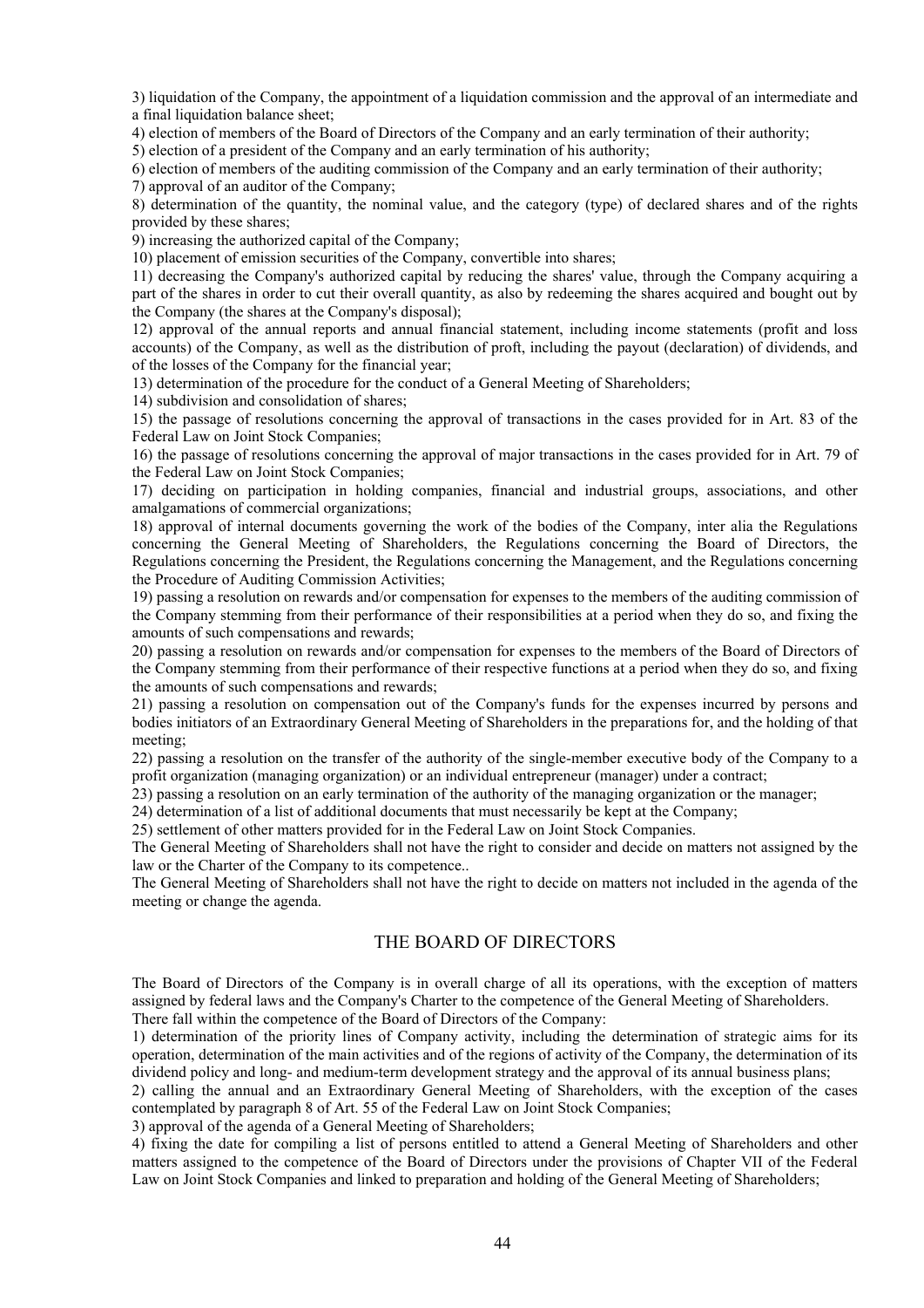3) liquidation of the Company, the appointment of a liquidation commission and the approval of an intermediate and a final liquidation balance sheet;

4) election of members of the Board of Directors of the Company and an early termination of their authority;

5) election of a president of the Company and an early termination of his authority;

6) election of members of the auditing commission of the Company and an early termination of their authority;

7) approval of an auditor of the Company;

8) determination of the quantity, the nominal value, and the category (type) of declared shares and of the rights provided by these shares;

9) increasing the authorized capital of the Company;

10) placement of emission securities of the Company, convertible into shares;

11) decreasing the Company's authorized capital by reducing the shares' value, through the Company acquiring a part of the shares in order to cut their overall quantity, as also by redeeming the shares acquired and bought out by the Company (the shares at the Company's disposal);

12) approval of the annual reports and annual financial statement, including income statements (profit and loss accounts) of the Company, as well as the distribution of proft, including the payout (declaration) of dividends, and of the losses of the Company for the financial year;

13) determination of the procedure for the conduct of a General Meeting of Shareholders;

14) subdivision and consolidation of shares;

15) the passage of resolutions concerning the approval of transactions in the cases provided for in Art. 83 of the Federal Law on Joint Stock Companies;

16) the passage of resolutions concerning the approval of major transactions in the cases provided for in Art. 79 of the Federal Law on Joint Stock Companies;

17) deciding on participation in holding companies, financial and industrial groups, associations, and other amalgamations of commercial organizations;

18) approval of internal documents governing the work of the bodies of the Company, inter alia the Regulations concerning the General Meeting of Shareholders, the Regulations concerning the Board of Directors, the Regulations concerning the President, the Regulations concerning the Management, and the Regulations concerning the Procedure of Auditing Commission Activities;

19) passing a resolution on rewards and/or compensation for expenses to the members of the auditing commission of the Company stemming from their performance of their responsibilities at a period when they do so, and fixing the amounts of such compensations and rewards;

20) passing a resolution on rewards and/or compensation for expenses to the members of the Board of Directors of the Company stemming from their performance of their respective functions at a period when they do so, and fixing the amounts of such compensations and rewards;

21) passing a resolution on compensation out of the Company's funds for the expenses incurred by persons and bodies initiators of an Extraordinary General Meeting of Shareholders in the preparations for, and the holding of that meeting;

22) passing a resolution on the transfer of the authority of the single-member executive body of the Company to a profit organization (managing organization) or an individual entrepreneur (manager) under a contract;

23) passing a resolution on an early termination of the authority of the managing organization or the manager;

24) determination of a list of additional documents that must necessarily be kept at the Company;

25) settlement of other matters provided for in the Federal Law on Joint Stock Companies.

The General Meeting of Shareholders shall not have the right to consider and decide on matters not assigned by the law or the Charter of the Company to its competence..

The General Meeting of Shareholders shall not have the right to decide on matters not included in the agenda of the meeting or change the agenda.

## THE BOARD OF DIRECTORS

The Board of Directors of the Company is in overall charge of all its operations, with the exception of matters assigned by federal laws and the Company's Charter to the competence of the General Meeting of Shareholders.

There fall within the competence of the Board of Directors of the Company:

1) determination of the priority lines of Company activity, including the determination of strategic aims for its operation, determination of the main activities and of the regions of activity of the Company, the determination of its dividend policy and long- and medium-term development strategy and the approval of its annual business plans;

2) calling the annual and an Extraordinary General Meeting of Shareholders, with the exception of the cases contemplated by paragraph 8 of Art. 55 of the Federal Law on Joint Stock Companies;

3) approval of the agenda of a General Meeting of Shareholders;

4) fixing the date for compiling a list of persons entitled to attend a General Meeting of Shareholders and other matters assigned to the competence of the Board of Directors under the provisions of Chapter VII of the Federal Law on Joint Stock Companies and linked to preparation and holding of the General Meeting of Shareholders;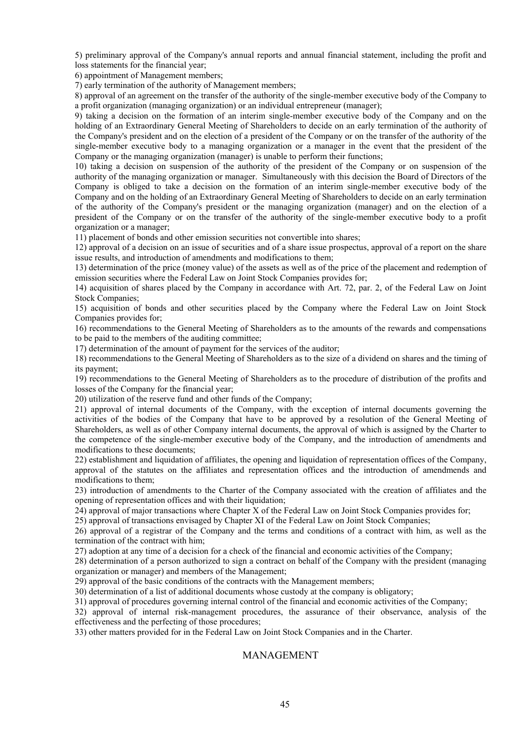5) preliminary approval of the Company's annual reports and annual financial statement, including the profit and loss statements for the financial year;

6) appointment of Management members;

7) early termination of the authority of Management members;

8) approval of an agreement on the transfer of the authority of the single-member executive body of the Company to a profit organization (managing organization) or an individual entrepreneur (manager);

9) taking a decision on the formation of an interim single-member executive body of the Company and on the holding of an Extraordinary General Meeting of Shareholders to decide on an early termination of the authority of the Company's president and on the election of a president of the Company or on the transfer of the authority of the single-member executive body to a managing organization or a manager in the event that the president of the Company or the managing organization (manager) is unable to perform their functions;

10) taking a decision on suspension of the authority of the president of the Company or on suspension of the authority of the managing organization or manager. Simultaneously with this decision the Board of Directors of the Company is obliged to take a decision on the formation of an interim single-member executive body of the Company and on the holding of an Extraordinary General Meeting of Shareholders to decide on an early termination of the authority of the Company's president or the managing organization (manager) and on the election of a president of the Company or on the transfer of the authority of the single-member executive body to a profit organization or a manager;

11) placement of bonds and other emission securities not convertible into shares;

12) approval of a decision on an issue of securities and of a share issue prospectus, approval of a report on the share issue results, and introduction of amendments and modifications to them;

13) determination of the price (money value) of the assets as well as of the price of the placement and redemption of emission securities where the Federal Law on Joint Stock Companies provides for;

14) acquisition of shares placed by the Company in accordance with Art. 72, par. 2, of the Federal Law on Joint Stock Companies;

15) acquisition of bonds and other securities placed by the Company where the Federal Law on Joint Stock Companies provides for;

16) recommendations to the General Meeting of Shareholders as to the amounts of the rewards and compensations to be paid to the members of the auditing committee;

17) determination of the amount of payment for the services of the auditor;

18) recommendations to the General Meeting of Shareholders as to the size of a dividend on shares and the timing of its payment;

19) recommendations to the General Meeting of Shareholders as to the procedure of distribution of the profits and losses of the Company for the financial year;

20) utilization of the reserve fund and other funds of the Company;

21) approval of internal documents of the Company, with the exception of internal documents governing the activities of the bodies of the Company that have to be approved by a resolution of the General Meeting of Shareholders, as well as of other Company internal documents, the approval of which is assigned by the Charter to the competence of the single-member executive body of the Company, and the introduction of amendments and modifications to these documents;

22) establishment and liquidation of affiliates, the opening and liquidation of representation offices of the Company, approval of the statutes on the affiliates and representation offices and the introduction of amendmends and modifications to them;

23) introduction of amendments to the Charter of the Company associated with the creation of affiliates and the opening of representation offices and with their liquidation;

24) approval of major transactions where Chapter X of the Federal Law on Joint Stock Companies provides for;

25) approval of transactions envisaged by Chapter XI of the Federal Law on Joint Stock Companies;

26) approval of a registrar of the Company and the terms and conditions of a contract with him, as well as the termination of the contract with him;

27) adoption at any time of a decision for a check of the financial and economic activities of the Company;

28) determination of a person authorized to sign a contract on behalf of the Company with the president (managing organization or manager) and members of the Management;

29) approval of the basic conditions of the contracts with the Management members;

30) determination of a list of additional documents whose custody at the company is obligatory;

31) approval of procedures governing internal control of the financial and economic activities of the Company;

32) approval of internal risk-management procedures, the assurance of their observance, analysis of the effectiveness and the perfecting of those procedures;

33) other matters provided for in the Federal Law on Joint Stock Companies and in the Charter.

## MANAGEMENT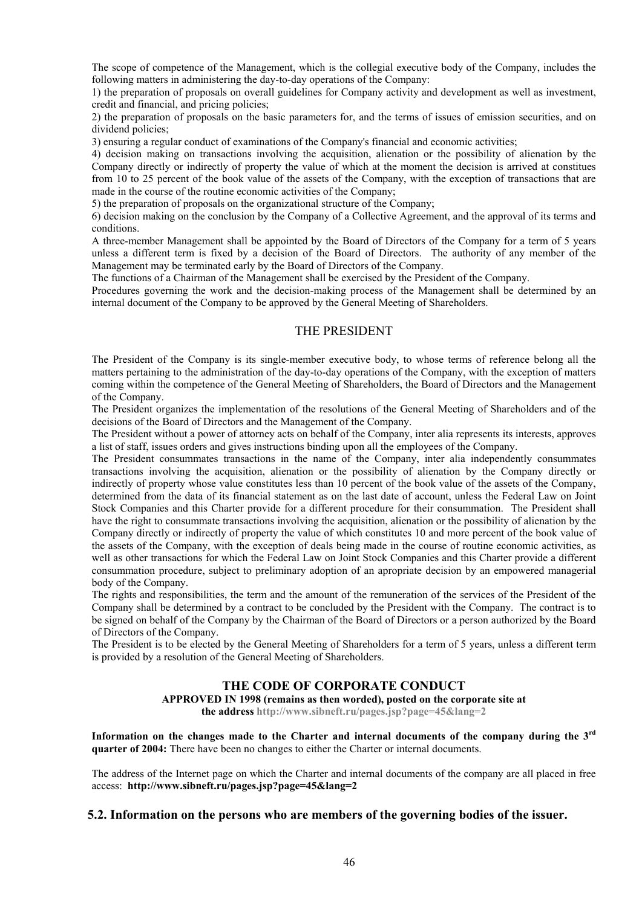The scope of competence of the Management, which is the collegial executive body of the Company, includes the following matters in administering the day-to-day operations of the Company:

1) the preparation of proposals on overall guidelines for Company activity and development as well as investment, credit and financial, and pricing policies;

2) the preparation of proposals on the basic parameters for, and the terms of issues of emission securities, and on dividend policies;

3) ensuring a regular conduct of examinations of the Company's financial and economic activities;

4) decision making on transactions involving the acquisition, alienation or the possibility of alienation by the Company directly or indirectly of property the value of which at the moment the decision is arrived at constitues from 10 to 25 percent of the book value of the assets of the Company, with the exception of transactions that are made in the course of the routine economic activities of the Company;

5) the preparation of proposals on the organizational structure of the Company;

6) decision making on the conclusion by the Company of a Collective Agreement, and the approval of its terms and conditions.

A three-member Management shall be appointed by the Board of Directors of the Company for a term of 5 years unless a different term is fixed by a decision of the Board of Directors. The authority of any member of the Management may be terminated early by the Board of Directors of the Company.

The functions of a Chairman of the Management shall be exercised by the President of the Company.

Procedures governing the work and the decision-making process of the Management shall be determined by an internal document of the Company to be approved by the General Meeting of Shareholders.

## THE PRESIDENT

The President of the Company is its single-member executive body, to whose terms of reference belong all the matters pertaining to the administration of the day-to-day operations of the Company, with the exception of matters coming within the competence of the General Meeting of Shareholders, the Board of Directors and the Management of the Company.

The President organizes the implementation of the resolutions of the General Meeting of Shareholders and of the decisions of the Board of Directors and the Management of the Company.

The President without a power of attorney acts on behalf of the Company, inter alia represents its interests, approves a list of staff, issues orders and gives instructions binding upon all the employees of the Company.

The President consummates transactions in the name of the Company, inter alia independently consummates transactions involving the acquisition, alienation or the possibility of alienation by the Company directly or indirectly of property whose value constitutes less than 10 percent of the book value of the assets of the Company, determined from the data of its financial statement as on the last date of account, unless the Federal Law on Joint Stock Companies and this Charter provide for a different procedure for their consummation. The President shall have the right to consummate transactions involving the acquisition, alienation or the possibility of alienation by the Company directly or indirectly of property the value of which constitutes 10 and more percent of the book value of the assets of the Company, with the exception of deals being made in the course of routine economic activities, as well as other transactions for which the Federal Law on Joint Stock Companies and this Charter provide a different consummation procedure, subject to preliminary adoption of an apropriate decision by an empowered managerial body of the Company.

The rights and responsibilities, the term and the amount of the remuneration of the services of the President of the Company shall be determined by a contract to be concluded by the President with the Company. The contract is to be signed on behalf of the Company by the Chairman of the Board of Directors or a person authorized by the Board of Directors of the Company.

The President is to be elected by the General Meeting of Shareholders for a term of 5 years, unless a different term is provided by a resolution of the General Meeting of Shareholders.

## THE CODE OF CORPORATE CONDUCT

**APPROVED IN 1998 (remains as then worded), posted on the corporate site at the address http://www.sibneft.ru/pages.jsp?page=45&lang=2**

**Information on the changes made to the Charter and internal documents of the company during the 3rd quarter of 2004:** There have been no changes to either the Charter or internal documents.

The address of the Internet page on which the Charter and internal documents of the company are all placed in free access: **http://www.sibneft.ru/pages.jsp?page=45&lang=2**

## 5.2. Information on the persons who are members of the governing bodies of the issuer.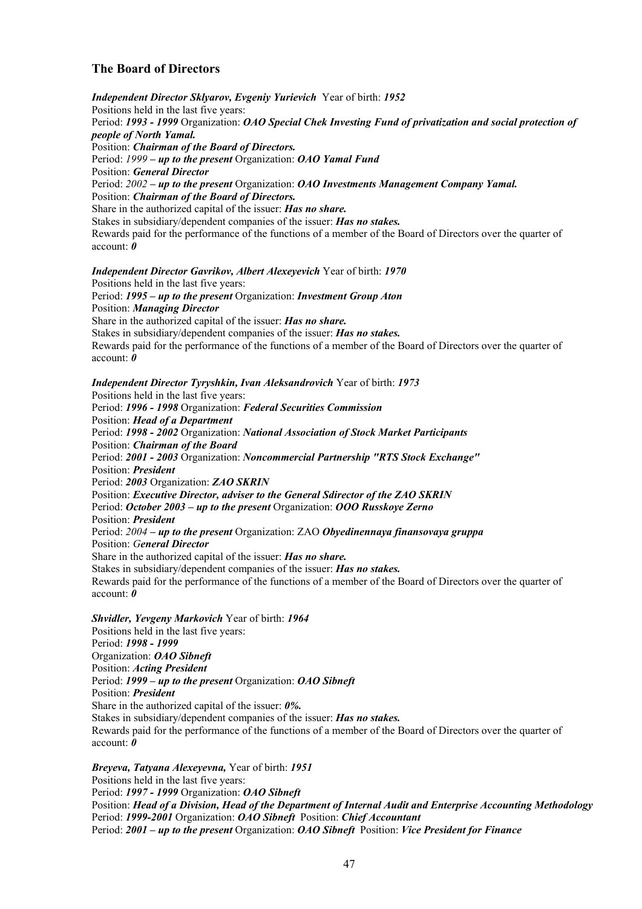## The Board of Directors

***Independent Director Sklyarov, Evgeniy Yurievich*** Year of birth: ***1952***
Positions held in the last five years:
Period: ***1993 - 1999*** Organization: ***OAO Special Chek Investing Fund of privatization and social protection of people of North Yamal.***
Position: ***Chairman of the Board of Directors.***
Period: *1999* ***– up to the present*** Organization: ***OAO Yamal Fund***
Position: ***General Director***
Period: *2002* ***– up to the present*** Organization: ***OAO Investments Management Company Yamal.***
Position: ***Chairman of the Board of Directors.***
Share in the authorized capital of the issuer: ***Has no share.***
Stakes in subsidiary/dependent companies of the issuer: ***Has no stakes.***
Rewards paid for the performance of the functions of a member of the Board of Directors over the quarter of account: ***0***

***Independent Director Gavrikov, Albert Alexeyevich*** Year of birth: ***1970***
Positions held in the last five years:
Period: ***1995 – up to the present*** Organization: ***Investment Group Aton***
Position: ***Managing Director***
Share in the authorized capital of the issuer: ***Has no share.***
Stakes in subsidiary/dependent companies of the issuer: ***Has no stakes.***
Rewards paid for the performance of the functions of a member of the Board of Directors over the quarter of account: ***0***

***Independent Director Tyryshkin, Ivan Aleksandrovich*** Year of birth: ***1973***
Positions held in the last five years:
Period: ***1996 - 1998*** Organization: ***Federal Securities Commission***
Position: ***Head of a Department***
Period: ***1998 - 2002*** Organization: ***National Association of Stock Market Participants***
Position: ***Chairman of the Board***
Period: ***2001 - 2003*** Organization: ***Noncommercial Partnership "RTS Stock Exchange"***
Position: ***President***
Period: ***2003*** Organization: ***ZAO SKRIN***
Position: ***Executive Director, adviser to the General Sdirector of the ZAO SKRIN***
Period: ***October 2003 – up to the present*** Organization: ***OOO Russkoye Zerno***
Position: ***President***
Period: *2004* ***– up to the present*** Organization: ZAO ***Obyedinennaya finansovaya gruppa***
Position: *G**eneral Director***
Share in the authorized capital of the issuer: ***Has no share.***
Stakes in subsidiary/dependent companies of the issuer: ***Has no stakes.***
Rewards paid for the performance of the functions of a member of the Board of Directors over the quarter of account: ***0***

***Shvidler, Yevgeny Markovich*** Year of birth: ***1964***
Positions held in the last five years:
Period: ***1998 - 1999***
Organization: ***OAO Sibneft***
Position: ***Acting President***
Period: ***1999 – up to the present*** Organization: ***OAO Sibneft***
Position: ***President***
Share in the authorized capital of the issuer: ***0%.***
Stakes in subsidiary/dependent companies of the issuer: ***Has no stakes.***
Rewards paid for the performance of the functions of a member of the Board of Directors over the quarter of account: ***0***

***Breyeva, Tatyana Alexeyevna,*** Year of birth: ***1951***
Positions held in the last five years:
Period: ***1997 - 1999*** Organization: ***OAO Sibneft***
Position: ***Head of a Division, Head of the Department of Internal Audit and Enterprise Accounting Methodology***
Period: ***1999-2001*** Organization: ***OAO Sibneft*** Position: ***Chief Accountant***
Period: ***2001 – up to the present*** Organization: ***OAO Sibneft*** Position: ***Vice President for Finance***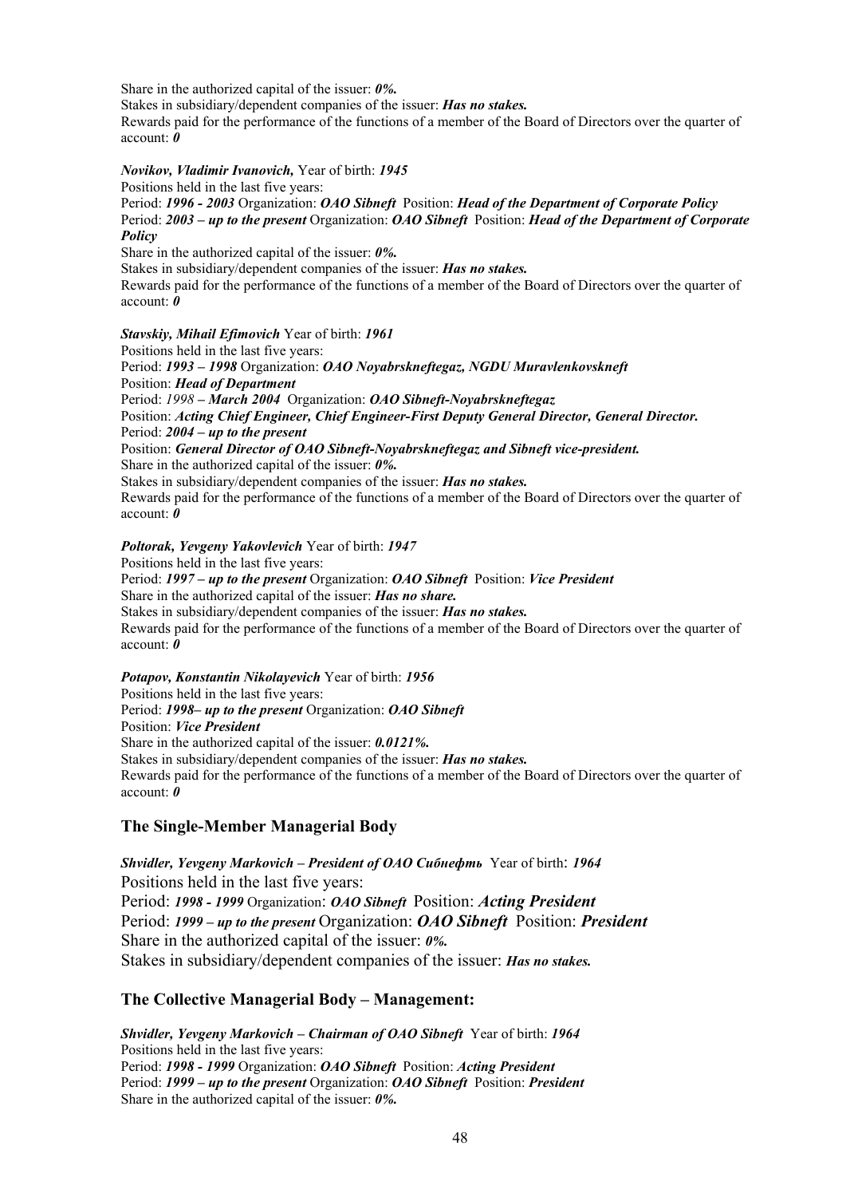Share in the authorized capital of the issuer: ***0%.***
Stakes in subsidiary/dependent companies of the issuer: ***Has no stakes.***
Rewards paid for the performance of the functions of a member of the Board of Directors over the quarter of account: ***0***

***Novikov, Vladimir Ivanovich,*** Year of birth: ***1945***
Positions held in the last five years:
Period: ***1996 - 2003*** Organization: ***OAO Sibneft*** Position: ***Head of the Department of Corporate Policy***
Period: ***2003 – up to the present*** Organization: ***OAO Sibneft*** Position: ***Head of the Department of Corporate Policy***
Share in the authorized capital of the issuer: ***0%.***
Stakes in subsidiary/dependent companies of the issuer: ***Has no stakes.***
Rewards paid for the performance of the functions of a member of the Board of Directors over the quarter of account: ***0***

***Stavskiy, Mihail Efimovich*** Year of birth: ***1961***
Positions held in the last five years:
Period: ***1993 – 1998*** Organization: ***OAO Noyabrskneftegaz, NGDU Muravlenkovskneft***
Position: ***Head of Department***
Period: *1998* ***– March 2004*** Organization: ***OAO Sibneft-Noyabrskneftegaz***
Position: ***Acting Chief Engineer, Chief Engineer-First Deputy General Director, General Director.***
Period: ***2004 – up to the present***
Position: ***General Director of OAO Sibneft-Noyabrskneftegaz and Sibneft vice-president.***
Share in the authorized capital of the issuer: ***0%.***
Stakes in subsidiary/dependent companies of the issuer: ***Has no stakes.***
Rewards paid for the performance of the functions of a member of the Board of Directors over the quarter of account: ***0***

***Poltorak, Yevgeny Yakovlevich*** Year of birth: ***1947***
Positions held in the last five years:
Period: ***1997 – up to the present*** Organization: ***OAO Sibneft*** Position: ***Vice President***
Share in the authorized capital of the issuer: ***Has no share.***
Stakes in subsidiary/dependent companies of the issuer: ***Has no stakes.***
Rewards paid for the performance of the functions of a member of the Board of Directors over the quarter of account: ***0***

***Potapov, Konstantin Nikolayevich*** Year of birth: ***1956***
Positions held in the last five years:
Period: ***1998– up to the present*** Organization: ***OAO Sibneft***
Position: ***Vice President***
Share in the authorized capital of the issuer: ***0.0121%.***
Stakes in subsidiary/dependent companies of the issuer: ***Has no stakes.***
Rewards paid for the performance of the functions of a member of the Board of Directors over the quarter of account: ***0***

## The Single-Member Managerial Body

***Shvidler, Yevgeny Markovich – President of OAO Сибнефть*** Year of birth: ***1964***
Positions held in the last five years:
Period: ***1998 - 1999*** Organization: ***OAO Sibneft*** Position: ***Acting President***
Period: ***1999 – up to the present*** Organization: ***OAO Sibneft*** Position: ***President***
Share in the authorized capital of the issuer: ***0%.***
Stakes in subsidiary/dependent companies of the issuer: ***Has no stakes.***

## The Collective Managerial Body – Management:

***Shvidler, Yevgeny Markovich – Chairman of OAO Sibneft*** Year of birth: ***1964***
Positions held in the last five years:
Period: ***1998 - 1999*** Organization: ***OAO Sibneft*** Position: ***Acting President***
Period: ***1999 – up to the present*** Organization: ***OAO Sibneft*** Position: ***President***
Share in the authorized capital of the issuer: ***0%.***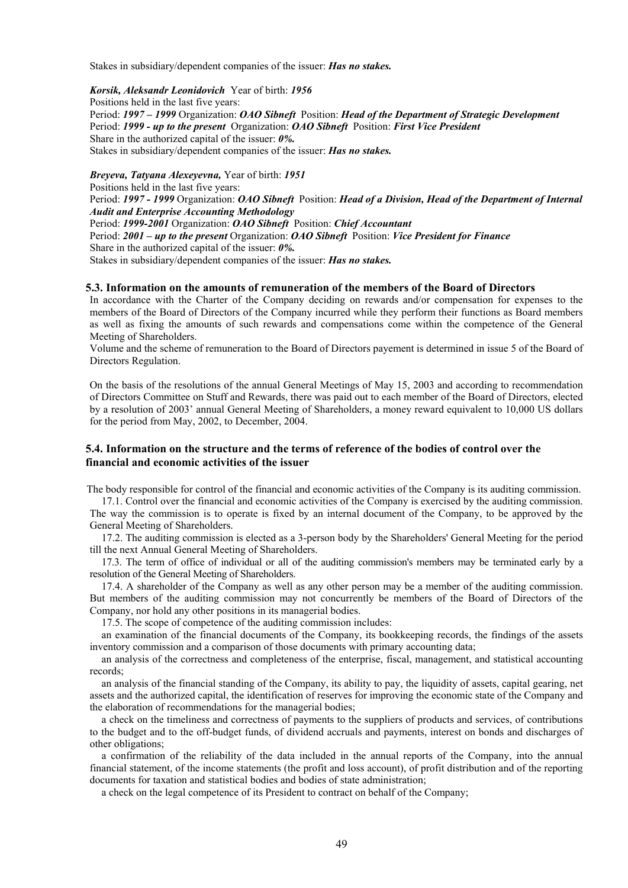Stakes in subsidiary/dependent companies of the issuer: ***Has no stakes.***

***Korsik, Aleksandr Leonidovich*** Year of birth: ***1956***
Positions held in the last five years:
Period: ***1997 – 1999*** Organization: ***OAO Sibneft*** Position: ***Head of the Department of Strategic Development***
Period: ***1999 - up to the present*** Organization: ***OAO Sibneft*** Position: ***First Vice President***
Share in the authorized capital of the issuer: ***0%.***
Stakes in subsidiary/dependent companies of the issuer: ***Has no stakes.***

***Breyeva, Tatyana Alexeyevna,*** Year of birth: ***1951***
Positions held in the last five years:
Period: ***1997 - 1999*** Organization: ***OAO Sibneft*** Position: ***Head of a Division, Head of the Department of Internal Audit and Enterprise Accounting Methodology***
Period: ***1999-2001*** Organization: ***OAO Sibneft*** Position: ***Chief Accountant***
Period: ***2001 – up to the present*** Organization: ***OAO Sibneft*** Position: ***Vice President for Finance***
Share in the authorized capital of the issuer: ***0%.***
Stakes in subsidiary/dependent companies of the issuer: ***Has no stakes.***

### 5.3. Information on the amounts of remuneration of the members of the Board of Directors

In accordance with the Charter of the Company deciding on rewards and/or compensation for expenses to the members of the Board of Directors of the Company incurred while they perform their functions as Board members as well as fixing the amounts of such rewards and compensations come within the competence of the General Meeting of Shareholders.

Volume and the scheme of remuneration to the Board of Directors payement is determined in issue 5 of the Board of Directors Regulation.

On the basis of the resolutions of the annual General Meetings of May 15, 2003 and according to recommendation of Directors Committee on Stuff and Rewards, there was paid out to each member of the Board of Directors, elected by a resolution of 2003' annual General Meeting of Shareholders, a money reward equivalent to 10,000 US dollars for the period from May, 2002, to December, 2004.

### 5.4. Information on the structure and the terms of reference of the bodies of control over the financial and economic activities of the issuer

The body responsible for control of the financial and economic activities of the Company is its auditing commission.

17.1. Control over the financial and economic activities of the Company is exercised by the auditing commission. The way the commission is to operate is fixed by an internal document of the Company, to be approved by the General Meeting of Shareholders.

17.2. The auditing commission is elected as a 3-person body by the Shareholders' General Meeting for the period till the next Annual General Meeting of Shareholders.

17.3. The term of office of individual or all of the auditing commission's members may be terminated early by a resolution of the General Meeting of Shareholders.

17.4. A shareholder of the Company as well as any other person may be a member of the auditing commission. But members of the auditing commission may not concurrently be members of the Board of Directors of the Company, nor hold any other positions in its managerial bodies.

17.5. The scope of competence of the auditing commission includes:

an examination of the financial documents of the Company, its bookkeeping records, the findings of the assets inventory commission and a comparison of those documents with primary accounting data;

an analysis of the correctness and completeness of the enterprise, fiscal, management, and statistical accounting records;

an analysis of the financial standing of the Company, its ability to pay, the liquidity of assets, capital gearing, net assets and the authorized capital, the identification of reserves for improving the economic state of the Company and the elaboration of recommendations for the managerial bodies;

a check on the timeliness and correctness of payments to the suppliers of products and services, of contributions to the budget and to the off-budget funds, of dividend accruals and payments, interest on bonds and discharges of other obligations;

a confirmation of the reliability of the data included in the annual reports of the Company, into the annual financial statement, of the income statements (the profit and loss account), of profit distribution and of the reporting documents for taxation and statistical bodies and bodies of state administration;

a check on the legal competence of its President to contract on behalf of the Company;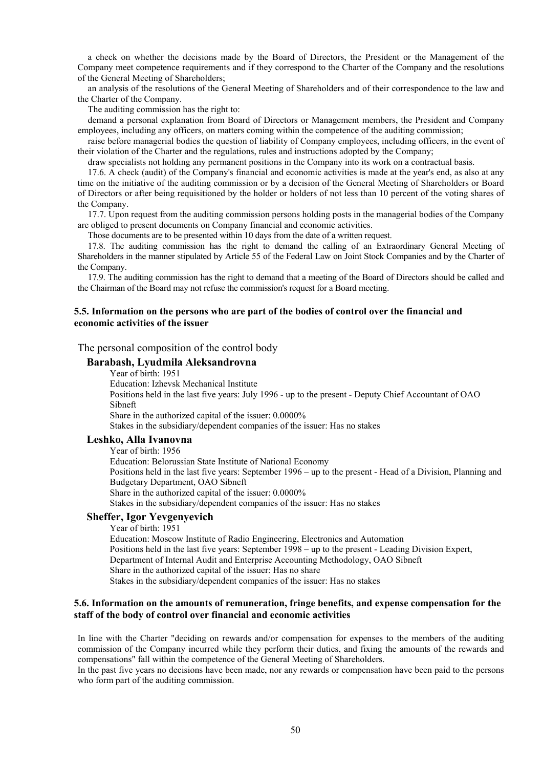a check on whether the decisions made by the Board of Directors, the President or the Management of the Company meet competence requirements and if they correspond to the Charter of the Company and the resolutions of the General Meeting of Shareholders;

an analysis of the resolutions of the General Meeting of Shareholders and of their correspondence to the law and the Charter of the Company.

The auditing commission has the right to:

demand a personal explanation from Board of Directors or Management members, the President and Company employees, including any officers, on matters coming within the competence of the auditing commission;

raise before managerial bodies the question of liability of Company employees, including officers, in the event of their violation of the Charter and the regulations, rules and instructions adopted by the Company;

draw specialists not holding any permanent positions in the Company into its work on a contractual basis.

17.6. A check (audit) of the Company's financial and economic activities is made at the year's end, as also at any time on the initiative of the auditing commission or by a decision of the General Meeting of Shareholders or Board of Directors or after being requisitioned by the holder or holders of not less than 10 percent of the voting shares of the Company.

17.7. Upon request from the auditing commission persons holding posts in the managerial bodies of the Company are obliged to present documents on Company financial and economic activities.

Those documents are to be presented within 10 days from the date of a written request.

17.8. The auditing commission has the right to demand the calling of an Extraordinary General Meeting of Shareholders in the manner stipulated by Article 55 of the Federal Law on Joint Stock Companies and by the Charter of the Company.

17.9. The auditing commission has the right to demand that a meeting of the Board of Directors should be called and the Chairman of the Board may not refuse the commission's request for a Board meeting.

### 5.5. Information on the persons who are part of the bodies of control over the financial and economic activities of the issuer

The personal composition of the control body

**Barabash, Lyudmila Aleksandrovna**

Year of birth: 1951
Education: Izhevsk Mechanical Institute
Positions held in the last five years: July 1996 - up to the present - Deputy Chief Accountant of OAO Sibneft
Share in the authorized capital of the issuer: 0.0000%
Stakes in the subsidiary/dependent companies of the issuer: Has no stakes

**Leshko, Alla Ivanovna**

Year of birth: 1956
Education: Belorussian State Institute of National Economy
Positions held in the last five years: September 1996 – up to the present - Head of a Division, Planning and Budgetary Department, OAO Sibneft
Share in the authorized capital of the issuer: 0.0000%
Stakes in the subsidiary/dependent companies of the issuer: Has no stakes

**Sheffer, Igor Yevgenyevich**

Year of birth: 1951
Education: Moscow Institute of Radio Engineering, Electronics and Automation
Positions held in the last five years: September 1998 – up to the present - Leading Division Expert, Department of Internal Audit and Enterprise Accounting Methodology, OAO Sibneft
Share in the authorized capital of the issuer: Has no share
Stakes in the subsidiary/dependent companies of the issuer: Has no stakes

### 5.6. Information on the amounts of remuneration, fringe benefits, and expense compensation for the staff of the body of control over financial and economic activities

In line with the Charter "deciding on rewards and/or compensation for expenses to the members of the auditing commission of the Company incurred while they perform their duties, and fixing the amounts of the rewards and compensations" fall within the competence of the General Meeting of Shareholders.

In the past five years no decisions have been made, nor any rewards or compensation have been paid to the persons who form part of the auditing commission.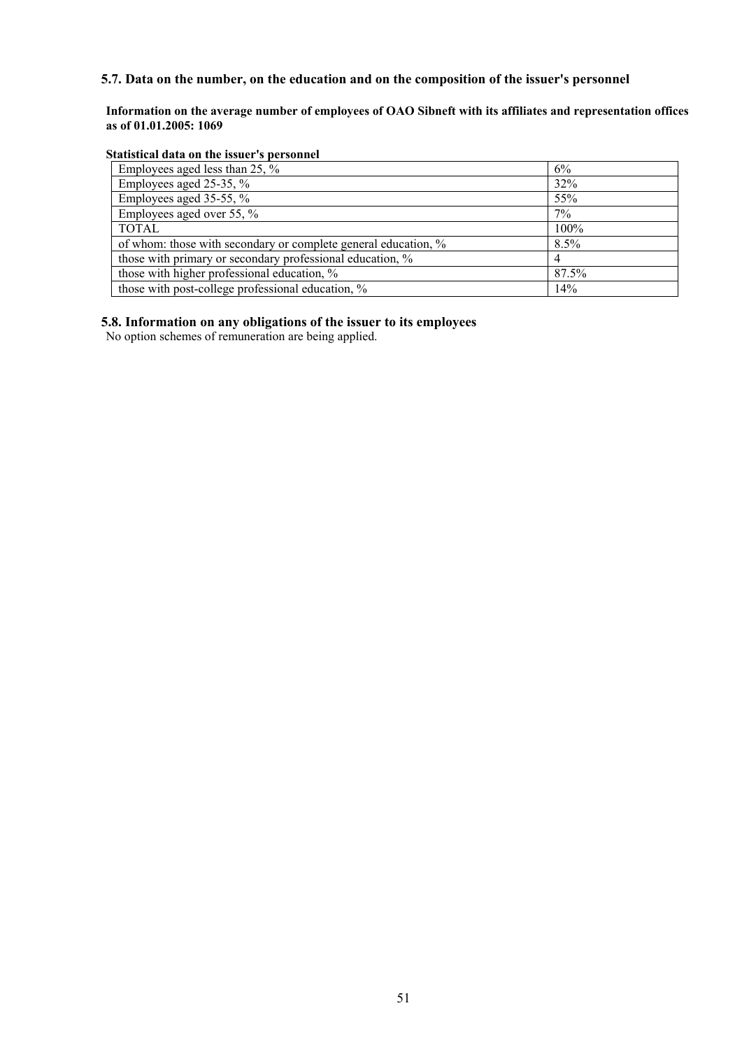## 5.7. Data on the number, on the education and on the composition of the issuer's personnel

**Information on the average number of employees of OAO Sibneft with its affiliates and representation offices as of 01.01.2005: 1069**

**Statistical data on the issuer's personnel**

| Employees aged less than 25, % | 6% |
|---|---|
| Employees aged 25-35, % | 32% |
| Employees aged 35-55, % | 55% |
| Employees aged over 55, % | 7% |
| TOTAL | 100% |
| of whom: those with secondary or complete general education, % | 8.5% |
| those with primary or secondary professional education, % | 4 |
| those with higher professional education, % | 87.5% |
| those with post-college professional education, % | 14% |

## 5.8. Information on any obligations of the issuer to its employees

No option schemes of remuneration are being applied.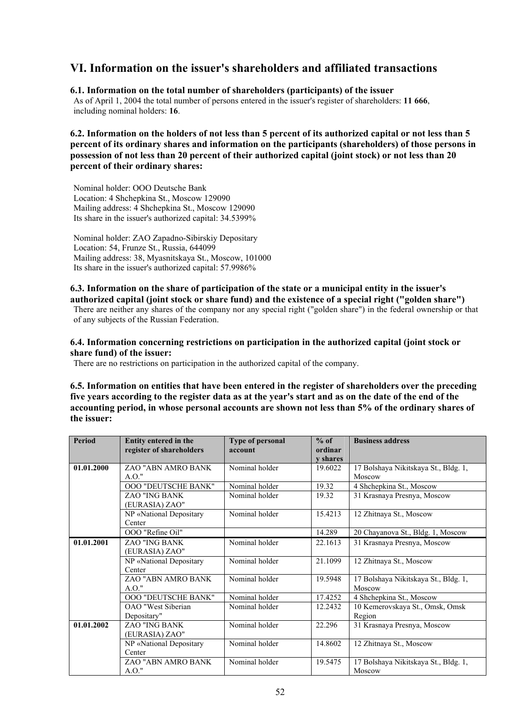# VI. Information on the issuer's shareholders and affiliated transactions

### 6.1. Information on the total number of shareholders (participants) of the issuer

As of April 1, 2004 the total number of persons entered in the issuer's register of shareholders: **11 666**, including nominal holders: **16**.

### 6.2. Information on the holders of not less than 5 percent of its authorized capital or not less than 5 percent of its ordinary shares and information on the participants (shareholders) of those persons in possession of not less than 20 percent of their authorized capital (joint stock) or not less than 20 percent of their ordinary shares:

Nominal holder: OOO Deutsche Bank
Location: 4 Shchepkina St., Moscow 129090
Mailing address: 4 Shchepkina St., Moscow 129090
Its share in the issuer's authorized capital: 34.5399%

Nominal holder: ZAO Zapadno-Sibirskiy Depositary
Location: 54, Frunze St., Russia, 644099
Mailing address: 38, Myasnitskaya St., Moscow, 101000
Its share in the issuer's authorized capital: 57.9986%

### 6.3. Information on the share of participation of the state or a municipal entity in the issuer's authorized capital (joint stock or share fund) and the existence of a special right ("golden share")

There are neither any shares of the company nor any special right ("golden share") in the federal ownership or that of any subjects of the Russian Federation.

### 6.4. Information concerning restrictions on participation in the authorized capital (joint stock or share fund) of the issuer:

There are no restrictions on participation in the authorized capital of the company.

### 6.5. Information on entities that have been entered in the register of shareholders over the preceding five years according to the register data as at the year's start and as on the date of the end of the accounting period, in whose personal accounts are shown not less than 5% of the ordinary shares of the issuer:

| Period | Entity entered in the register of shareholders | Type of personal account | % of ordinary shares | Business address |
|---|---|---|---|---|
| **01.01.2000** | ZAO "ABN AMRO BANK A.O." | Nominal holder | 19.6022 | 17 Bolshaya Nikitskaya St., Bldg. 1, Moscow |
| | OOO "DEUTSCHE BANK" | Nominal holder | 19.32 | 4 Shchepkina St., Moscow |
| | ZAO "ING BANK (EURASIA) ZAO" | Nominal holder | 19.32 | 31 Krasnaya Presnya, Moscow |
| | NP «National Depositary Center | Nominal holder | 15.4213 | 12 Zhitnaya St., Moscow |
| | OOO "Refine Oil" | | 14.289 | 20 Chayanova St., Bldg. 1, Moscow |
| **01.01.2001** | ZAO "ING BANK (EURASIA) ZAO" | Nominal holder | 22.1613 | 31 Krasnaya Presnya, Moscow |
| | NP «National Depositary Center | Nominal holder | 21.1099 | 12 Zhitnaya St., Moscow |
| | ZAO "ABN AMRO BANK A.O." | Nominal holder | 19.5948 | 17 Bolshaya Nikitskaya St., Bldg. 1, Moscow |
| | OOO "DEUTSCHE BANK" | Nominal holder | 17.4252 | 4 Shchepkina St., Moscow |
| | OAO "West Siberian Depositary" | Nominal holder | 12.2432 | 10 Kemerovskaya St., Omsk, Omsk Region |
| **01.01.2002** | ZAO "ING BANK (EURASIA) ZAO" | Nominal holder | 22.296 | 31 Krasnaya Presnya, Moscow |
| | NP «National Depositary Center | Nominal holder | 14.8602 | 12 Zhitnaya St., Moscow |
| | ZAO "ABN AMRO BANK A.O." | Nominal holder | 19.5475 | 17 Bolshaya Nikitskaya St., Bldg. 1, Moscow |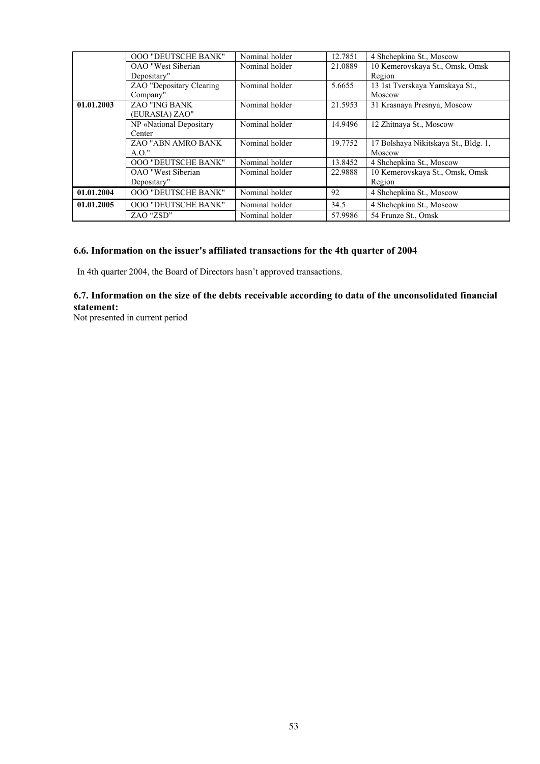|  |  |  |  |  |
|---|---|---|---|---|
|  | OOO "DEUTSCHE BANK" | Nominal holder | 12.7851 | 4 Shchepkina St., Moscow |
|  | OAO "West Siberian Depositary" | Nominal holder | 21.0889 | 10 Kemerovskaya St., Omsk, Omsk Region |
|  | ZAO "Depositary Clearing Company" | Nominal holder | 5.6655 | 13 1st Tverskaya Yamskaya St., Moscow |
| **01.01.2003** | ZAO "ING BANK (EURASIA) ZAO" | Nominal holder | 21.5953 | 31 Krasnaya Presnya, Moscow |
|  | NP «National Depositary Center | Nominal holder | 14.9496 | 12 Zhitnaya St., Moscow |
|  | ZAO "ABN AMRO BANK A.O." | Nominal holder | 19.7752 | 17 Bolshaya Nikitskaya St., Bldg. 1, Moscow |
|  | OOO "DEUTSCHE BANK" | Nominal holder | 13.8452 | 4 Shchepkina St., Moscow |
|  | OAO "West Siberian Depositary" | Nominal holder | 22.9888 | 10 Kemerovskaya St., Omsk, Omsk Region |
| **01.01.2004** | OOO "DEUTSCHE BANK" | Nominal holder | 92 | 4 Shchepkina St., Moscow |
| **01.01.2005** | OOO "DEUTSCHE BANK" | Nominal holder | 34.5 | 4 Shchepkina St., Moscow |
|  | ZAO "ZSD" | Nominal holder | 57.9986 | 54 Frunze St., Omsk |

### 6.6. Information on the issuer's affiliated transactions for the 4th quarter of 2004

In 4th quarter 2004, the Board of Directors hasn't approved transactions.

### 6.7. Information on the size of the debts receivable according to data of the unconsolidated financial statement:

Not presented in current period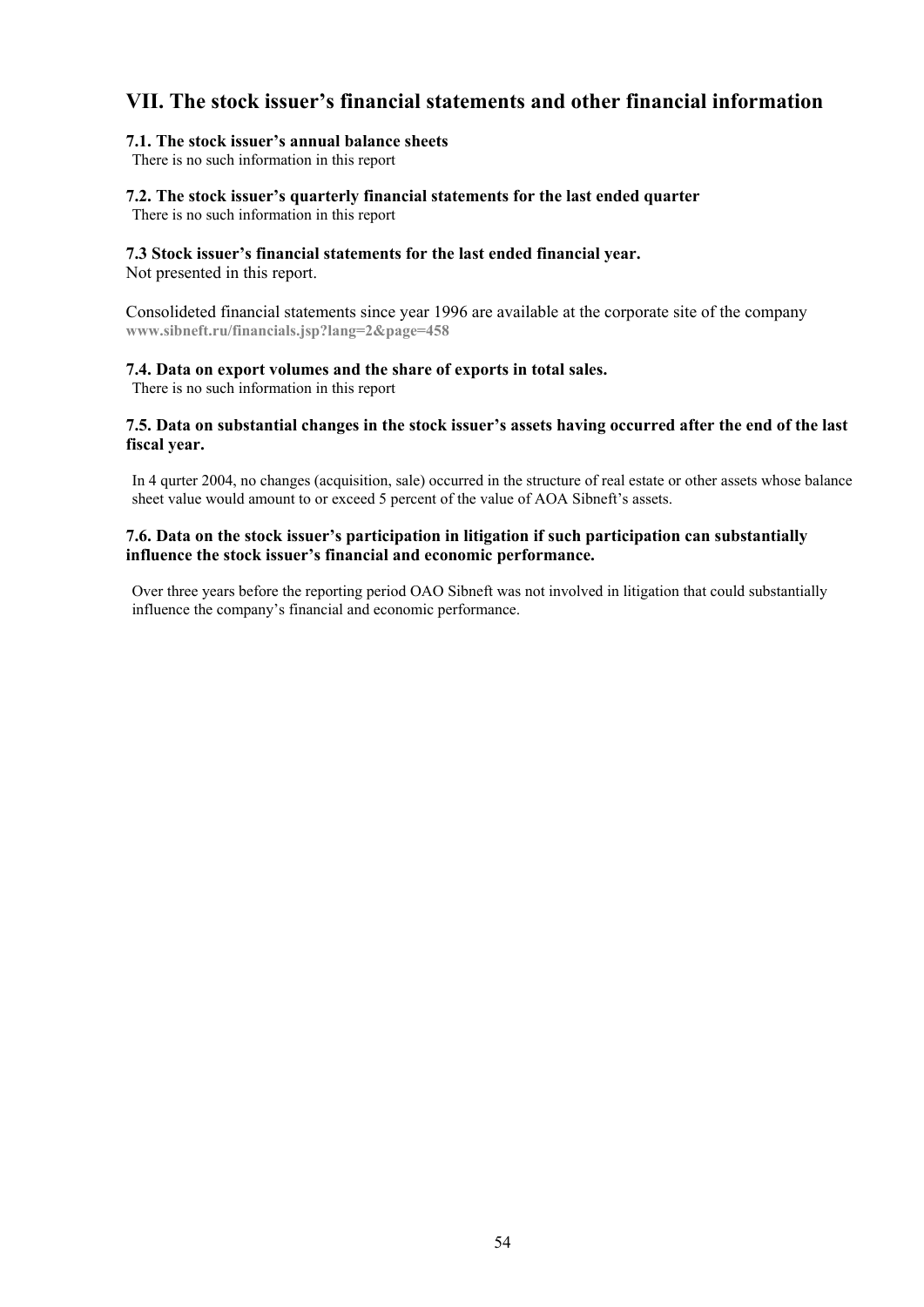# VII. The stock issuer's financial statements and other financial information

### 7.1. The stock issuer's annual balance sheets

There is no such information in this report

### 7.2. The stock issuer's quarterly financial statements for the last ended quarter

There is no such information in this report

### 7.3 Stock issuer's financial statements for the last ended financial year.

Not presented in this report.

Consolideted financial statements since year 1996 are available at the corporate site of the company **www.sibneft.ru/financials.jsp?lang=2&page=458**

### 7.4. Data on export volumes and the share of exports in total sales.

There is no such information in this report

### 7.5. Data on substantial changes in the stock issuer's assets having occurred after the end of the last fiscal year.

In 4 qurter 2004, no changes (acquisition, sale) occurred in the structure of real estate or other assets whose balance sheet value would amount to or exceed 5 percent of the value of AOA Sibneft's assets.

### 7.6. Data on the stock issuer's participation in litigation if such participation can substantially influence the stock issuer's financial and economic performance.

Over three years before the reporting period OAO Sibneft was not involved in litigation that could substantially influence the company's financial and economic performance.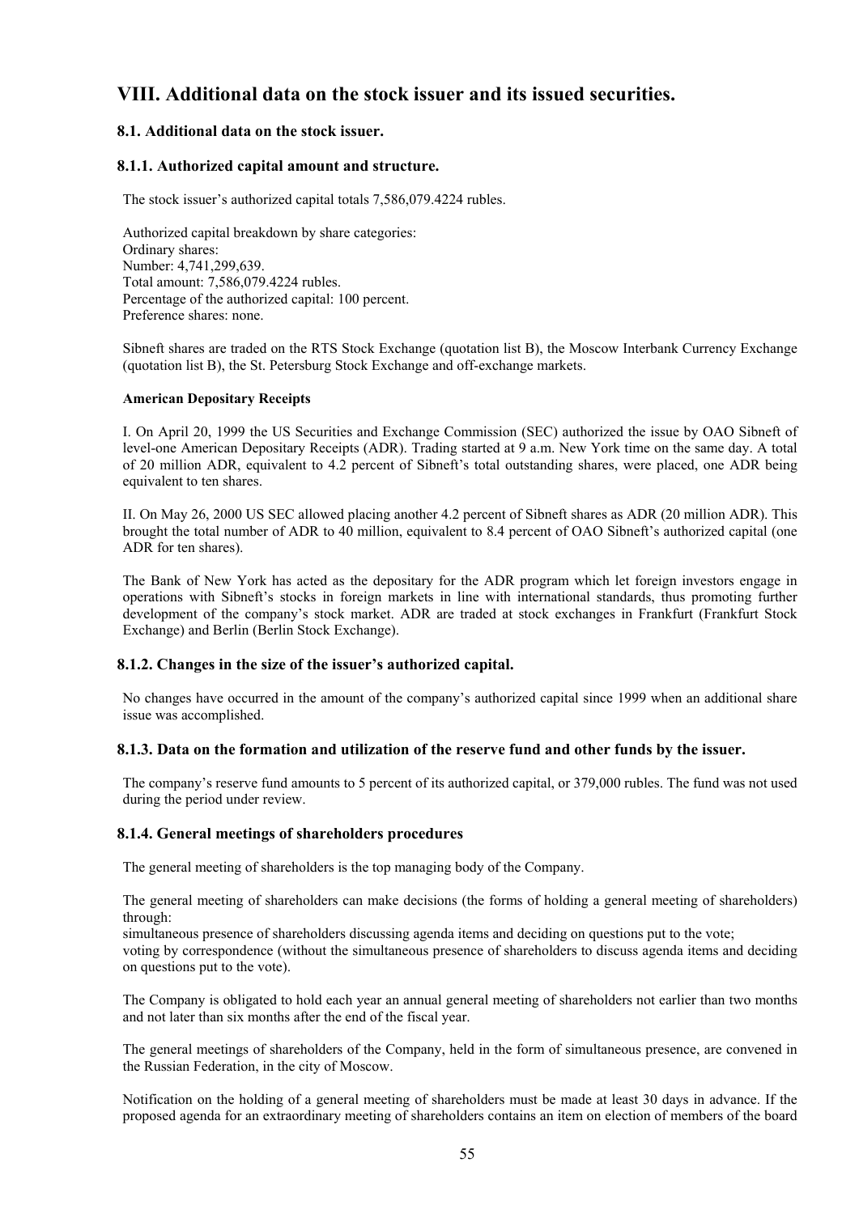# VIII. Additional data on the stock issuer and its issued securities.

## 8.1. Additional data on the stock issuer.

### 8.1.1. Authorized capital amount and structure.

The stock issuer's authorized capital totals 7,586,079.4224 rubles.

Authorized capital breakdown by share categories:
Ordinary shares:
Number: 4,741,299,639.
Total amount: 7,586,079.4224 rubles.
Percentage of the authorized capital: 100 percent.
Preference shares: none.

Sibneft shares are traded on the RTS Stock Exchange (quotation list B), the Moscow Interbank Currency Exchange (quotation list B), the St. Petersburg Stock Exchange and off-exchange markets.

**American Depositary Receipts**

I. On April 20, 1999 the US Securities and Exchange Commission (SEC) authorized the issue by OAO Sibneft of level-one American Depositary Receipts (ADR). Trading started at 9 a.m. New York time on the same day. A total of 20 million ADR, equivalent to 4.2 percent of Sibneft's total outstanding shares, were placed, one ADR being equivalent to ten shares.

II. On May 26, 2000 US SEC allowed placing another 4.2 percent of Sibneft shares as ADR (20 million ADR). This brought the total number of ADR to 40 million, equivalent to 8.4 percent of OAO Sibneft's authorized capital (one ADR for ten shares).

The Bank of New York has acted as the depositary for the ADR program which let foreign investors engage in operations with Sibneft's stocks in foreign markets in line with international standards, thus promoting further development of the company's stock market. ADR are traded at stock exchanges in Frankfurt (Frankfurt Stock Exchange) and Berlin (Berlin Stock Exchange).

### 8.1.2. Changes in the size of the issuer's authorized capital.

No changes have occurred in the amount of the company's authorized capital since 1999 when an additional share issue was accomplished.

### 8.1.3. Data on the formation and utilization of the reserve fund and other funds by the issuer.

The company's reserve fund amounts to 5 percent of its authorized capital, or 379,000 rubles. The fund was not used during the period under review.

### 8.1.4. General meetings of shareholders procedures

The general meeting of shareholders is the top managing body of the Company.

The general meeting of shareholders can make decisions (the forms of holding a general meeting of shareholders) through:
simultaneous presence of shareholders discussing agenda items and deciding on questions put to the vote;
voting by correspondence (without the simultaneous presence of shareholders to discuss agenda items and deciding on questions put to the vote).

The Company is obligated to hold each year an annual general meeting of shareholders not earlier than two months and not later than six months after the end of the fiscal year.

The general meetings of shareholders of the Company, held in the form of simultaneous presence, are convened in the Russian Federation, in the city of Moscow.

Notification on the holding of a general meeting of shareholders must be made at least 30 days in advance. If the proposed agenda for an extraordinary meeting of shareholders contains an item on election of members of the board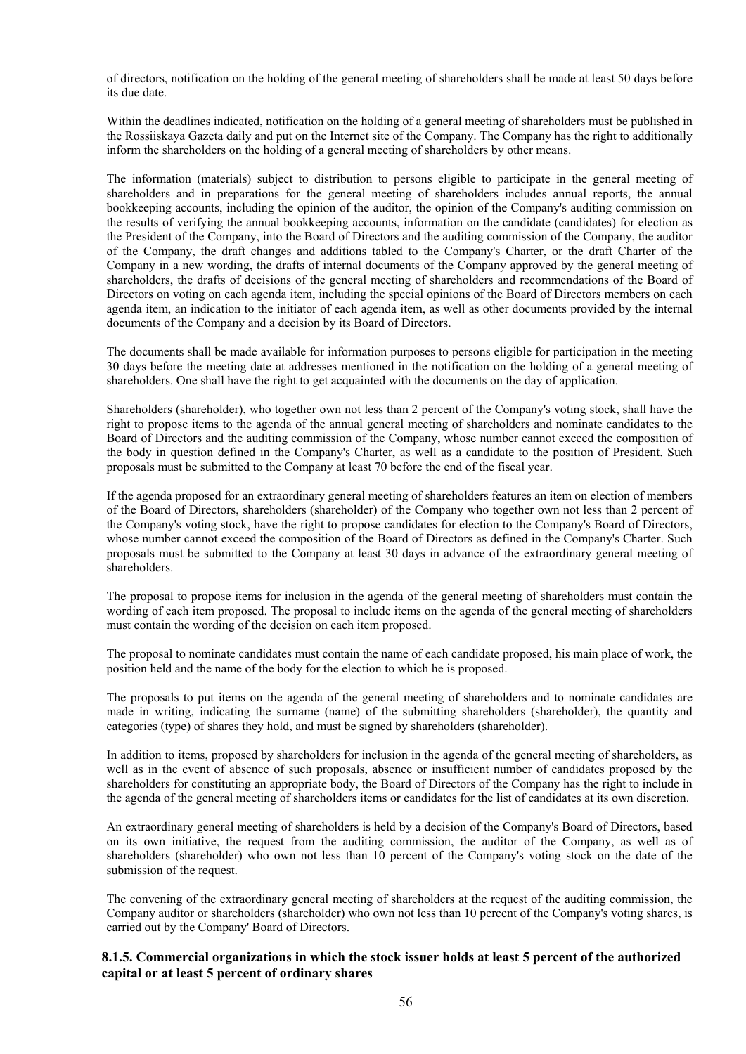of directors, notification on the holding of the general meeting of shareholders shall be made at least 50 days before its due date.

Within the deadlines indicated, notification on the holding of a general meeting of shareholders must be published in the Rossiiskaya Gazeta daily and put on the Internet site of the Company. The Company has the right to additionally inform the shareholders on the holding of a general meeting of shareholders by other means.

The information (materials) subject to distribution to persons eligible to participate in the general meeting of shareholders and in preparations for the general meeting of shareholders includes annual reports, the annual bookkeeping accounts, including the opinion of the auditor, the opinion of the Company's auditing commission on the results of verifying the annual bookkeeping accounts, information on the candidate (candidates) for election as the President of the Company, into the Board of Directors and the auditing commission of the Company, the auditor of the Company, the draft changes and additions tabled to the Company's Charter, or the draft Charter of the Company in a new wording, the drafts of internal documents of the Company approved by the general meeting of shareholders, the drafts of decisions of the general meeting of shareholders and recommendations of the Board of Directors on voting on each agenda item, including the special opinions of the Board of Directors members on each agenda item, an indication to the initiator of each agenda item, as well as other documents provided by the internal documents of the Company and a decision by its Board of Directors.

The documents shall be made available for information purposes to persons eligible for participation in the meeting 30 days before the meeting date at addresses mentioned in the notification on the holding of a general meeting of shareholders. One shall have the right to get acquainted with the documents on the day of application.

Shareholders (shareholder), who together own not less than 2 percent of the Company's voting stock, shall have the right to propose items to the agenda of the annual general meeting of shareholders and nominate candidates to the Board of Directors and the auditing commission of the Company, whose number cannot exceed the composition of the body in question defined in the Company's Charter, as well as a candidate to the position of President. Such proposals must be submitted to the Company at least 70 before the end of the fiscal year.

If the agenda proposed for an extraordinary general meeting of shareholders features an item on election of members of the Board of Directors, shareholders (shareholder) of the Company who together own not less than 2 percent of the Company's voting stock, have the right to propose candidates for election to the Company's Board of Directors, whose number cannot exceed the composition of the Board of Directors as defined in the Company's Charter. Such proposals must be submitted to the Company at least 30 days in advance of the extraordinary general meeting of shareholders.

The proposal to propose items for inclusion in the agenda of the general meeting of shareholders must contain the wording of each item proposed. The proposal to include items on the agenda of the general meeting of shareholders must contain the wording of the decision on each item proposed.

The proposal to nominate candidates must contain the name of each candidate proposed, his main place of work, the position held and the name of the body for the election to which he is proposed.

The proposals to put items on the agenda of the general meeting of shareholders and to nominate candidates are made in writing, indicating the surname (name) of the submitting shareholders (shareholder), the quantity and categories (type) of shares they hold, and must be signed by shareholders (shareholder).

In addition to items, proposed by shareholders for inclusion in the agenda of the general meeting of shareholders, as well as in the event of absence of such proposals, absence or insufficient number of candidates proposed by the shareholders for constituting an appropriate body, the Board of Directors of the Company has the right to include in the agenda of the general meeting of shareholders items or candidates for the list of candidates at its own discretion.

An extraordinary general meeting of shareholders is held by a decision of the Company's Board of Directors, based on its own initiative, the request from the auditing commission, the auditor of the Company, as well as of shareholders (shareholder) who own not less than 10 percent of the Company's voting stock on the date of the submission of the request.

The convening of the extraordinary general meeting of shareholders at the request of the auditing commission, the Company auditor or shareholders (shareholder) who own not less than 10 percent of the Company's voting shares, is carried out by the Company' Board of Directors.

### 8.1.5. Commercial organizations in which the stock issuer holds at least 5 percent of the authorized capital or at least 5 percent of ordinary shares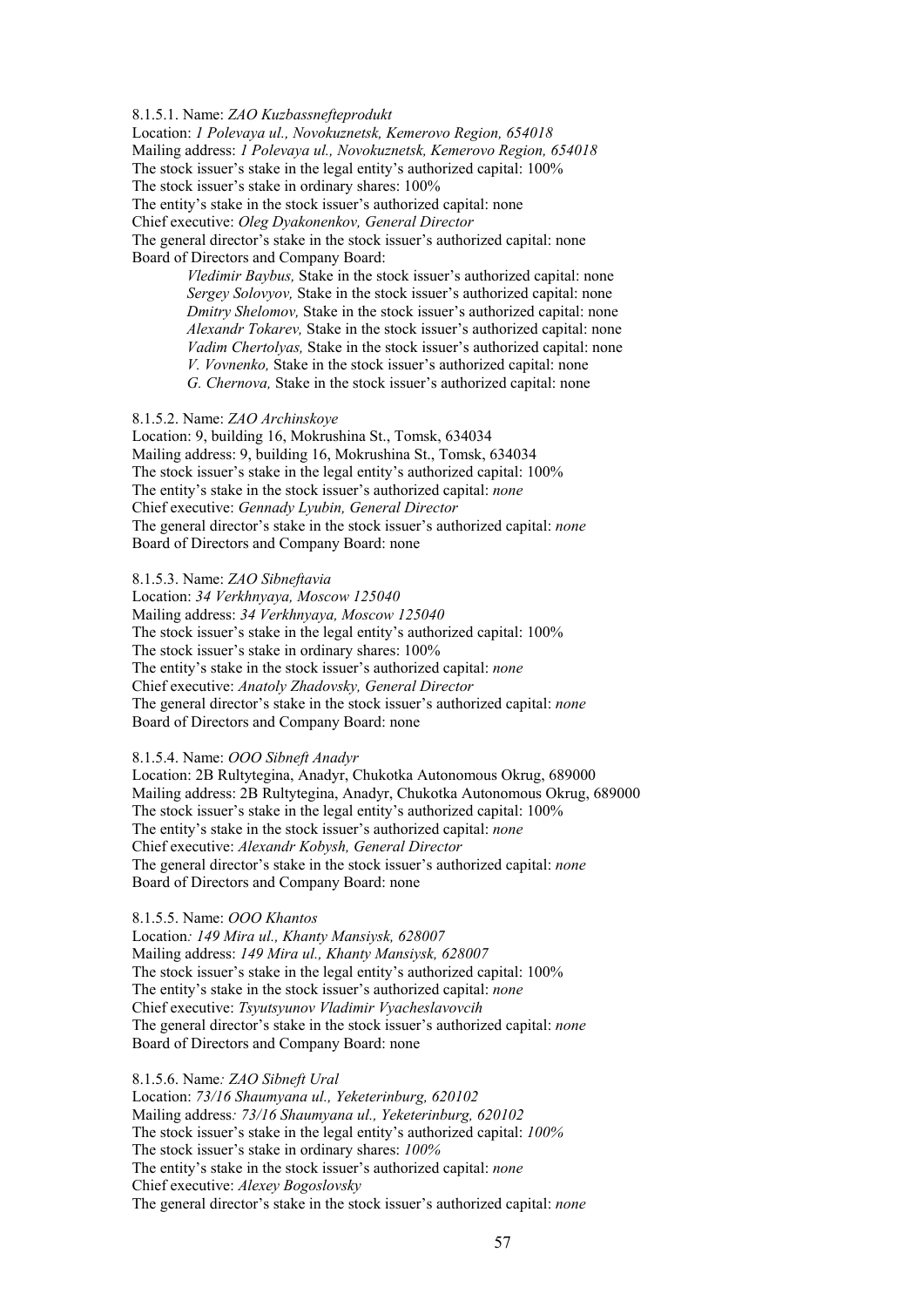8.1.5.1. Name: *ZAO Kuzbassnefteprodukt*

Location: *1 Polevaya ul., Novokuznetsk, Kemerovo Region, 654018*

Mailing address: *1 Polevaya ul., Novokuznetsk, Kemerovo Region, 654018*

The stock issuer's stake in the legal entity's authorized capital: 100%

The stock issuer's stake in ordinary shares: 100%

The entity's stake in the stock issuer's authorized capital: none

Chief executive: *Oleg Dyakonenkov, General Director*

The general director's stake in the stock issuer's authorized capital: none

Board of Directors and Company Board:

> *Vledimir Baybus,* Stake in the stock issuer's authorized capital: none
> *Sergey Solovyov,* Stake in the stock issuer's authorized capital: none
> *Dmitry Shelomov,* Stake in the stock issuer's authorized capital: none
> *Alexandr Tokarev,* Stake in the stock issuer's authorized capital: none
> *Vadim Chertolyas,* Stake in the stock issuer's authorized capital: none
> *V. Vovnenko,* Stake in the stock issuer's authorized capital: none
> *G. Chernova,* Stake in the stock issuer's authorized capital: none

8.1.5.2. Name: *ZAO Archinskoye*

Location: 9, building 16, Mokrushina St., Tomsk, 634034

Mailing address: 9, building 16, Mokrushina St., Tomsk, 634034

The stock issuer's stake in the legal entity's authorized capital: 100%

The entity's stake in the stock issuer's authorized capital: *none*

Chief executive: *Gennady Lyubin, General Director*

The general director's stake in the stock issuer's authorized capital: *none*

Board of Directors and Company Board: none

8.1.5.3. Name: *ZAO Sibneftavia*

Location: *34 Verkhnyaya, Moscow 125040*

Mailing address: *34 Verkhnyaya, Moscow 125040*

The stock issuer's stake in the legal entity's authorized capital: 100%

The stock issuer's stake in ordinary shares: 100%

The entity's stake in the stock issuer's authorized capital: *none*

Chief executive: *Anatoly Zhadovsky, General Director*

The general director's stake in the stock issuer's authorized capital: *none*

Board of Directors and Company Board: none

8.1.5.4. Name: *OOO Sibneft Anadyr*

Location: 2B Rultytegina, Anadyr, Chukotka Autonomous Okrug, 689000

Mailing address: 2B Rultytegina, Anadyr, Chukotka Autonomous Okrug, 689000

The stock issuer's stake in the legal entity's authorized capital: 100%

The entity's stake in the stock issuer's authorized capital: *none*

Chief executive: *Alexandr Kobysh, General Director*

The general director's stake in the stock issuer's authorized capital: *none*

Board of Directors and Company Board: none

8.1.5.5. Name: *OOO Khantos*

Location*: 149 Mira ul., Khanty Mansiysk, 628007*

Mailing address: *149 Mira ul., Khanty Mansiysk, 628007*

The stock issuer's stake in the legal entity's authorized capital: 100%

The entity's stake in the stock issuer's authorized capital: *none*

Chief executive: *Tsyutsyunov Vladimir Vyacheslavovcih*

The general director's stake in the stock issuer's authorized capital: *none*

Board of Directors and Company Board: none

8.1.5.6. Name*: ZAO Sibneft Ural*

Location: *73/16 Shaumyana ul., Yeketerinburg, 620102*

Mailing address*: 73/16 Shaumyana ul., Yeketerinburg, 620102*

The stock issuer's stake in the legal entity's authorized capital: *100%*

The stock issuer's stake in ordinary shares: *100%*

The entity's stake in the stock issuer's authorized capital: *none*

Chief executive: *Alexey Bogoslovsky*

The general director's stake in the stock issuer's authorized capital: *none*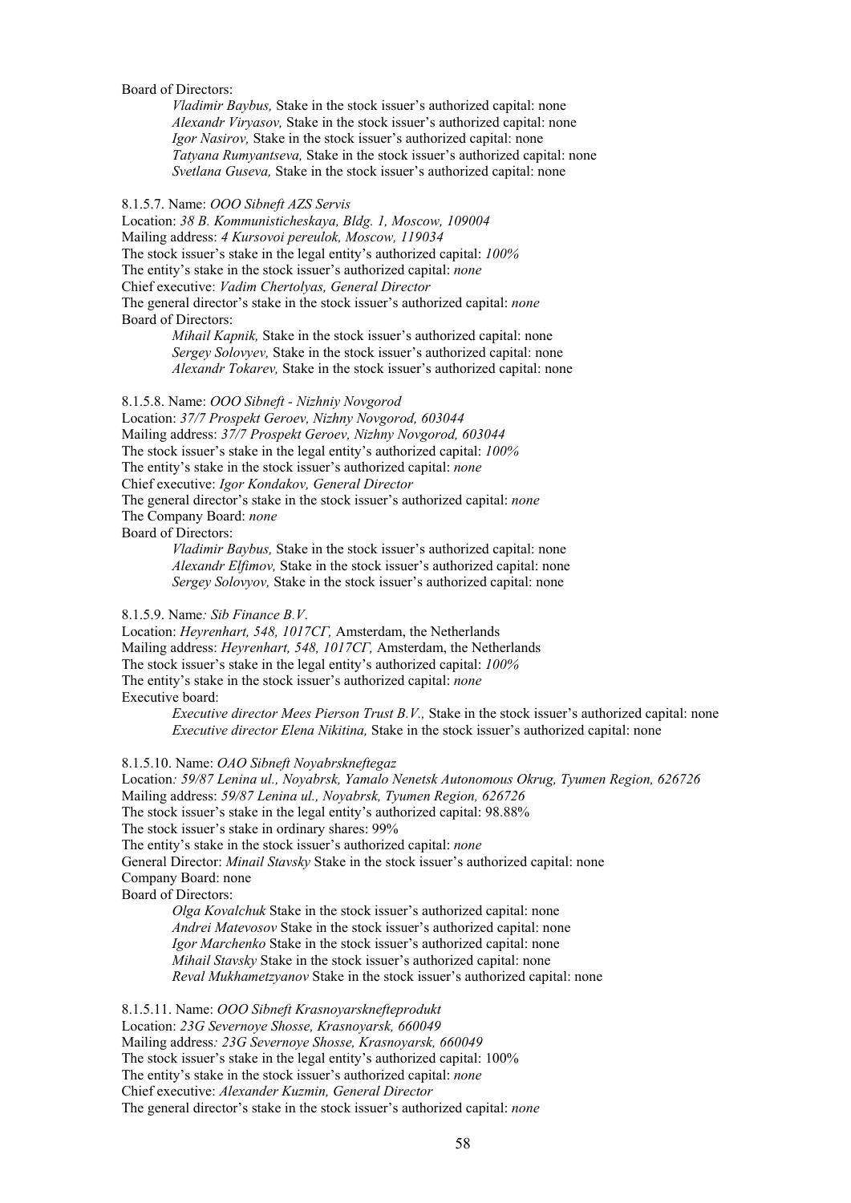Board of Directors:

*Vladimir Baybus,* Stake in the stock issuer's authorized capital: none
*Alexandr Viryasov,* Stake in the stock issuer's authorized capital: none
*Igor Nasirov,* Stake in the stock issuer's authorized capital: none
*Tatyana Rumyantseva,* Stake in the stock issuer's authorized capital: none
*Svetlana Guseva,* Stake in the stock issuer's authorized capital: none

8.1.5.7. Name: *OOO Sibneft AZS Servis*
Location: *38 B. Kommunisticheskaya, Bldg. 1, Moscow, 109004*
Mailing address: *4 Kursovoi pereulok, Moscow, 119034*
The stock issuer's stake in the legal entity's authorized capital: *100%*
The entity's stake in the stock issuer's authorized capital: *none*
Chief executive: *Vadim Chertolyas, General Director*
The general director's stake in the stock issuer's authorized capital: *none*
Board of Directors:

*Mihail Kapnik,* Stake in the stock issuer's authorized capital: none
*Sergey Solovyev,* Stake in the stock issuer's authorized capital: none
*Alexandr Tokarev,* Stake in the stock issuer's authorized capital: none

8.1.5.8. Name: *OOO Sibneft - Nizhniy Novgorod*
Location: *37/7 Prospekt Geroev, Nizhny Novgorod, 603044*
Mailing address: *37/7 Prospekt Geroev, Nizhny Novgorod, 603044*
The stock issuer's stake in the legal entity's authorized capital: *100%*
The entity's stake in the stock issuer's authorized capital: *none*
Chief executive: *Igor Kondakov, General Director*
The general director's stake in the stock issuer's authorized capital: *none*
The Company Board: *none*
Board of Directors:

*Vladimir Baybus,* Stake in the stock issuer's authorized capital: none
*Alexandr Elfimov,* Stake in the stock issuer's authorized capital: none
*Sergey Solovyov,* Stake in the stock issuer's authorized capital: none

8.1.5.9. Name*: Sib Finance B.V*.
Location: *Heyrenhart, 548, 1017CГ,* Amsterdam, the Netherlands
Mailing address: *Heyrenhart, 548, 1017CГ,* Amsterdam, the Netherlands
The stock issuer's stake in the legal entity's authorized capital: *100%*
The entity's stake in the stock issuer's authorized capital: *none*
Executive board:

*Executive director Mees Pierson Trust B.V.,* Stake in the stock issuer's authorized capital: none
*Executive director Elena Nikitina,* Stake in the stock issuer's authorized capital: none

8.1.5.10. Name: *OAO Sibneft Noyabrskneftegaz*
Location*: 59/87 Lenina ul., Noyabrsk, Yamalo Nenetsk Autonomous Okrug, Tyumen Region, 626726*
Mailing address: *59/87 Lenina ul., Noyabrsk, Tyumen Region, 626726*
The stock issuer's stake in the legal entity's authorized capital: 98.88%
The stock issuer's stake in ordinary shares: 99%
The entity's stake in the stock issuer's authorized capital: *none*
General Director: *Minail Stavsky* Stake in the stock issuer's authorized capital: none
Company Board: none
Board of Directors:

*Olga Kovalchuk* Stake in the stock issuer's authorized capital: none
*Andrei Matevosov* Stake in the stock issuer's authorized capital: none
*Igor Marchenko* Stake in the stock issuer's authorized capital: none
*Mihail Stavsky* Stake in the stock issuer's authorized capital: none
*Reval Mukhametzyanov* Stake in the stock issuer's authorized capital: none

8.1.5.11. Name: *OOO Sibneft Krasnoyarsknefteprodukt*
Location: *23G Severnoye Shosse, Krasnoyarsk, 660049*
Mailing address*: 23G Severnoye Shosse, Krasnoyarsk, 660049*
The stock issuer's stake in the legal entity's authorized capital: 100%
The entity's stake in the stock issuer's authorized capital: *none*
Chief executive: *Alexander Kuzmin, General Director*
The general director's stake in the stock issuer's authorized capital: *none*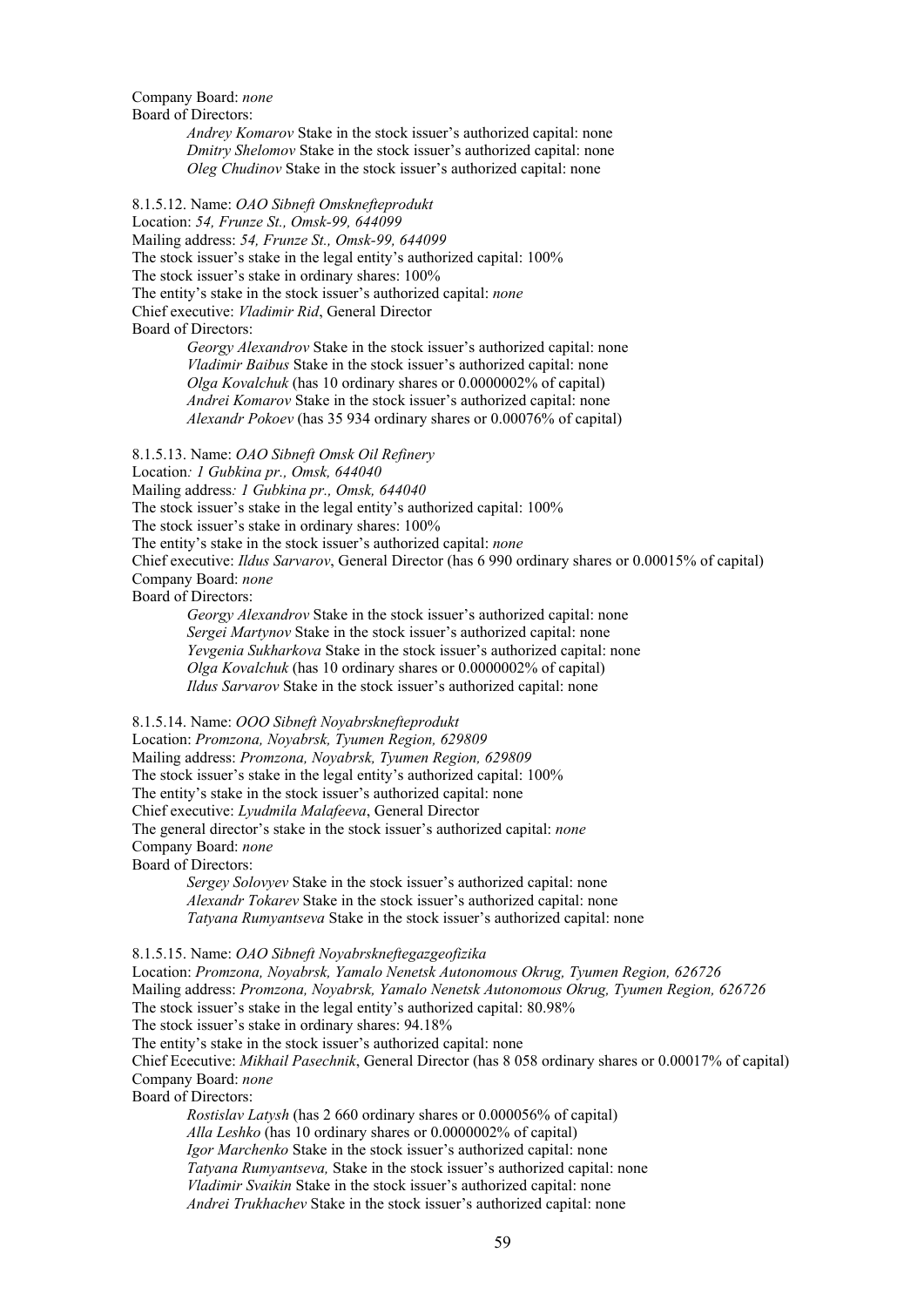Company Board: *none*

Board of Directors:

*Andrey Komarov* Stake in the stock issuer's authorized capital: none
*Dmitry Shelomov* Stake in the stock issuer's authorized capital: none
*Oleg Chudinov* Stake in the stock issuer's authorized capital: none

8.1.5.12. Name: *OAO Sibneft Omsknefteprodukt*
Location: *54, Frunze St., Omsk-99, 644099*
Mailing address: *54, Frunze St., Omsk-99, 644099*
The stock issuer's stake in the legal entity's authorized capital: 100%
The stock issuer's stake in ordinary shares: 100%
The entity's stake in the stock issuer's authorized capital: *none*
Chief executive: *Vladimir Rid*, General Director
Board of Directors:

*Georgy Alexandrov* Stake in the stock issuer's authorized capital: none
*Vladimir Baibus* Stake in the stock issuer's authorized capital: none
*Olga Kovalchuk* (has 10 ordinary shares or 0.0000002% of capital)
*Andrei Komarov* Stake in the stock issuer's authorized capital: none
*Alexandr Pokoev* (has 35 934 ordinary shares or 0.00076% of capital)

8.1.5.13. Name: *OAO Sibneft Omsk Oil Refinery*
Location*: 1 Gubkina pr., Omsk, 644040*
Mailing address*: 1 Gubkina pr., Omsk, 644040*
The stock issuer's stake in the legal entity's authorized capital: 100%
The stock issuer's stake in ordinary shares: 100%
The entity's stake in the stock issuer's authorized capital: *none*
Chief executive: *Ildus Sarvarov*, General Director (has 6 990 ordinary shares or 0.00015% of capital)
Company Board: *none*
Board of Directors:

*Georgy Alexandrov* Stake in the stock issuer's authorized capital: none
*Sergei Martynov* Stake in the stock issuer's authorized capital: none
*Yevgenia Sukharkova* Stake in the stock issuer's authorized capital: none
*Olga Kovalchuk* (has 10 ordinary shares or 0.0000002% of capital)
*Ildus Sarvarov* Stake in the stock issuer's authorized capital: none

8.1.5.14. Name: *OOO Sibneft Noyabrsknefteprodukt*
Location: *Promzona, Noyabrsk, Tyumen Region, 629809*
Mailing address: *Promzona, Noyabrsk, Tyumen Region, 629809*
The stock issuer's stake in the legal entity's authorized capital: 100%
The entity's stake in the stock issuer's authorized capital: none
Chief executive: *Lyudmila Malafeeva*, General Director
The general director's stake in the stock issuer's authorized capital: *none*
Company Board: *none*
Board of Directors:

*Sergey Solovyev* Stake in the stock issuer's authorized capital: none
*Alexandr Tokarev* Stake in the stock issuer's authorized capital: none
*Tatyana Rumyantseva* Stake in the stock issuer's authorized capital: none

8.1.5.15. Name: *OAO Sibneft Noyabrskneftegazgeofizika*
Location: *Promzona, Noyabrsk, Yamalo Nenetsk Autonomous Okrug, Tyumen Region, 626726*
Mailing address: *Promzona, Noyabrsk, Yamalo Nenetsk Autonomous Okrug, Tyumen Region, 626726*
The stock issuer's stake in the legal entity's authorized capital: 80.98%
The stock issuer's stake in ordinary shares: 94.18%
The entity's stake in the stock issuer's authorized capital: none
Chief Ececutive: *Mikhail Pasechnik*, General Director (has 8 058 ordinary shares or 0.00017% of capital)
Company Board: *none*
Board of Directors:

*Rostislav Latysh* (has 2 660 ordinary shares or 0.000056% of capital)
*Alla Leshko* (has 10 ordinary shares or 0.0000002% of capital)
*Igor Marchenko* Stake in the stock issuer's authorized capital: none
*Tatyana Rumyantseva,* Stake in the stock issuer's authorized capital: none
*Vladimir Svaikin* Stake in the stock issuer's authorized capital: none
*Andrei Trukhachev* Stake in the stock issuer's authorized capital: none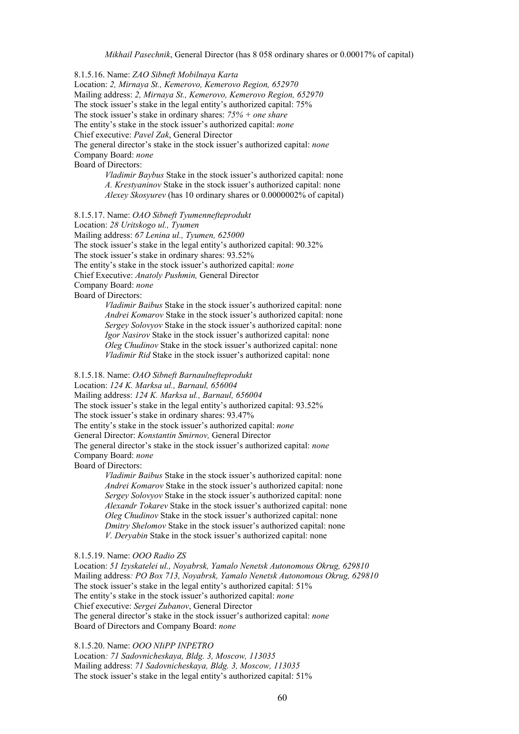*Mikhail Pasechnik*, General Director (has 8 058 ordinary shares or 0.00017% of capital)

8.1.5.16. Name: *ZAO Sibneft Mobilnaya Karta*
Location: *2, Mirnaya St., Kemerovo, Kemerovo Region, 652970*
Mailing address: *2, Mirnaya St., Kemerovo, Kemerovo Region, 652970*
The stock issuer's stake in the legal entity's authorized capital: 75%
The stock issuer's stake in ordinary shares: *75% + one share*
The entity's stake in the stock issuer's authorized capital: *none*
Chief executive: *Pavel Zak*, General Director
The general director's stake in the stock issuer's authorized capital: *none*
Company Board: *none*
Board of Directors:

*Vladimir Baybus* Stake in the stock issuer's authorized capital: none
*A. Krestyaninov* Stake in the stock issuer's authorized capital: none
*Alexey Skosyurev* (has 10 ordinary shares or 0.0000002% of capital)

8.1.5.17. Name: *OAO Sibneft Tyumennefteprodukt*
Location: *28 Uritskogo ul., Tyumen*
Mailing address: *67 Lenina ul., Tyumen, 625000*
The stock issuer's stake in the legal entity's authorized capital: 90.32%
The stock issuer's stake in ordinary shares: 93.52%
The entity's stake in the stock issuer's authorized capital: *none*
Chief Executive: *Anatoly Pushmin,* General Director
Company Board: *none*
Board of Directors:

*Vladimir Baibus* Stake in the stock issuer's authorized capital: none
*Andrei Komarov* Stake in the stock issuer's authorized capital: none
*Sergey Solovyov* Stake in the stock issuer's authorized capital: none
*Igor Nasirov* Stake in the stock issuer's authorized capital: none
*Oleg Chudinov* Stake in the stock issuer's authorized capital: none
*Vladimir Rid* Stake in the stock issuer's authorized capital: none

8.1.5.18. Name: *OAO Sibneft Barnaulnefteprodukt*
Location: *124 K. Marksa ul., Barnaul, 656004*
Mailing address: *124 K. Marksa ul., Barnaul, 656004*
The stock issuer's stake in the legal entity's authorized capital: 93.52%
The stock issuer's stake in ordinary shares: 93.47%
The entity's stake in the stock issuer's authorized capital: *none*
General Director: *Konstantin Smirnov,* General Director
The general director's stake in the stock issuer's authorized capital: *none*
Company Board: *none*
Board of Directors:

*Vladimir Baibus* Stake in the stock issuer's authorized capital: none
*Andrei Komarov* Stake in the stock issuer's authorized capital: none
*Sergey Solovyov* Stake in the stock issuer's authorized capital: none
*Alexandr Tokarev* Stake in the stock issuer's authorized capital: none
*Oleg Chudinov* Stake in the stock issuer's authorized capital: none
*Dmitry Shelomov* Stake in the stock issuer's authorized capital: none
*V. Deryabin* Stake in the stock issuer's authorized capital: none

8.1.5.19. Name: *OOO Radio ZS*
Location: *51 Izyskatelei ul., Noyabrsk, Yamalo Nenetsk Autonomous Okrug, 629810*
Mailing address*: PO Box 713, Noyabrsk, Yamalo Nenetsk Autonomous Okrug, 629810*
The stock issuer's stake in the legal entity's authorized capital: 51%
The entity's stake in the stock issuer's authorized capital: *none*
Chief executive: *Sergei Zubanov*, General Director
The general director's stake in the stock issuer's authorized capital: *none*
Board of Directors and Company Board: *none*

8.1.5.20. Name: *OOO NIiPP INPETRO*
Location*: 71 Sadovnicheskaya, Bldg. 3, Moscow, 113035*
Mailing address: *71 Sadovnicheskaya, Bldg. 3, Moscow, 113035*
The stock issuer's stake in the legal entity's authorized capital: 51%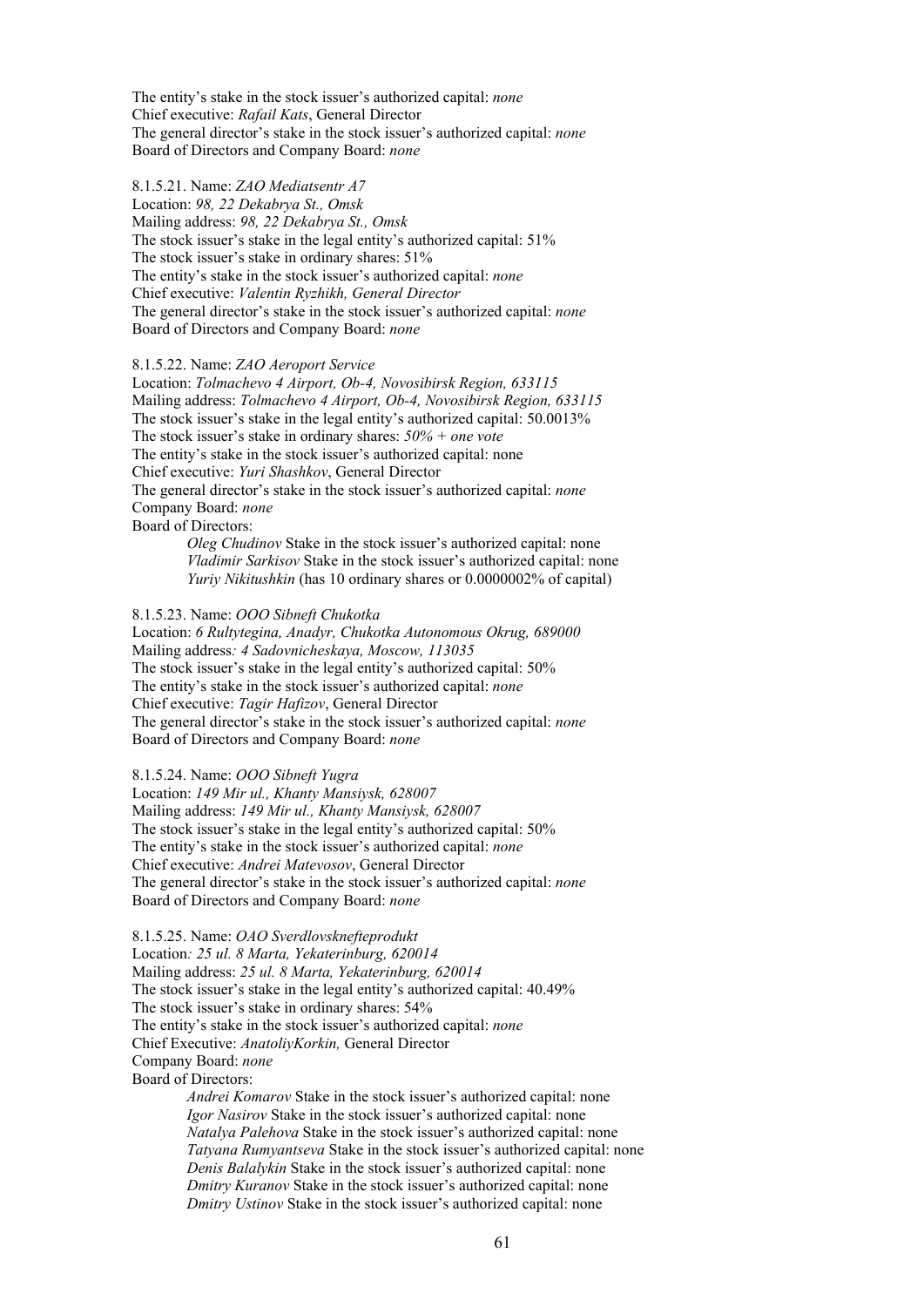The entity's stake in the stock issuer's authorized capital: *none*
Chief executive: *Rafail Kats*, General Director
The general director's stake in the stock issuer's authorized capital: *none*
Board of Directors and Company Board: *none*

8.1.5.21. Name: *ZAO Mediatsentr A7*
Location: *98, 22 Dekabrya St., Omsk*
Mailing address: *98, 22 Dekabrya St., Omsk*
The stock issuer's stake in the legal entity's authorized capital: 51%
The stock issuer's stake in ordinary shares: 51%
The entity's stake in the stock issuer's authorized capital: *none*
Chief executive: *Valentin Ryzhikh, General Director*
The general director's stake in the stock issuer's authorized capital: *none*
Board of Directors and Company Board: *none*

8.1.5.22. Name: *ZAO Aeroport Service*
Location: *Tolmachevo 4 Airport, Ob-4, Novosibirsk Region, 633115*
Mailing address: *Tolmachevo 4 Airport, Ob-4, Novosibirsk Region, 633115*
The stock issuer's stake in the legal entity's authorized capital: 50.0013%
The stock issuer's stake in ordinary shares: *50% + one vote*
The entity's stake in the stock issuer's authorized capital: none
Chief executive: *Yuri Shashkov*, General Director
The general director's stake in the stock issuer's authorized capital: *none*
Company Board: *none*
Board of Directors:

> *Oleg Chudinov* Stake in the stock issuer's authorized capital: none
> *Vladimir Sarkisov* Stake in the stock issuer's authorized capital: none
> *Yuriy Nikitushkin* (has 10 ordinary shares or 0.0000002% of capital)

8.1.5.23. Name: *OOO Sibneft Chukotka*
Location: *6 Rultytegina, Anadyr, Chukotka Autonomous Okrug, 689000*
Mailing address*: 4 Sadovnicheskaya, Moscow, 113035*
The stock issuer's stake in the legal entity's authorized capital: 50%
The entity's stake in the stock issuer's authorized capital: *none*
Chief executive: *Tagir Hafizov*, General Director
The general director's stake in the stock issuer's authorized capital: *none*
Board of Directors and Company Board: *none*

8.1.5.24. Name: *OOO Sibneft Yugra*
Location: *149 Mir ul., Khanty Mansiysk, 628007*
Mailing address: *149 Mir ul., Khanty Mansiysk, 628007*
The stock issuer's stake in the legal entity's authorized capital: 50%
The entity's stake in the stock issuer's authorized capital: *none*
Chief executive: *Andrei Matevosov*, General Director
The general director's stake in the stock issuer's authorized capital: *none*
Board of Directors and Company Board: *none*

8.1.5.25. Name: *OAO Sverdlovsknefteprodukt*
Location*: 25 ul. 8 Marta, Yekaterinburg, 620014*
Mailing address: *25 ul. 8 Marta, Yekaterinburg, 620014*
The stock issuer's stake in the legal entity's authorized capital: 40.49%
The stock issuer's stake in ordinary shares: 54%
The entity's stake in the stock issuer's authorized capital: *none*
Chief Executive: *AnatoliyKorkin,* General Director
Company Board: *none*
Board of Directors:

> *Andrei Komarov* Stake in the stock issuer's authorized capital: none
> *Igor Nasirov* Stake in the stock issuer's authorized capital: none
> *Natalya Palehova* Stake in the stock issuer's authorized capital: none
> *Tatyana Rumyantseva* Stake in the stock issuer's authorized capital: none
> *Denis Balalykin* Stake in the stock issuer's authorized capital: none
> *Dmitry Kuranov* Stake in the stock issuer's authorized capital: none
> *Dmitry Ustinov* Stake in the stock issuer's authorized capital: none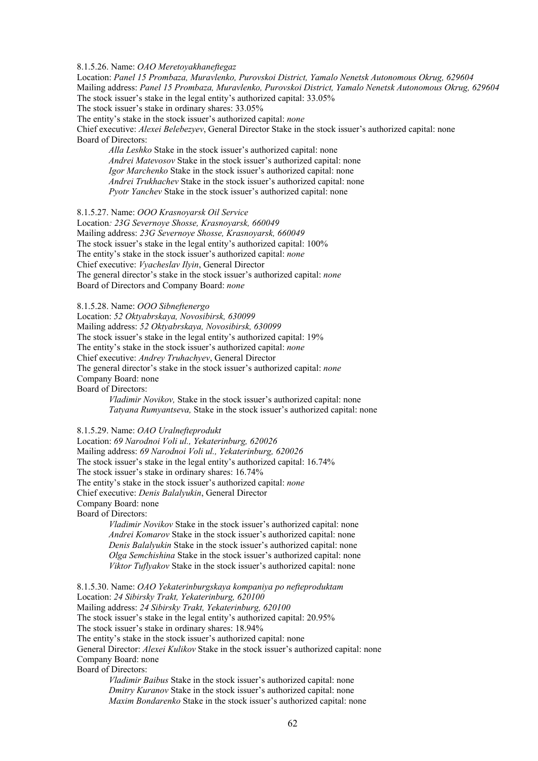8.1.5.26. Name: *OAO Meretoyakhaneftegaz*

Location: *Panel 15 Prombaza, Muravlenko, Purovskoi District, Yamalo Nenetsk Autonomous Okrug, 629604*
Mailing address: *Panel 15 Prombaza, Muravlenko, Purovskoi District, Yamalo Nenetsk Autonomous Okrug, 629604*
The stock issuer's stake in the legal entity's authorized capital: 33.05%
The stock issuer's stake in ordinary shares: 33.05%
The entity's stake in the stock issuer's authorized capital: *none*
Chief executive: *Alexei Belebezyev*, General Director Stake in the stock issuer's authorized capital: none
Board of Directors:

> *Alla Leshko* Stake in the stock issuer's authorized capital: none
> *Andrei Matevosov* Stake in the stock issuer's authorized capital: none
> *Igor Marchenko* Stake in the stock issuer's authorized capital: none
> *Andrei Trukhachev* Stake in the stock issuer's authorized capital: none
> *Pyotr Yanchev* Stake in the stock issuer's authorized capital: none

8.1.5.27. Name: *OOO Krasnoyarsk Oil Service*

Location*: 23G Severnoye Shosse, Krasnoyarsk, 660049*
Mailing address: *23G Severnoye Shosse, Krasnoyarsk, 660049*
The stock issuer's stake in the legal entity's authorized capital: 100%
The entity's stake in the stock issuer's authorized capital: *none*
Chief executive: *Vyacheslav Ilyin*, General Director
The general director's stake in the stock issuer's authorized capital: *none*
Board of Directors and Company Board: *none*

8.1.5.28. Name: *OOO Sibneftenergo*

Location: *52 Oktyabrskaya, Novosibirsk, 630099*
Mailing address*: 52 Oktyabrskaya, Novosibirsk, 630099*
The stock issuer's stake in the legal entity's authorized capital: 19%
The entity's stake in the stock issuer's authorized capital: *none*
Chief executive: *Andrey Truhachyev*, General Director
The general director's stake in the stock issuer's authorized capital: *none*
Company Board: none
Board of Directors:

> *Vladimir Novikov,* Stake in the stock issuer's authorized capital: none
> *Tatyana Rumyantseva,* Stake in the stock issuer's authorized capital: none

8.1.5.29. Name: *OAO Uralnefteprodukt*

Location: *69 Narodnoi Voli ul., Yekaterinburg, 620026*
Mailing address: *69 Narodnoi Voli ul., Yekaterinburg, 620026*
The stock issuer's stake in the legal entity's authorized capital: 16.74%
The stock issuer's stake in ordinary shares: 16.74%
The entity's stake in the stock issuer's authorized capital: *none*
Chief executive: *Denis Balalyukin*, General Director
Company Board: none
Board of Directors:

> *Vladimir Novikov* Stake in the stock issuer's authorized capital: none
> *Andrei Komarov* Stake in the stock issuer's authorized capital: none
> *Denis Balalyukin* Stake in the stock issuer's authorized capital: none
> *Olga Semchishina* Stake in the stock issuer's authorized capital: none
> *Viktor Tuflyakov* Stake in the stock issuer's authorized capital: none

8.1.5.30. Name: *OAO Yekaterinburgskaya kompaniya po nefteproduktam*

Location: *24 Sibirsky Trakt, Yekaterinburg, 620100*
Mailing address: *24 Sibirsky Trakt, Yekaterinburg, 620100*
The stock issuer's stake in the legal entity's authorized capital: 20.95%
The stock issuer's stake in ordinary shares: 18.94%
The entity's stake in the stock issuer's authorized capital: none
General Director: *Alexei Kulikov* Stake in the stock issuer's authorized capital: none
Company Board: none
Board of Directors:

> *Vladimir Baibus* Stake in the stock issuer's authorized capital: none
> *Dmitry Kuranov* Stake in the stock issuer's authorized capital: none
> *Maxim Bondarenko* Stake in the stock issuer's authorized capital: none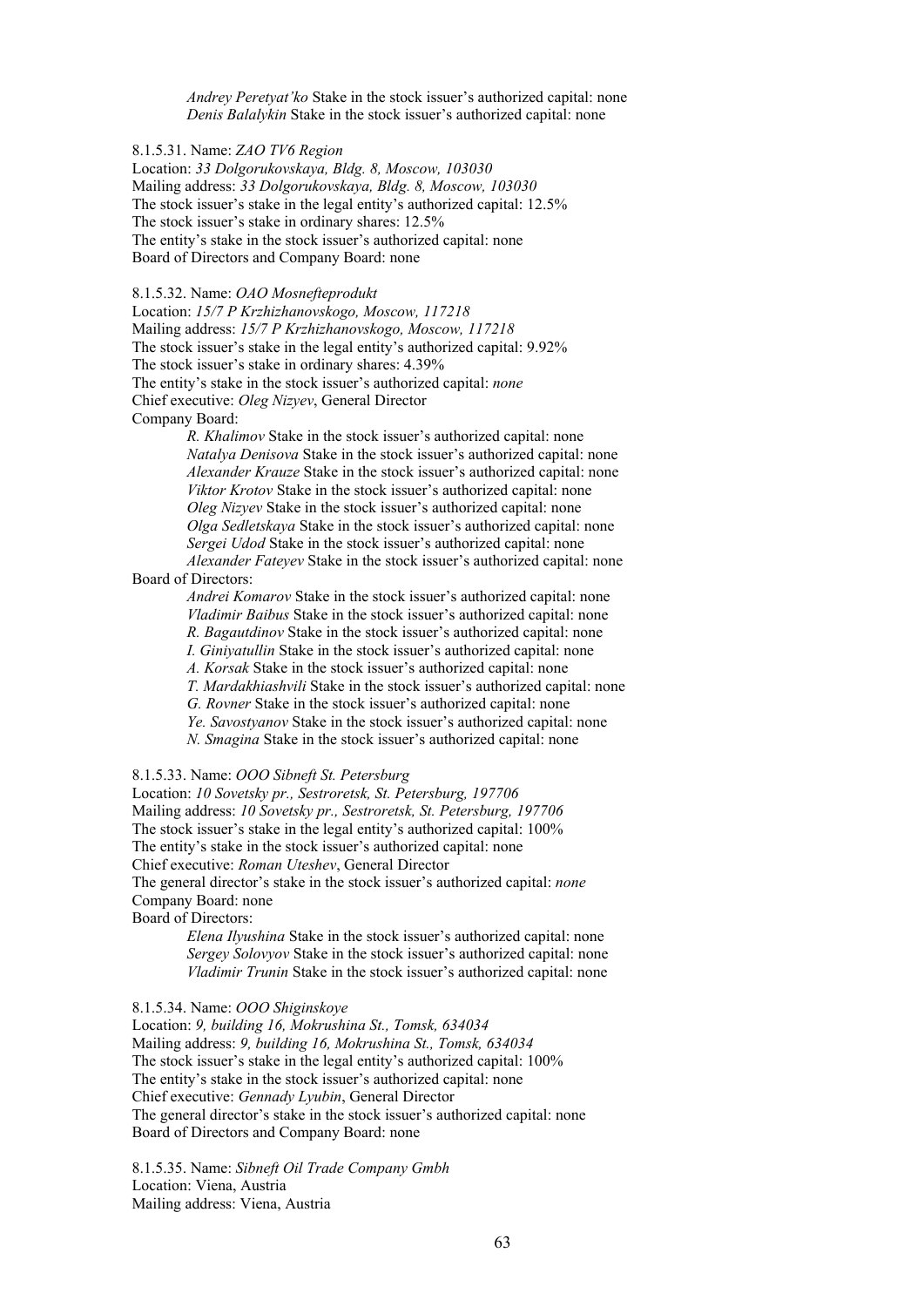*Andrey Peretyat'ko* Stake in the stock issuer's authorized capital: none
*Denis Balalykin* Stake in the stock issuer's authorized capital: none

8.1.5.31. Name: *ZAO TV6 Region*
Location: *33 Dolgorukovskaya, Bldg. 8, Moscow, 103030*
Mailing address: *33 Dolgorukovskaya, Bldg. 8, Moscow, 103030*
The stock issuer's stake in the legal entity's authorized capital: 12.5%
The stock issuer's stake in ordinary shares: 12.5%
The entity's stake in the stock issuer's authorized capital: none
Board of Directors and Company Board: none

8.1.5.32. Name: *OAO Mosnefteprodukt*
Location: *15/7 P Krzhizhanovskogo, Moscow, 117218*
Mailing address: *15/7 P Krzhizhanovskogo, Moscow, 117218*
The stock issuer's stake in the legal entity's authorized capital: 9.92%
The stock issuer's stake in ordinary shares: 4.39%
The entity's stake in the stock issuer's authorized capital: *none*
Chief executive: *Oleg Nizyev*, General Director
Company Board:

*R. Khalimov* Stake in the stock issuer's authorized capital: none
*Natalya Denisova* Stake in the stock issuer's authorized capital: none
*Alexander Krauze* Stake in the stock issuer's authorized capital: none
*Viktor Krotov* Stake in the stock issuer's authorized capital: none
*Oleg Nizyev* Stake in the stock issuer's authorized capital: none
*Olga Sedletskaya* Stake in the stock issuer's authorized capital: none
*Sergei Udod* Stake in the stock issuer's authorized capital: none
*Alexander Fateyev* Stake in the stock issuer's authorized capital: none

Board of Directors:

*Andrei Komarov* Stake in the stock issuer's authorized capital: none
*Vladimir Baibus* Stake in the stock issuer's authorized capital: none
*R. Bagautdinov* Stake in the stock issuer's authorized capital: none
*I. Giniyatullin* Stake in the stock issuer's authorized capital: none
*A. Korsak* Stake in the stock issuer's authorized capital: none
*T. Mardakhiashvili* Stake in the stock issuer's authorized capital: none
*G. Rovner* Stake in the stock issuer's authorized capital: none
*Ye. Savostyanov* Stake in the stock issuer's authorized capital: none
*N. Smagina* Stake in the stock issuer's authorized capital: none

8.1.5.33. Name: *OOO Sibneft St. Petersburg*
Location: *10 Sovetsky pr., Sestroretsk, St. Petersburg, 197706*
Mailing address: *10 Sovetsky pr., Sestroretsk, St. Petersburg, 197706*
The stock issuer's stake in the legal entity's authorized capital: 100%
The entity's stake in the stock issuer's authorized capital: none
Chief executive: *Roman Uteshev*, General Director
The general director's stake in the stock issuer's authorized capital: *none*
Company Board: none
Board of Directors:

*Elena Ilyushina* Stake in the stock issuer's authorized capital: none
*Sergey Solovyov* Stake in the stock issuer's authorized capital: none
*Vladimir Trunin* Stake in the stock issuer's authorized capital: none

8.1.5.34. Name: *OOO Shiginskoye*
Location: *9, building 16, Mokrushina St., Tomsk, 634034*
Mailing address: *9, building 16, Mokrushina St., Tomsk, 634034*
The stock issuer's stake in the legal entity's authorized capital: 100%
The entity's stake in the stock issuer's authorized capital: none
Chief executive: *Gennady Lyubin*, General Director
The general director's stake in the stock issuer's authorized capital: none
Board of Directors and Company Board: none

8.1.5.35. Name: *Sibneft Oil Trade Company Gmbh*
Location: Viena, Austria
Mailing address: Viena, Austria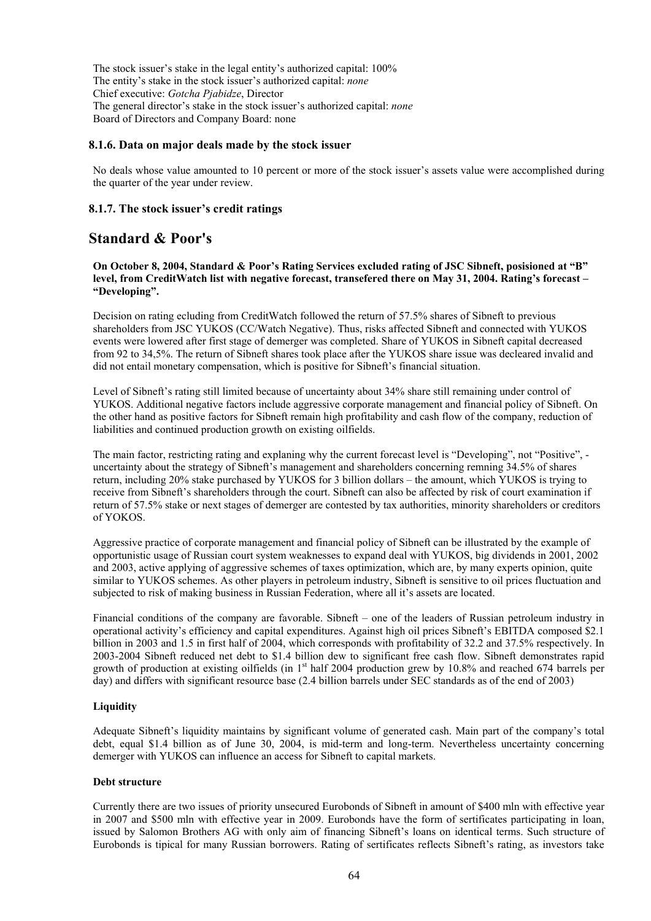The stock issuer's stake in the legal entity's authorized capital: 100%
The entity's stake in the stock issuer's authorized capital: *none*
Chief executive: *Gotcha Pjabidze*, Director
The general director's stake in the stock issuer's authorized capital: *none*
Board of Directors and Company Board: none

### 8.1.6. Data on major deals made by the stock issuer

No deals whose value amounted to 10 percent or more of the stock issuer's assets value were accomplished during the quarter of the year under review.

### 8.1.7. The stock issuer's credit ratings

## Standard & Poor's

**On October 8, 2004, Standard & Poor's Rating Services excluded rating of JSC Sibneft, posisioned at "B" level, from CreditWatch list with negative forecast, transefered there on May 31, 2004. Rating's forecast – "Developing".**

Decision on rating ecluding from CreditWatch followed the return of 57.5% shares of Sibneft to previous shareholders from JSC YUKOS (CC/Watch Negative). Thus, risks affected Sibneft and connected with YUKOS events were lowered after first stage of demerger was completed. Share of YUKOS in Sibneft capital decreased from 92 to 34,5%. The return of Sibneft shares took place after the YUKOS share issue was decleared invalid and did not entail monetary compensation, which is positive for Sibneft's financial situation.

Level of Sibneft's rating still limited because of uncertainty about 34% share still remaining under control of YUKOS. Additional negative factors include aggressive corporate management and financial policy of Sibneft. On the other hand as positive factors for Sibneft remain high profitability and cash flow of the company, reduction of liabilities and continued production growth on existing oilfields.

The main factor, restricting rating and explaning why the current forecast level is "Developing", not "Positive", - uncertainty about the strategy of Sibneft's management and shareholders concerning remning 34.5% of shares return, including 20% stake purchased by YUKOS for 3 billion dollars – the amount, which YUKOS is trying to receive from Sibneft's shareholders through the court. Sibneft can also be affected by risk of court examination if return of 57.5% stake or next stages of demerger are contested by tax authorities, minority shareholders or creditors of YOKOS.

Aggressive practice of corporate management and financial policy of Sibneft can be illustrated by the example of opportunistic usage of Russian court system weaknesses to expand deal with YUKOS, big dividends in 2001, 2002 and 2003, active applying of aggressive schemes of taxes optimization, which are, by many experts opinion, quite similar to YUKOS schemes. As other players in petroleum industry, Sibneft is sensitive to oil prices fluctuation and subjected to risk of making business in Russian Federation, where all it's assets are located.

Financial conditions of the company are favorable. Sibneft – one of the leaders of Russian petroleum industry in operational activity's efficiency and capital expenditures. Against high oil prices Sibneft's EBITDA composed $2.1 billion in 2003 and 1.5 in first half of 2004, which corresponds with profitability of 32.2 and 37.5% respectively. In 2003-2004 Sibneft reduced net debt to $1.4 billion dew to significant free cash flow. Sibneft demonstrates rapid growth of production at existing oilfields (in 1st half 2004 production grew by 10.8% and reached 674 barrels per day) and differs with significant resource base (2.4 billion barrels under SEC standards as of the end of 2003)

**Liquidity**

Adequate Sibneft's liquidity maintains by significant volume of generated cash. Main part of the company's total debt, equal $1.4 billion as of June 30, 2004, is mid-term and long-term. Nevertheless uncertainty concerning demerger with YUKOS can influence an access for Sibneft to capital markets.

**Debt structure**

Currently there are two issues of priority unsecured Eurobonds of Sibneft in amount of $400 mln with effective year in 2007 and $500 mln with effective year in 2009. Eurobonds have the form of sertificates participating in loan, issued by Salomon Brothers AG with only aim of financing Sibneft's loans on identical terms. Such structure of Eurobonds is tipical for many Russian borrowers. Rating of sertificates reflects Sibneft's rating, as investors take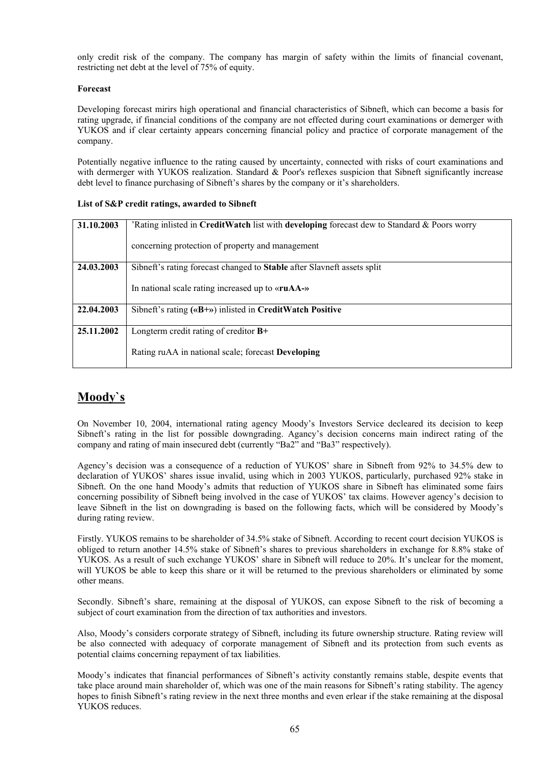only credit risk of the company. The company has margin of safety within the limits of financial covenant, restricting net debt at the level of 75% of equity.

**Forecast**

Developing forecast mirirs high operational and financial characteristics of Sibneft, which can become a basis for rating upgrade, if financial conditions of the company are not effected during court examinations or demerger with YUKOS and if clear certainty appears concerning financial policy and practice of corporate management of the company.

Potentially negative influence to the rating caused by uncertainty, connected with risks of court examinations and with dermerger with YUKOS realization. Standard & Poor's reflexes suspicion that Sibneft significantly increase debt level to finance purchasing of Sibneft's shares by the company or it's shareholders.

**List of S&P credit ratings, awarded to Sibneft**

| | |
|---|---|
| **31.10.2003** | 'Rating inlisted in **CreditWatch** list with **developing** forecast dew to Standard & Poors worry concerning protection of property and management |
| **24.03.2003** | Sibneft's rating forecast changed to **Stable** after Slavneft assets split<br>In national scale rating increased up to «**ruAA-**» |
| **22.04.2003** | Sibneft's rating **(«B+»)** inlisted in **CreditWatch Positive** |
| **25.11.2002** | Longterm credit rating of creditor **B+**<br>Rating ruAA in national scale; forecast **Developing** |

## Moody`s

On November 10, 2004, international rating agency Moody's Investors Service decleared its decision to keep Sibneft's rating in the list for possible downgrading. Agancy's decision concerns main indirect rating of the company and rating of main insecured debt (currently "Ba2" and "Ba3" respectively).

Agency's decision was a consequence of a reduction of YUKOS' share in Sibneft from 92% to 34.5% dew to declaration of YUKOS' shares issue invalid, using which in 2003 YUKOS, particularly, purchased 92% stake in Sibneft. On the one hand Moody's admits that reduction of YUKOS share in Sibneft has eliminated some fairs concerning possibility of Sibneft being involved in the case of YUKOS' tax claims. However agency's decision to leave Sibneft in the list on downgrading is based on the following facts, which will be considered by Moody's during rating review.

Firstly. YUKOS remains to be shareholder of 34.5% stake of Sibneft. According to recent court decision YUKOS is obliged to return another 14.5% stake of Sibneft's shares to previous shareholders in exchange for 8.8% stake of YUKOS. As a result of such exchange YUKOS' share in Sibneft will reduce to 20%. It's unclear for the moment, will YUKOS be able to keep this share or it will be returned to the previous shareholders or eliminated by some other means.

Secondly. Sibneft's share, remaining at the disposal of YUKOS, can expose Sibneft to the risk of becoming a subject of court examination from the direction of tax authorities and investors.

Also, Moody's considers corporate strategy of Sibneft, including its future ownership structure. Rating review will be also connected with adequacy of corporate management of Sibneft and its protection from such events as potential claims concerning repayment of tax liabilities.

Moody's indicates that financial performances of Sibneft's activity constantly remains stable, despite events that take place around main shareholder of, which was one of the main reasons for Sibneft's rating stability. The agency hopes to finish Sibneft's rating review in the next three months and even erlear if the stake remaining at the disposal YUKOS reduces.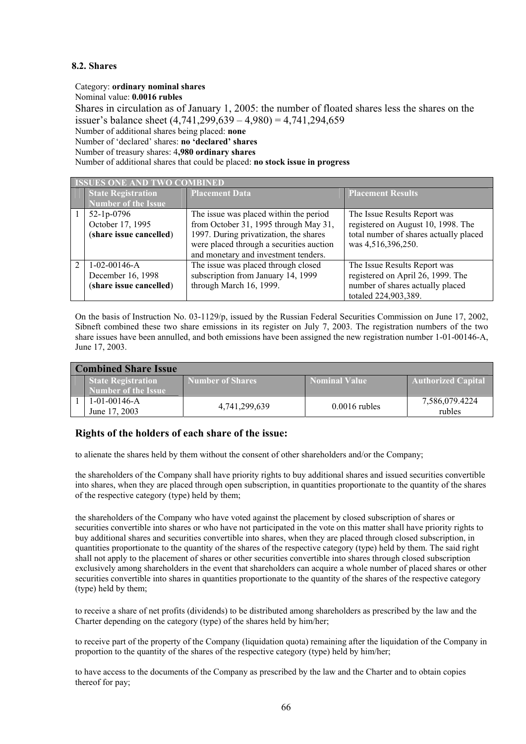### 8.2. Shares

Category: **ordinary nominal shares**
Nominal value: **0.0016 rubles**
Shares in circulation as of January 1, 2005: the number of floated shares less the shares on the issuer's balance sheet (4,741,299,639 – 4,980) = 4,741,294,659
Number of additional shares being placed: **none**
Number of 'declared' shares: **no 'declared' shares**
Number of treasury shares: 4**,980 ordinary shares**
Number of additional shares that could be placed: **no stock issue in progress**

| ISSUES ONE AND TWO COMBINED | | | |
|---|---|---|---|
| | **State Registration Number of the Issue** | **Placement Data** | **Placement Results** |
| 1 | 52-1p-0796<br>October 17, 1995<br>(**share issue cancelled**) | The issue was placed within the period from October 31, 1995 through May 31, 1997. During privatization, the shares were placed through a securities auction and monetary and investment tenders. | The Issue Results Report was registered on August 10, 1998. The total number of shares actually placed was 4,516,396,250. |
| 2 | 1-02-00146-A<br>December 16, 1998<br>(**share issue cancelled**) | The issue was placed through closed subscription from January 14, 1999 through March 16, 1999. | The Issue Results Report was registered on April 26, 1999. The number of shares actually placed totaled 224,903,389. |

On the basis of Instruction No. 03-1129/p, issued by the Russian Federal Securities Commission on June 17, 2002, Sibneft combined these two share emissions in its register on July 7, 2003. The registration numbers of the two share issues have been annulled, and both emissions have been assigned the new registration number 1-01-00146-A, June 17, 2003.

| Combined Share Issue | | | | |
|---|---|---|---|---|
| | **State Registration Number of the Issue** | **Number of Shares** | **Nominal Value** | **Authorized Capital** |
| 1 | 1-01-00146-A<br>June 17, 2003 | 4,741,299,639 | 0.0016 rubles | 7,586,079.4224 rubles |

## Rights of the holders of each share of the issue:

to alienate the shares held by them without the consent of other shareholders and/or the Company;

the shareholders of the Company shall have priority rights to buy additional shares and issued securities convertible into shares, when they are placed through open subscription, in quantities proportionate to the quantity of the shares of the respective category (type) held by them;

the shareholders of the Company who have voted against the placement by closed subscription of shares or securities convertible into shares or who have not participated in the vote on this matter shall have priority rights to buy additional shares and securities convertible into shares, when they are placed through closed subscription, in quantities proportionate to the quantity of the shares of the respective category (type) held by them. The said right shall not apply to the placement of shares or other securities convertible into shares through closed subscription exclusively among shareholders in the event that shareholders can acquire a whole number of placed shares or other securities convertible into shares in quantities proportionate to the quantity of the shares of the respective category (type) held by them;

to receive a share of net profits (dividends) to be distributed among shareholders as prescribed by the law and the Charter depending on the category (type) of the shares held by him/her;

to receive part of the property of the Company (liquidation quota) remaining after the liquidation of the Company in proportion to the quantity of the shares of the respective category (type) held by him/her;

to have access to the documents of the Company as prescribed by the law and the Charter and to obtain copies thereof for pay;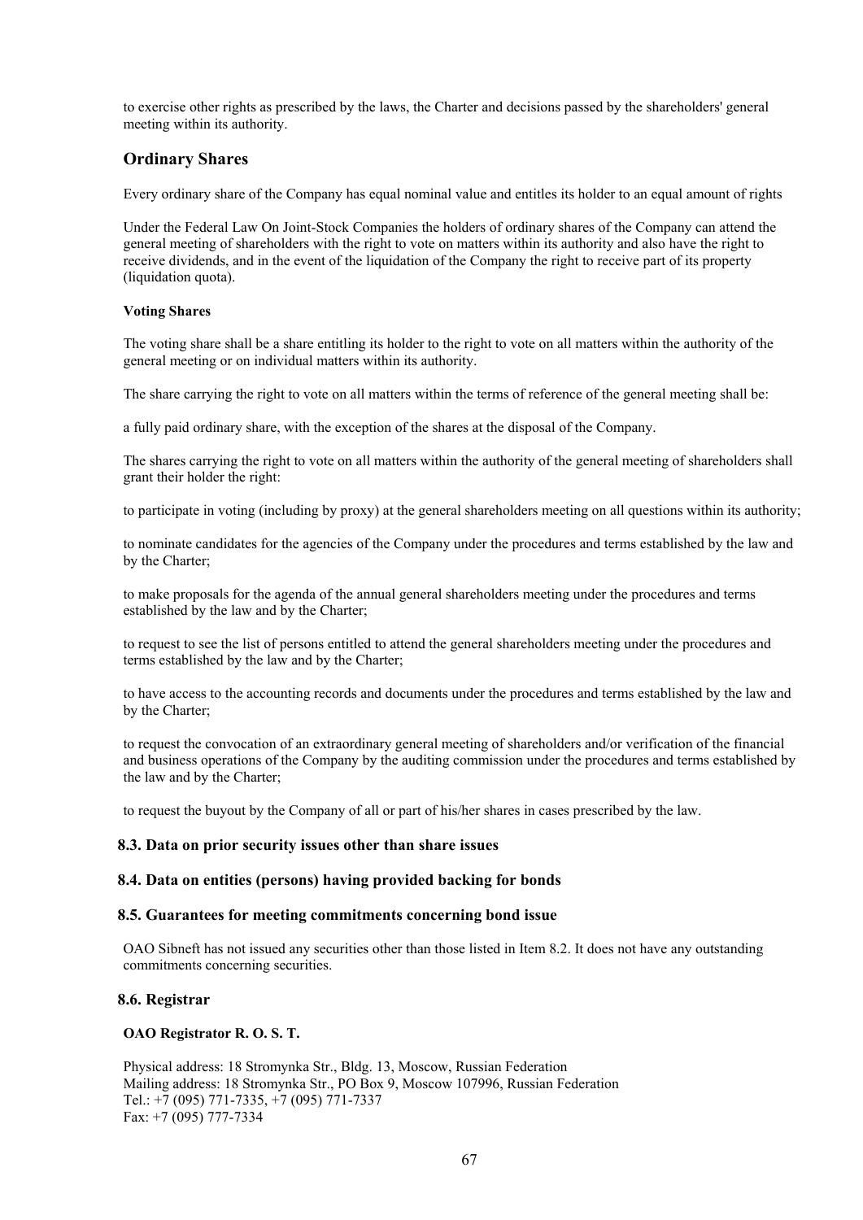to exercise other rights as prescribed by the laws, the Charter and decisions passed by the shareholders' general meeting within its authority.

## Ordinary Shares

Every ordinary share of the Company has equal nominal value and entitles its holder to an equal amount of rights

Under the Federal Law On Joint-Stock Companies the holders of ordinary shares of the Company can attend the general meeting of shareholders with the right to vote on matters within its authority and also have the right to receive dividends, and in the event of the liquidation of the Company the right to receive part of its property (liquidation quota).

#### Voting Shares

The voting share shall be a share entitling its holder to the right to vote on all matters within the authority of the general meeting or on individual matters within its authority.

The share carrying the right to vote on all matters within the terms of reference of the general meeting shall be:

a fully paid ordinary share, with the exception of the shares at the disposal of the Company.

The shares carrying the right to vote on all matters within the authority of the general meeting of shareholders shall grant their holder the right:

to participate in voting (including by proxy) at the general shareholders meeting on all questions within its authority;

to nominate candidates for the agencies of the Company under the procedures and terms established by the law and by the Charter;

to make proposals for the agenda of the annual general shareholders meeting under the procedures and terms established by the law and by the Charter;

to request to see the list of persons entitled to attend the general shareholders meeting under the procedures and terms established by the law and by the Charter;

to have access to the accounting records and documents under the procedures and terms established by the law and by the Charter;

to request the convocation of an extraordinary general meeting of shareholders and/or verification of the financial and business operations of the Company by the auditing commission under the procedures and terms established by the law and by the Charter;

to request the buyout by the Company of all or part of his/her shares in cases prescribed by the law.

### 8.3. Data on prior security issues other than share issues

### 8.4. Data on entities (persons) having provided backing for bonds

### 8.5. Guarantees for meeting commitments concerning bond issue

OAO Sibneft has not issued any securities other than those listed in Item 8.2. It does not have any outstanding commitments concerning securities.

### 8.6. Registrar

#### OAO Registrator R. O. S. T.

Physical address: 18 Stromynka Str., Bldg. 13, Moscow, Russian Federation
Mailing address: 18 Stromynka Str., PO Box 9, Moscow 107996, Russian Federation
Tel.: +7 (095) 771-7335, +7 (095) 771-7337
Fax: +7 (095) 777-7334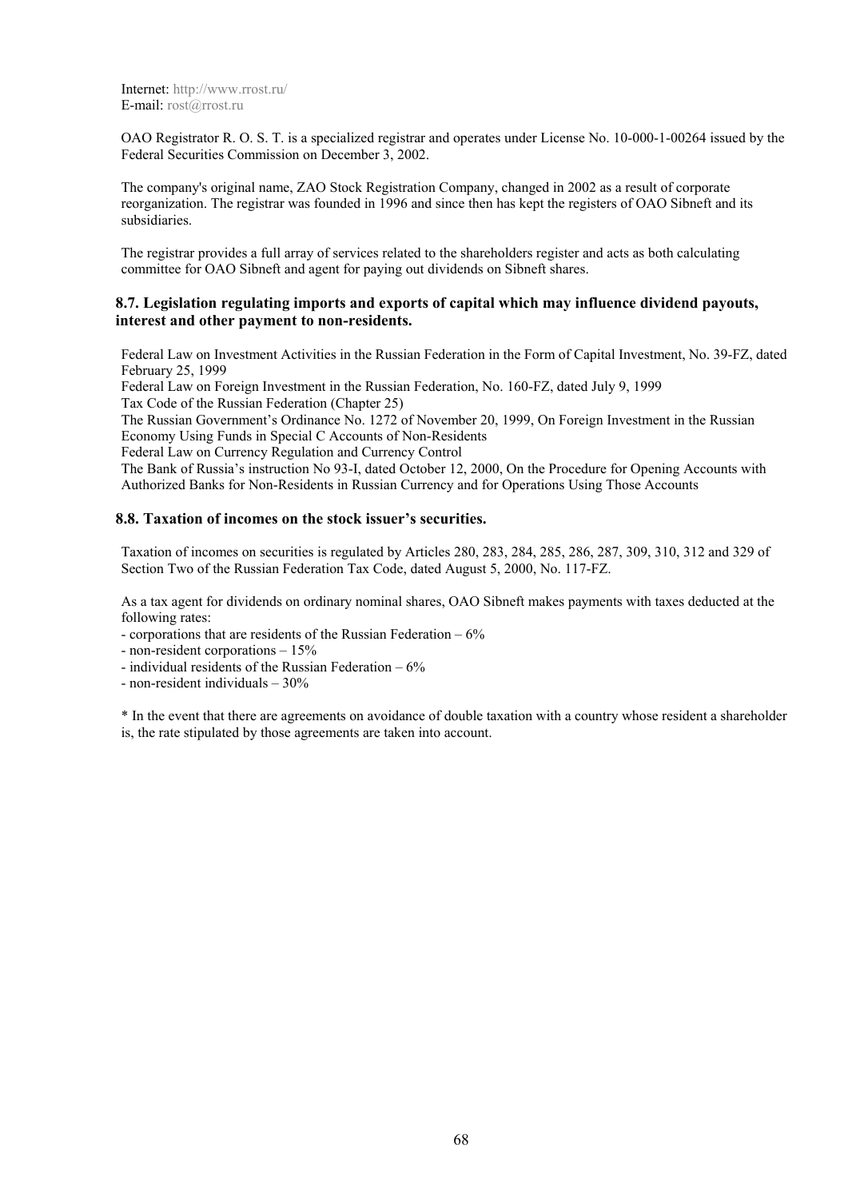Internet: http://www.rrost.ru/
E-mail: rost@rrost.ru

OAO Registrator R. O. S. T. is a specialized registrar and operates under License No. 10-000-1-00264 issued by the Federal Securities Commission on December 3, 2002.

The company's original name, ZAO Stock Registration Company, changed in 2002 as a result of corporate reorganization. The registrar was founded in 1996 and since then has kept the registers of OAO Sibneft and its subsidiaries.

The registrar provides a full array of services related to the shareholders register and acts as both calculating committee for OAO Sibneft and agent for paying out dividends on Sibneft shares.

### 8.7. Legislation regulating imports and exports of capital which may influence dividend payouts, interest and other payment to non-residents.

Federal Law on Investment Activities in the Russian Federation in the Form of Capital Investment, No. 39-FZ, dated February 25, 1999
Federal Law on Foreign Investment in the Russian Federation, No. 160-FZ, dated July 9, 1999
Tax Code of the Russian Federation (Chapter 25)
The Russian Government's Ordinance No. 1272 of November 20, 1999, On Foreign Investment in the Russian Economy Using Funds in Special C Accounts of Non-Residents
Federal Law on Currency Regulation and Currency Control
The Bank of Russia's instruction No 93-I, dated October 12, 2000, On the Procedure for Opening Accounts with Authorized Banks for Non-Residents in Russian Currency and for Operations Using Those Accounts

### 8.8. Taxation of incomes on the stock issuer's securities.

Taxation of incomes on securities is regulated by Articles 280, 283, 284, 285, 286, 287, 309, 310, 312 and 329 of Section Two of the Russian Federation Tax Code, dated August 5, 2000, No. 117-FZ.

As a tax agent for dividends on ordinary nominal shares, OAO Sibneft makes payments with taxes deducted at the following rates:

- corporations that are residents of the Russian Federation – 6%
- non-resident corporations – 15%
- individual residents of the Russian Federation – 6%
- non-resident individuals – 30%

* In the event that there are agreements on avoidance of double taxation with a country whose resident a shareholder is, the rate stipulated by those agreements are taken into account.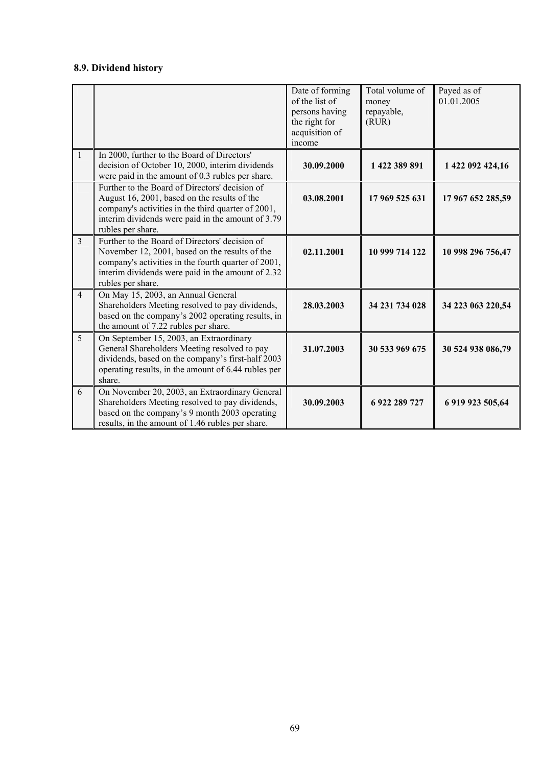### 8.9. Dividend history

| | | Date of forming of the list of persons having the right for acquisition of income | Total volume of money repayable, (RUR) | Payed as of 01.01.2005 |
|---|---|---|---|---|
| 1 | In 2000, further to the Board of Directors' decision of October 10, 2000, interim dividends were paid in the amount of 0.3 rubles per share. | **30.09.2000** | **1 422 389 891** | **1 422 092 424,16** |
| | Further to the Board of Directors' decision of August 16, 2001, based on the results of the company's activities in the third quarter of 2001, interim dividends were paid in the amount of 3.79 rubles per share. | **03.08.2001** | **17 969 525 631** | **17 967 652 285,59** |
| 3 | Further to the Board of Directors' decision of November 12, 2001, based on the results of the company's activities in the fourth quarter of 2001, interim dividends were paid in the amount of 2.32 rubles per share. | **02.11.2001** | **10 999 714 122** | **10 998 296 756,47** |
| 4 | On May 15, 2003, an Annual General Shareholders Meeting resolved to pay dividends, based on the company's 2002 operating results, in the amount of 7.22 rubles per share. | **28.03.2003** | **34 231 734 028** | **34 223 063 220,54** |
| 5 | On September 15, 2003, an Extraordinary General Shareholders Meeting resolved to pay dividends, based on the company's first-half 2003 operating results, in the amount of 6.44 rubles per share. | **31.07.2003** | **30 533 969 675** | **30 524 938 086,79** |
| 6 | On November 20, 2003, an Extraordinary General Shareholders Meeting resolved to pay dividends, based on the company's 9 month 2003 operating results, in the amount of 1.46 rubles per share. | **30.09.2003** | **6 922 289 727** | **6 919 923 505,64** |